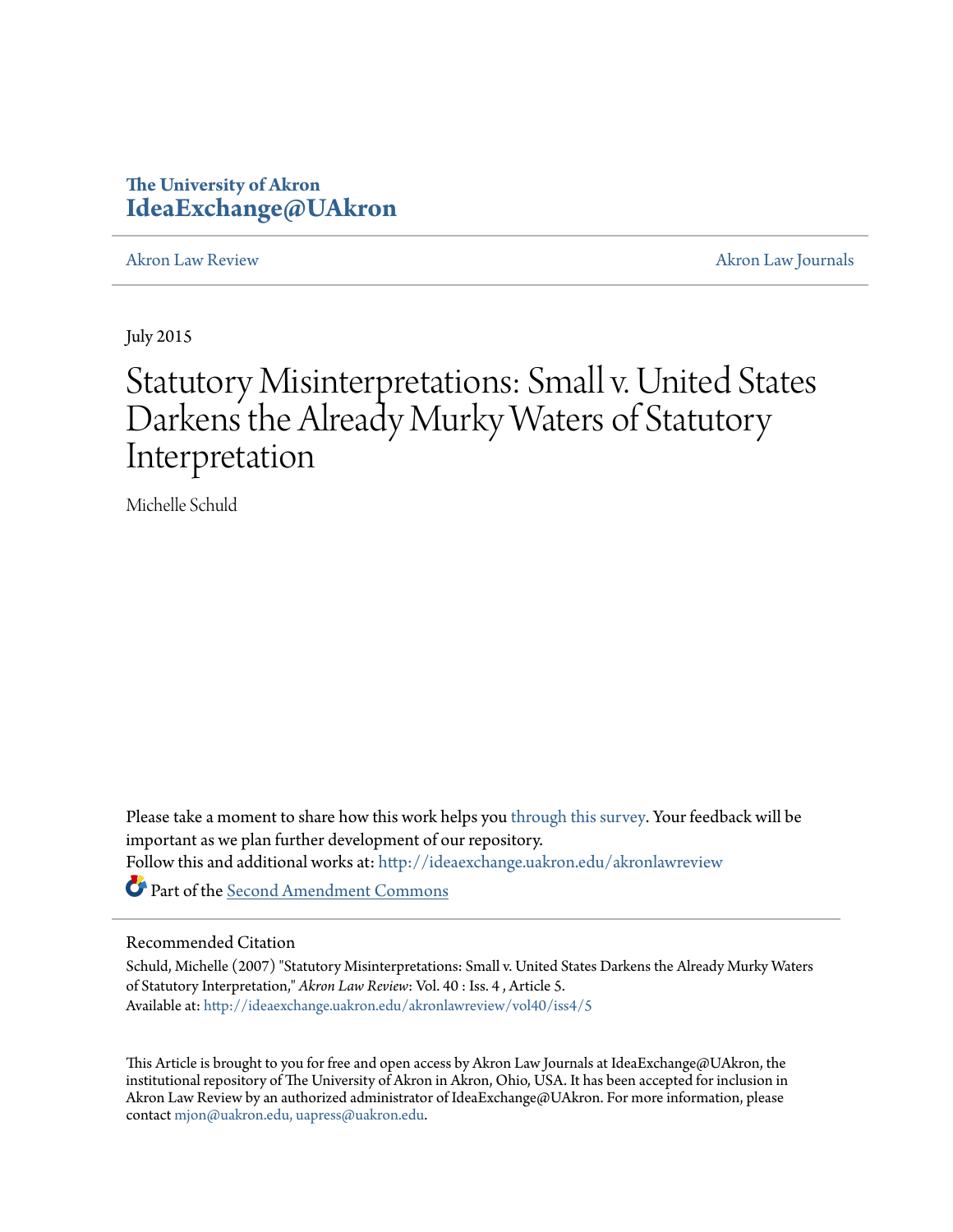The University of Akron
**IdeaExchange@UAkron**

Akron Law Review | Akron Law Journals

July 2015

# Statutory Misinterpretations: Small v. United States Darkens the Already Murky Waters of Statutory Interpretation

Michelle Schuld

Please take a moment to share how this work helps you through this survey. Your feedback will be important as we plan further development of our repository.
Follow this and additional works at: http://ideaexchange.uakron.edu/akronlawreview

Part of the Second Amendment Commons

## Recommended Citation

Schuld, Michelle (2007) "Statutory Misinterpretations: Small v. United States Darkens the Already Murky Waters of Statutory Interpretation," *Akron Law Review*: Vol. 40 : Iss. 4 , Article 5.
Available at: http://ideaexchange.uakron.edu/akronlawreview/vol40/iss4/5

This Article is brought to you for free and open access by Akron Law Journals at IdeaExchange@UAkron, the institutional repository of The University of Akron in Akron, Ohio, USA. It has been accepted for inclusion in Akron Law Review by an authorized administrator of IdeaExchange@UAkron. For more information, please contact mjon@uakron.edu, uapress@uakron.edu.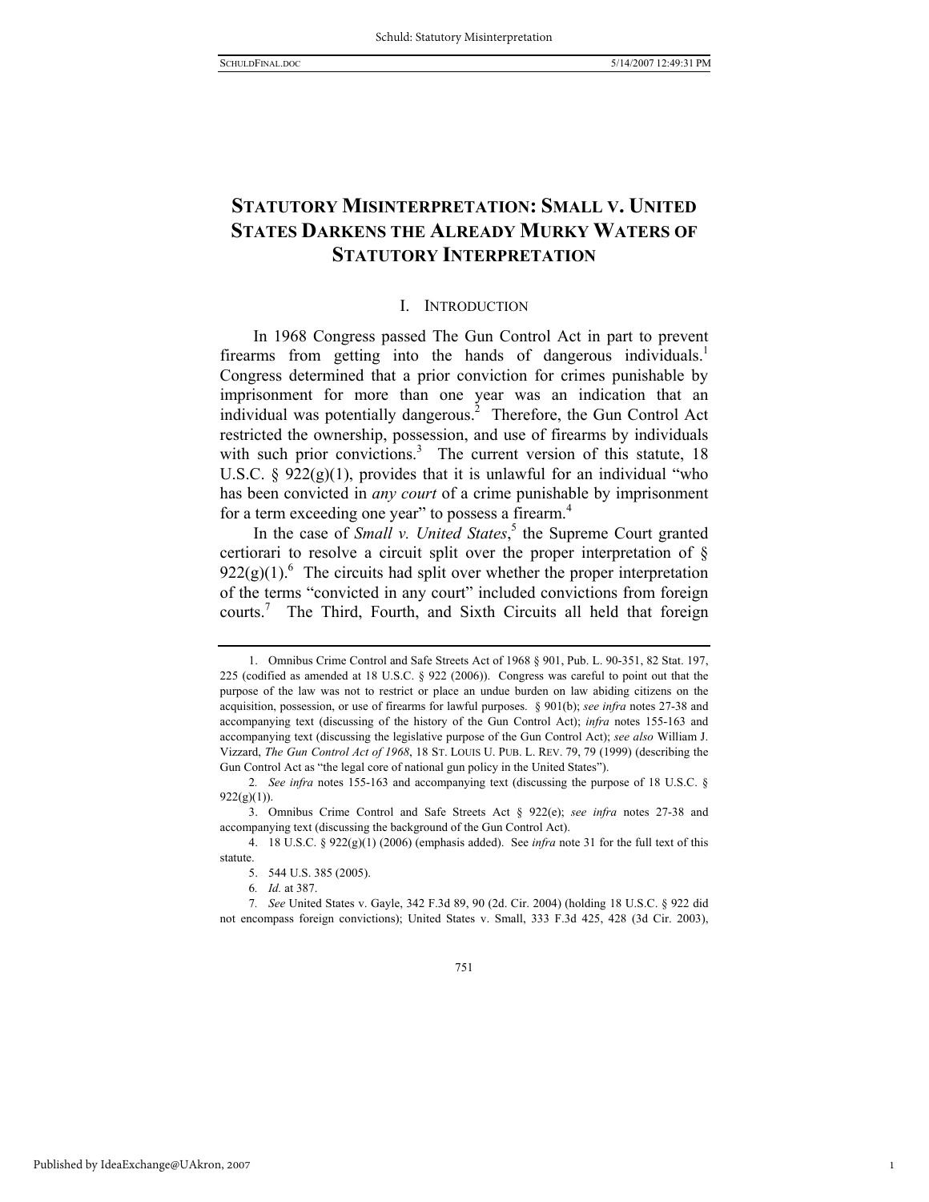# STATUTORY MISINTERPRETATION: SMALL V. UNITED STATES DARKENS THE ALREADY MURKY WATERS OF STATUTORY INTERPRETATION

## I. INTRODUCTION

In 1968 Congress passed The Gun Control Act in part to prevent firearms from getting into the hands of dangerous individuals.[1] Congress determined that a prior conviction for crimes punishable by imprisonment for more than one year was an indication that an individual was potentially dangerous.[2] Therefore, the Gun Control Act restricted the ownership, possession, and use of firearms by individuals with such prior convictions.[3] The current version of this statute, 18 U.S.C. § 922(g)(1), provides that it is unlawful for an individual "who has been convicted in *any court* of a crime punishable by imprisonment for a term exceeding one year" to possess a firearm.[4]

In the case of *Small v. United States*,[5] the Supreme Court granted certiorari to resolve a circuit split over the proper interpretation of § 922(g)(1).[6] The circuits had split over whether the proper interpretation of the terms "convicted in any court" included convictions from foreign courts.[7] The Third, Fourth, and Sixth Circuits all held that foreign

---

1. Omnibus Crime Control and Safe Streets Act of 1968 § 901, Pub. L. 90-351, 82 Stat. 197, 225 (codified as amended at 18 U.S.C. § 922 (2006)). Congress was careful to point out that the purpose of the law was not to restrict or place an undue burden on law abiding citizens on the acquisition, possession, or use of firearms for lawful purposes. § 901(b); *see infra* notes 27-38 and accompanying text (discussing of the history of the Gun Control Act); *infra* notes 155-163 and accompanying text (discussing the legislative purpose of the Gun Control Act); *see also* William J. Vizzard, *The Gun Control Act of 1968*, 18 ST. LOUIS U. PUB. L. REV. 79, 79 (1999) (describing the Gun Control Act as "the legal core of national gun policy in the United States").

2. *See infra* notes 155-163 and accompanying text (discussing the purpose of 18 U.S.C. § 922(g)(1)).

3. Omnibus Crime Control and Safe Streets Act § 922(e); *see infra* notes 27-38 and accompanying text (discussing the background of the Gun Control Act).

4. 18 U.S.C. § 922(g)(1) (2006) (emphasis added). See *infra* note 31 for the full text of this statute.

5. 544 U.S. 385 (2005).

6. *Id.* at 387.

7. *See* United States v. Gayle, 342 F.3d 89, 90 (2d. Cir. 2004) (holding 18 U.S.C. § 922 did not encompass foreign convictions); United States v. Small, 333 F.3d 425, 428 (3d Cir. 2003),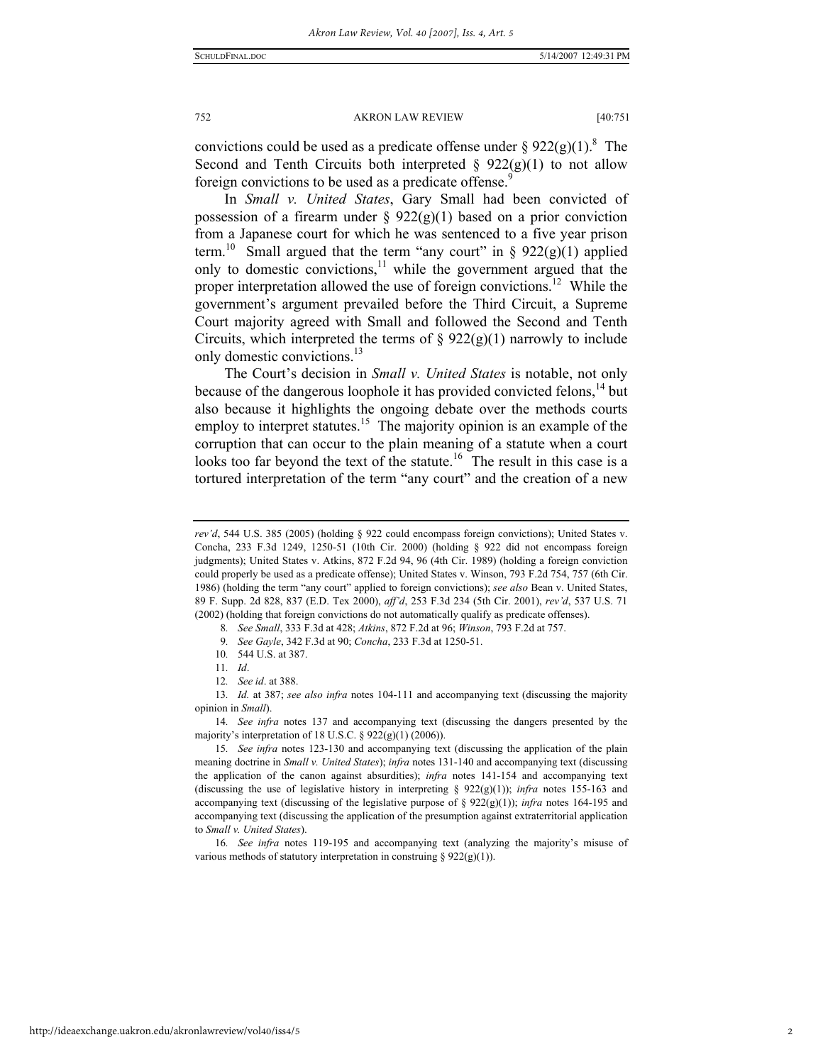convictions could be used as a predicate offense under § 922(g)(1).[8] The Second and Tenth Circuits both interpreted § 922(g)(1) to not allow foreign convictions to be used as a predicate offense.[9]

In *Small v. United States*, Gary Small had been convicted of possession of a firearm under § 922(g)(1) based on a prior conviction from a Japanese court for which he was sentenced to a five year prison term.[10] Small argued that the term "any court" in § 922(g)(1) applied only to domestic convictions,[11] while the government argued that the proper interpretation allowed the use of foreign convictions.[12] While the government's argument prevailed before the Third Circuit, a Supreme Court majority agreed with Small and followed the Second and Tenth Circuits, which interpreted the terms of § 922(g)(1) narrowly to include only domestic convictions.[13]

The Court's decision in *Small v. United States* is notable, not only because of the dangerous loophole it has provided convicted felons,[14] but also because it highlights the ongoing debate over the methods courts employ to interpret statutes.[15] The majority opinion is an example of the corruption that can occur to the plain meaning of a statute when a court looks too far beyond the text of the statute.[16] The result in this case is a tortured interpretation of the term "any court" and the creation of a new

---

*rev'd*, 544 U.S. 385 (2005) (holding § 922 could encompass foreign convictions); United States v. Concha, 233 F.3d 1249, 1250-51 (10th Cir. 2000) (holding § 922 did not encompass foreign judgments); United States v. Atkins, 872 F.2d 94, 96 (4th Cir. 1989) (holding a foreign conviction could properly be used as a predicate offense); United States v. Winson, 793 F.2d 754, 757 (6th Cir. 1986) (holding the term "any court" applied to foreign convictions); *see also* Bean v. United States, 89 F. Supp. 2d 828, 837 (E.D. Tex 2000), *aff'd*, 253 F.3d 234 (5th Cir. 2001), *rev'd*, 537 U.S. 71 (2002) (holding that foreign convictions do not automatically qualify as predicate offenses).

8. *See Small*, 333 F.3d at 428; *Atkins*, 872 F.2d at 96; *Winson*, 793 F.2d at 757.

9. *See Gayle*, 342 F.3d at 90; *Concha*, 233 F.3d at 1250-51.

10. 544 U.S. at 387.

11. *Id*.

12. *See id*. at 388.

13. *Id.* at 387; *see also infra* notes 104-111 and accompanying text (discussing the majority opinion in *Small*).

14. *See infra* notes 137 and accompanying text (discussing the dangers presented by the majority's interpretation of 18 U.S.C. § 922(g)(1) (2006)).

15. *See infra* notes 123-130 and accompanying text (discussing the application of the plain meaning doctrine in *Small v. United States*); *infra* notes 131-140 and accompanying text (discussing the application of the canon against absurdities); *infra* notes 141-154 and accompanying text (discussing the use of legislative history in interpreting § 922(g)(1)); *infra* notes 155-163 and accompanying text (discussing of the legislative purpose of § 922(g)(1)); *infra* notes 164-195 and accompanying text (discussing the application of the presumption against extraterritorial application to *Small v. United States*).

16. *See infra* notes 119-195 and accompanying text (analyzing the majority's misuse of various methods of statutory interpretation in construing § 922(g)(1)).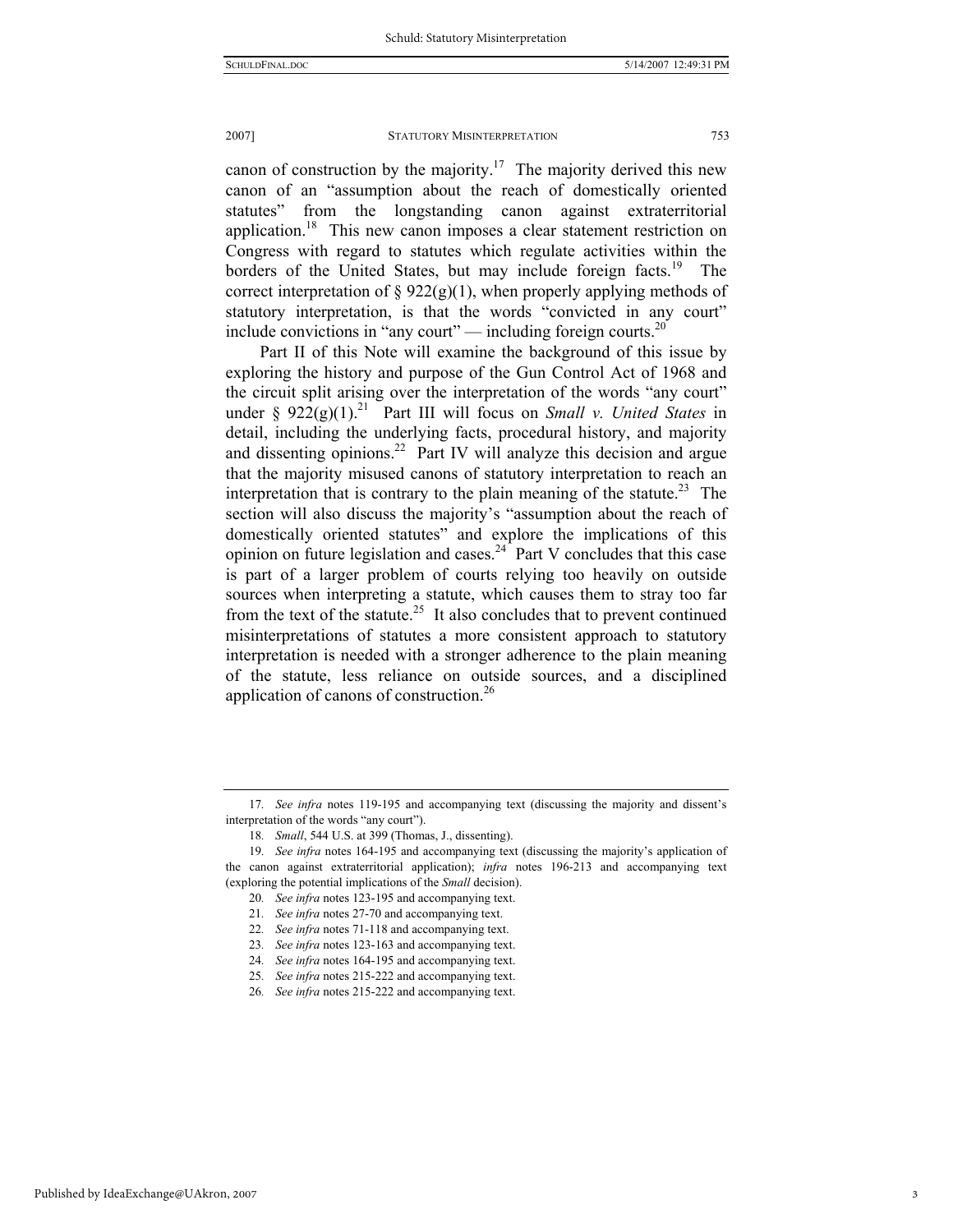canon of construction by the majority.[17] The majority derived this new canon of an "assumption about the reach of domestically oriented statutes" from the longstanding canon against extraterritorial application.[18] This new canon imposes a clear statement restriction on Congress with regard to statutes which regulate activities within the borders of the United States, but may include foreign facts.[19] The correct interpretation of § 922(g)(1), when properly applying methods of statutory interpretation, is that the words "convicted in any court" include convictions in "any court" — including foreign courts.[20]

Part II of this Note will examine the background of this issue by exploring the history and purpose of the Gun Control Act of 1968 and the circuit split arising over the interpretation of the words "any court" under § 922(g)(1).[21] Part III will focus on *Small v. United States* in detail, including the underlying facts, procedural history, and majority and dissenting opinions.[22] Part IV will analyze this decision and argue that the majority misused canons of statutory interpretation to reach an interpretation that is contrary to the plain meaning of the statute.[23] The section will also discuss the majority's "assumption about the reach of domestically oriented statutes" and explore the implications of this opinion on future legislation and cases.[24] Part V concludes that this case is part of a larger problem of courts relying too heavily on outside sources when interpreting a statute, which causes them to stray too far from the text of the statute.[25] It also concludes that to prevent continued misinterpretations of statutes a more consistent approach to statutory interpretation is needed with a stronger adherence to the plain meaning of the statute, less reliance on outside sources, and a disciplined application of canons of construction.[26]

---

17. *See infra* notes 119-195 and accompanying text (discussing the majority and dissent's interpretation of the words "any court").

18. *Small*, 544 U.S. at 399 (Thomas, J., dissenting).

19. *See infra* notes 164-195 and accompanying text (discussing the majority's application of the canon against extraterritorial application); *infra* notes 196-213 and accompanying text (exploring the potential implications of the *Small* decision).

20. *See infra* notes 123-195 and accompanying text.

21. *See infra* notes 27-70 and accompanying text.

22. *See infra* notes 71-118 and accompanying text.

23. *See infra* notes 123-163 and accompanying text.

24. *See infra* notes 164-195 and accompanying text.

25. *See infra* notes 215-222 and accompanying text.

26. *See infra* notes 215-222 and accompanying text.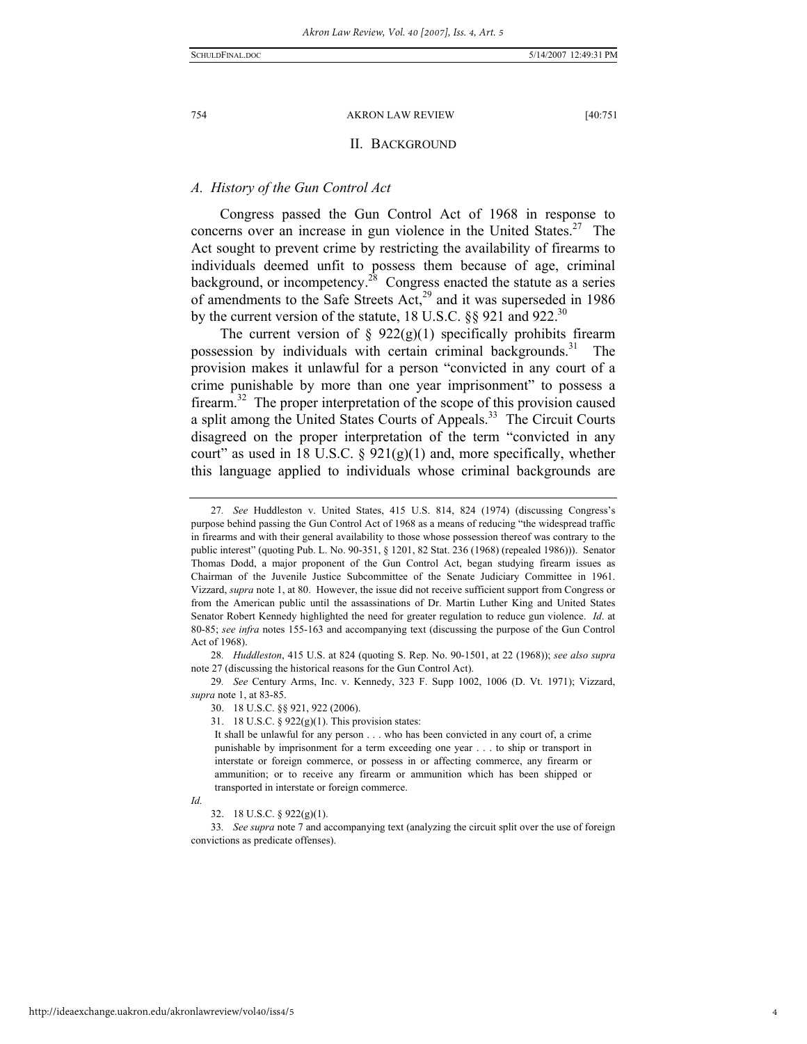## II. BACKGROUND

### *A. History of the Gun Control Act*

Congress passed the Gun Control Act of 1968 in response to concerns over an increase in gun violence in the United States.[27] The Act sought to prevent crime by restricting the availability of firearms to individuals deemed unfit to possess them because of age, criminal background, or incompetency.[28] Congress enacted the statute as a series of amendments to the Safe Streets Act,[29] and it was superseded in 1986 by the current version of the statute, 18 U.S.C. §§ 921 and 922.[30]

The current version of § 922(g)(1) specifically prohibits firearm possession by individuals with certain criminal backgrounds.[31] The provision makes it unlawful for a person "convicted in any court of a crime punishable by more than one year imprisonment" to possess a firearm.[32] The proper interpretation of the scope of this provision caused a split among the United States Courts of Appeals.[33] The Circuit Courts disagreed on the proper interpretation of the term "convicted in any court" as used in 18 U.S.C. § 921(g)(1) and, more specifically, whether this language applied to individuals whose criminal backgrounds are

---

27. *See* Huddleston v. United States, 415 U.S. 814, 824 (1974) (discussing Congress's purpose behind passing the Gun Control Act of 1968 as a means of reducing "the widespread traffic in firearms and with their general availability to those whose possession thereof was contrary to the public interest" (quoting Pub. L. No. 90-351, § 1201, 82 Stat. 236 (1968) (repealed 1986))). Senator Thomas Dodd, a major proponent of the Gun Control Act, began studying firearm issues as Chairman of the Juvenile Justice Subcommittee of the Senate Judiciary Committee in 1961. Vizzard, *supra* note 1, at 80. However, the issue did not receive sufficient support from Congress or from the American public until the assassinations of Dr. Martin Luther King and United States Senator Robert Kennedy highlighted the need for greater regulation to reduce gun violence. *Id*. at 80-85; *see infra* notes 155-163 and accompanying text (discussing the purpose of the Gun Control Act of 1968).

28. *Huddleston*, 415 U.S. at 824 (quoting S. Rep. No. 90-1501, at 22 (1968)); *see also supra* note 27 (discussing the historical reasons for the Gun Control Act).

29. *See* Century Arms, Inc. v. Kennedy, 323 F. Supp 1002, 1006 (D. Vt. 1971); Vizzard, *supra* note 1, at 83-85.

30. 18 U.S.C. §§ 921, 922 (2006).

31. 18 U.S.C. § 922(g)(1). This provision states:

> It shall be unlawful for any person . . . who has been convicted in any court of, a crime punishable by imprisonment for a term exceeding one year . . . to ship or transport in interstate or foreign commerce, or possess in or affecting commerce, any firearm or ammunition; or to receive any firearm or ammunition which has been shipped or transported in interstate or foreign commerce.

*Id.*

32. 18 U.S.C. § 922(g)(1).

33. *See supra* note 7 and accompanying text (analyzing the circuit split over the use of foreign convictions as predicate offenses).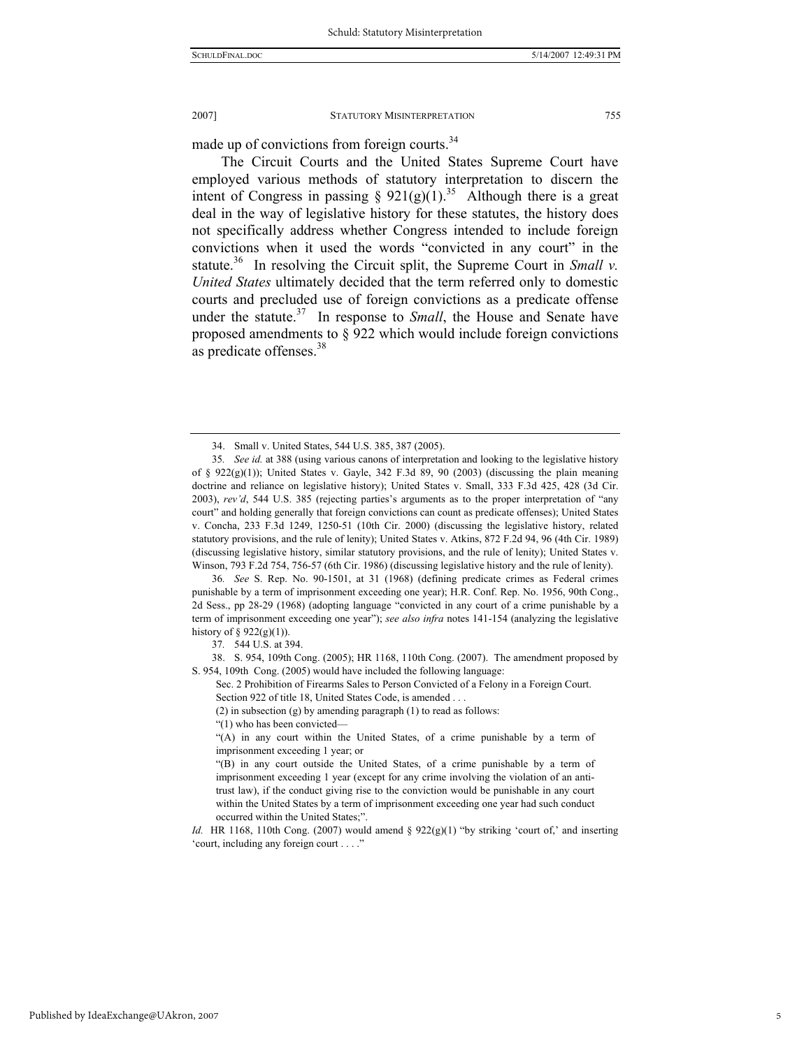made up of convictions from foreign courts.[34]

The Circuit Courts and the United States Supreme Court have employed various methods of statutory interpretation to discern the intent of Congress in passing § 921(g)(1).[35] Although there is a great deal in the way of legislative history for these statutes, the history does not specifically address whether Congress intended to include foreign convictions when it used the words "convicted in any court" in the statute.[36] In resolving the Circuit split, the Supreme Court in *Small v. United States* ultimately decided that the term referred only to domestic courts and precluded use of foreign convictions as a predicate offense under the statute.[37] In response to *Small*, the House and Senate have proposed amendments to § 922 which would include foreign convictions as predicate offenses.[38]

---

34. Small v. United States, 544 U.S. 385, 387 (2005).

35. *See id.* at 388 (using various canons of interpretation and looking to the legislative history of § 922(g)(1)); United States v. Gayle, 342 F.3d 89, 90 (2003) (discussing the plain meaning doctrine and reliance on legislative history); United States v. Small, 333 F.3d 425, 428 (3d Cir. 2003), *rev'd*, 544 U.S. 385 (rejecting parties's arguments as to the proper interpretation of "any court" and holding generally that foreign convictions can count as predicate offenses); United States v. Concha, 233 F.3d 1249, 1250-51 (10th Cir. 2000) (discussing the legislative history, related statutory provisions, and the rule of lenity); United States v. Atkins, 872 F.2d 94, 96 (4th Cir. 1989) (discussing legislative history, similar statutory provisions, and the rule of lenity); United States v. Winson, 793 F.2d 754, 756-57 (6th Cir. 1986) (discussing legislative history and the rule of lenity).

36. *See* S. Rep. No. 90-1501, at 31 (1968) (defining predicate crimes as Federal crimes punishable by a term of imprisonment exceeding one year); H.R. Conf. Rep. No. 1956, 90th Cong., 2d Sess., pp 28-29 (1968) (adopting language "convicted in any court of a crime punishable by a term of imprisonment exceeding one year"); *see also infra* notes 141-154 (analyzing the legislative history of § 922(g)(1)).

37. 544 U.S. at 394.

38. S. 954, 109th Cong. (2005); HR 1168, 110th Cong. (2007). The amendment proposed by S. 954, 109th Cong. (2005) would have included the following language:

> Sec. 2 Prohibition of Firearms Sales to Person Convicted of a Felony in a Foreign Court.
> Section 922 of title 18, United States Code, is amended . . .
> (2) in subsection (g) by amending paragraph (1) to read as follows:
> "(1) who has been convicted—
> "(A) in any court within the United States, of a crime punishable by a term of imprisonment exceeding 1 year; or
> "(B) in any court outside the United States, of a crime punishable by a term of imprisonment exceeding 1 year (except for any crime involving the violation of an anti-trust law), if the conduct giving rise to the conviction would be punishable in any court within the United States by a term of imprisonment exceeding one year had such conduct occurred within the United States;".

*Id.* HR 1168, 110th Cong. (2007) would amend § 922(g)(1) "by striking 'court of,' and inserting 'court, including any foreign court . . . .'"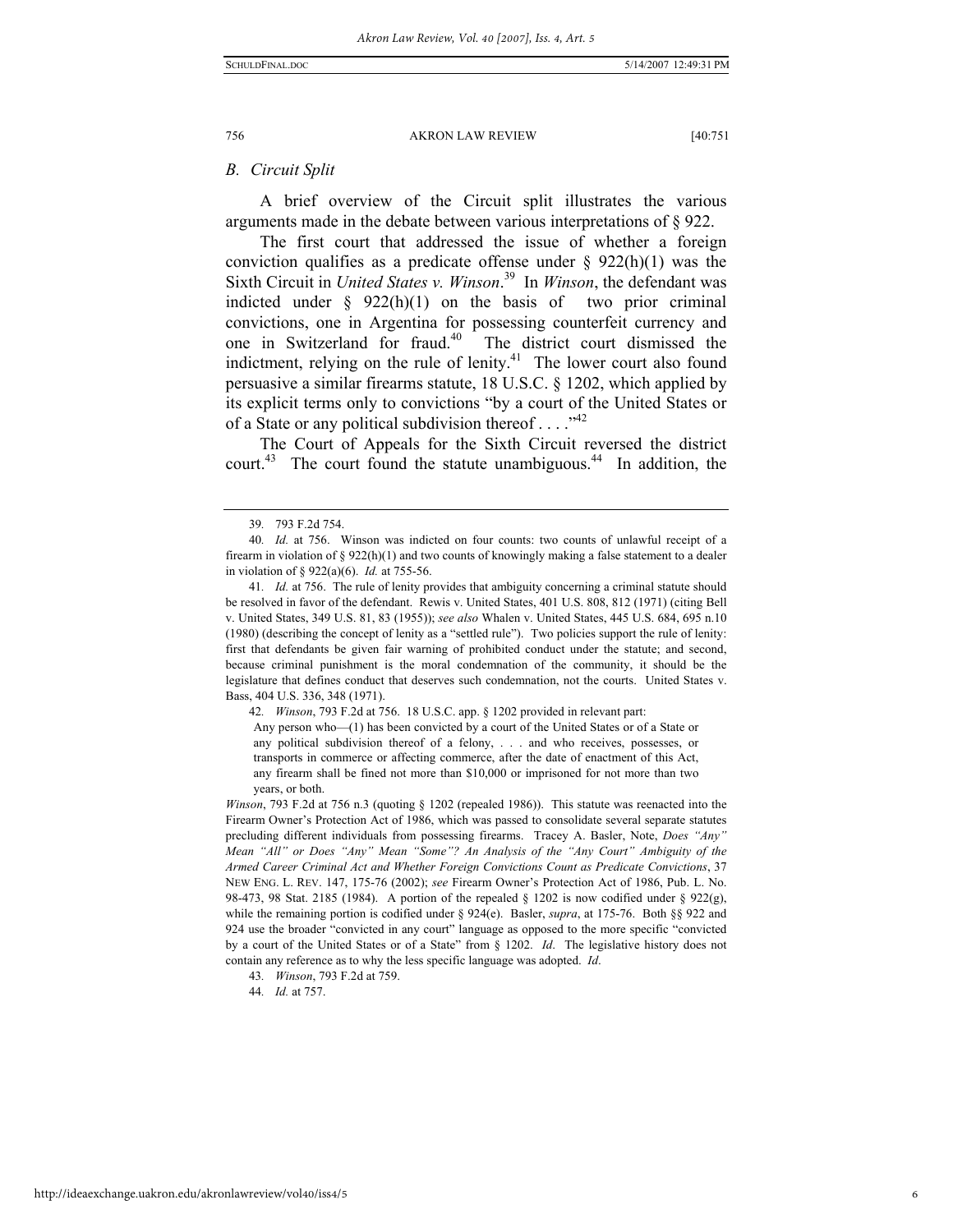## *B. Circuit Split*

A brief overview of the Circuit split illustrates the various arguments made in the debate between various interpretations of § 922.

The first court that addressed the issue of whether a foreign conviction qualifies as a predicate offense under § 922(h)(1) was the Sixth Circuit in *United States v. Winson*.[39] In *Winson*, the defendant was indicted under § 922(h)(1) on the basis of two prior criminal convictions, one in Argentina for possessing counterfeit currency and one in Switzerland for fraud.[40] The district court dismissed the indictment, relying on the rule of lenity.[41] The lower court also found persuasive a similar firearms statute, 18 U.S.C. § 1202, which applied by its explicit terms only to convictions "by a court of the United States or of a State or any political subdivision thereof . . . ."[42]

The Court of Appeals for the Sixth Circuit reversed the district court.[43] The court found the statute unambiguous.[44] In addition, the

---

39. 793 F.2d 754.

40. *Id.* at 756. Winson was indicted on four counts: two counts of unlawful receipt of a firearm in violation of § 922(h)(1) and two counts of knowingly making a false statement to a dealer in violation of § 922(a)(6). *Id.* at 755-56.

41. *Id.* at 756. The rule of lenity provides that ambiguity concerning a criminal statute should be resolved in favor of the defendant. Rewis v. United States, 401 U.S. 808, 812 (1971) (citing Bell v. United States, 349 U.S. 81, 83 (1955)); *see also* Whalen v. United States, 445 U.S. 684, 695 n.10 (1980) (describing the concept of lenity as a "settled rule"). Two policies support the rule of lenity: first that defendants be given fair warning of prohibited conduct under the statute; and second, because criminal punishment is the moral condemnation of the community, it should be the legislature that defines conduct that deserves such condemnation, not the courts. United States v. Bass, 404 U.S. 336, 348 (1971).

42. *Winson*, 793 F.2d at 756. 18 U.S.C. app. § 1202 provided in relevant part:

> Any person who—(1) has been convicted by a court of the United States or of a State or any political subdivision thereof of a felony, . . . and who receives, possesses, or transports in commerce or affecting commerce, after the date of enactment of this Act, any firearm shall be fined not more than $10,000 or imprisoned for not more than two years, or both.

*Winson*, 793 F.2d at 756 n.3 (quoting § 1202 (repealed 1986)). This statute was reenacted into the Firearm Owner's Protection Act of 1986, which was passed to consolidate several separate statutes precluding different individuals from possessing firearms. Tracey A. Basler, Note, *Does "Any" Mean "All" or Does "Any" Mean "Some"? An Analysis of the "Any Court" Ambiguity of the Armed Career Criminal Act and Whether Foreign Convictions Count as Predicate Convictions*, 37 NEW ENG. L. REV. 147, 175-76 (2002); *see* Firearm Owner's Protection Act of 1986, Pub. L. No. 98-473, 98 Stat. 2185 (1984). A portion of the repealed § 1202 is now codified under § 922(g), while the remaining portion is codified under § 924(e). Basler, *supra*, at 175-76. Both §§ 922 and 924 use the broader "convicted in any court" language as opposed to the more specific "convicted by a court of the United States or of a State" from § 1202. *Id*. The legislative history does not contain any reference as to why the less specific language was adopted. *Id*.

43. *Winson*, 793 F.2d at 759.

44. *Id.* at 757.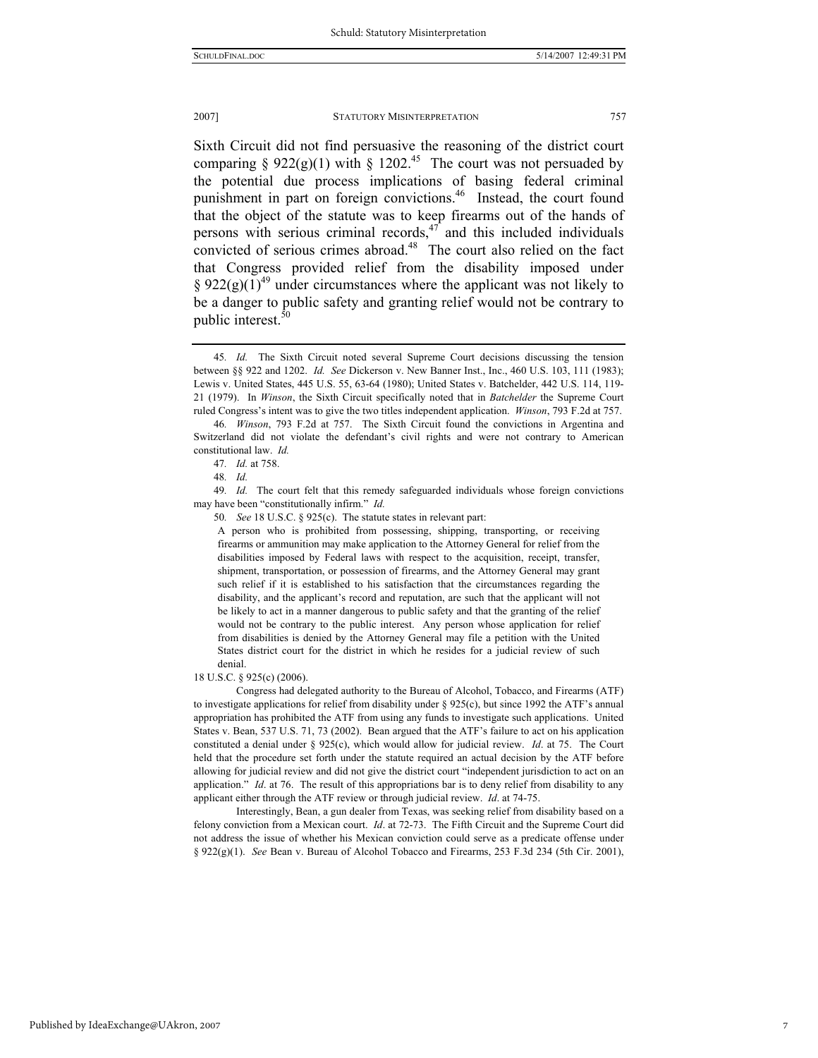Sixth Circuit did not find persuasive the reasoning of the district court comparing § 922(g)(1) with § 1202.[45] The court was not persuaded by the potential due process implications of basing federal criminal punishment in part on foreign convictions.[46] Instead, the court found that the object of the statute was to keep firearms out of the hands of persons with serious criminal records,[47] and this included individuals convicted of serious crimes abroad.[48] The court also relied on the fact that Congress provided relief from the disability imposed under § 922(g)(1)[49] under circumstances where the applicant was not likely to be a danger to public safety and granting relief would not be contrary to public interest.[50]

---

45. *Id.* The Sixth Circuit noted several Supreme Court decisions discussing the tension between §§ 922 and 1202. *Id. See* Dickerson v. New Banner Inst., Inc., 460 U.S. 103, 111 (1983); Lewis v. United States, 445 U.S. 55, 63-64 (1980); United States v. Batchelder, 442 U.S. 114, 119-21 (1979). In *Winson*, the Sixth Circuit specifically noted that in *Batchelder* the Supreme Court ruled Congress's intent was to give the two titles independent application. *Winson*, 793 F.2d at 757.

46. *Winson*, 793 F.2d at 757. The Sixth Circuit found the convictions in Argentina and Switzerland did not violate the defendant's civil rights and were not contrary to American constitutional law. *Id.*

47. *Id.* at 758.

48. *Id.*

49. *Id.* The court felt that this remedy safeguarded individuals whose foreign convictions may have been "constitutionally infirm." *Id.*

50. *See* 18 U.S.C. § 925(c). The statute states in relevant part:

> A person who is prohibited from possessing, shipping, transporting, or receiving firearms or ammunition may make application to the Attorney General for relief from the disabilities imposed by Federal laws with respect to the acquisition, receipt, transfer, shipment, transportation, or possession of firearms, and the Attorney General may grant such relief if it is established to his satisfaction that the circumstances regarding the disability, and the applicant's record and reputation, are such that the applicant will not be likely to act in a manner dangerous to public safety and that the granting of the relief would not be contrary to the public interest. Any person whose application for relief from disabilities is denied by the Attorney General may file a petition with the United States district court for the district in which he resides for a judicial review of such denial.

18 U.S.C. § 925(c) (2006).

Congress had delegated authority to the Bureau of Alcohol, Tobacco, and Firearms (ATF) to investigate applications for relief from disability under § 925(c), but since 1992 the ATF's annual appropriation has prohibited the ATF from using any funds to investigate such applications. United States v. Bean, 537 U.S. 71, 73 (2002). Bean argued that the ATF's failure to act on his application constituted a denial under § 925(c), which would allow for judicial review. *Id*. at 75. The Court held that the procedure set forth under the statute required an actual decision by the ATF before allowing for judicial review and did not give the district court "independent jurisdiction to act on an application." *Id*. at 76. The result of this appropriations bar is to deny relief from disability to any applicant either through the ATF review or through judicial review. *Id*. at 74-75.

Interestingly, Bean, a gun dealer from Texas, was seeking relief from disability based on a felony conviction from a Mexican court. *Id*. at 72-73. The Fifth Circuit and the Supreme Court did not address the issue of whether his Mexican conviction could serve as a predicate offense under § 922(g)(1). *See* Bean v. Bureau of Alcohol Tobacco and Firearms, 253 F.3d 234 (5th Cir. 2001),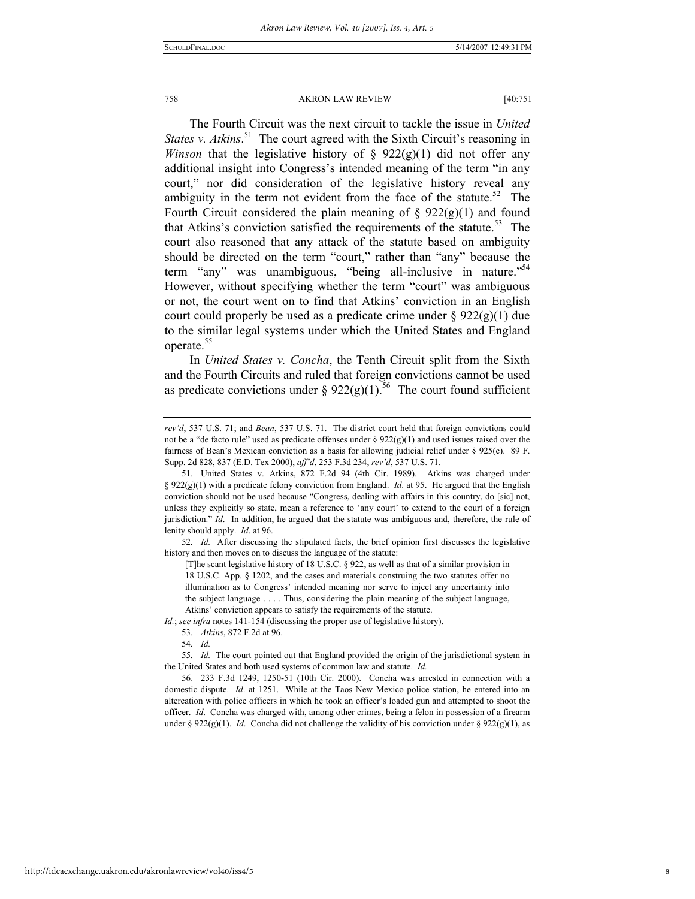The Fourth Circuit was the next circuit to tackle the issue in *United States v. Atkins*.[51] The court agreed with the Sixth Circuit's reasoning in *Winson* that the legislative history of § 922(g)(1) did not offer any additional insight into Congress's intended meaning of the term "in any court," nor did consideration of the legislative history reveal any ambiguity in the term not evident from the face of the statute.[52] The Fourth Circuit considered the plain meaning of § 922(g)(1) and found that Atkins's conviction satisfied the requirements of the statute.[53] The court also reasoned that any attack of the statute based on ambiguity should be directed on the term "court," rather than "any" because the term "any" was unambiguous, "being all-inclusive in nature."[54] However, without specifying whether the term "court" was ambiguous or not, the court went on to find that Atkins' conviction in an English court could properly be used as a predicate crime under § 922(g)(1) due to the similar legal systems under which the United States and England operate.[55]

In *United States v. Concha*, the Tenth Circuit split from the Sixth and the Fourth Circuits and ruled that foreign convictions cannot be used as predicate convictions under § 922(g)(1).[56] The court found sufficient

---

*rev'd*, 537 U.S. 71; and *Bean*, 537 U.S. 71. The district court held that foreign convictions could not be a "de facto rule" used as predicate offenses under § 922(g)(1) and used issues raised over the fairness of Bean's Mexican conviction as a basis for allowing judicial relief under § 925(c). 89 F. Supp. 2d 828, 837 (E.D. Tex 2000), *aff'd*, 253 F.3d 234, *rev'd*, 537 U.S. 71.

51. United States v. Atkins, 872 F.2d 94 (4th Cir. 1989). Atkins was charged under § 922(g)(1) with a predicate felony conviction from England. *Id*. at 95. He argued that the English conviction should not be used because "Congress, dealing with affairs in this country, do [sic] not, unless they explicitly so state, mean a reference to 'any court' to extend to the court of a foreign jurisdiction." *Id*. In addition, he argued that the statute was ambiguous and, therefore, the rule of lenity should apply. *Id*. at 96.

52. *Id.* After discussing the stipulated facts, the brief opinion first discusses the legislative history and then moves on to discuss the language of the statute:

> [T]he scant legislative history of 18 U.S.C. § 922, as well as that of a similar provision in 18 U.S.C. App. § 1202, and the cases and materials construing the two statutes offer no illumination as to Congress' intended meaning nor serve to inject any uncertainty into the subject language . . . . Thus, considering the plain meaning of the subject language, Atkins' conviction appears to satisfy the requirements of the statute.

*Id*.; *see infra* notes 141-154 (discussing the proper use of legislative history).

53. *Atkins*, 872 F.2d at 96.

54. *Id.*

55. *Id.* The court pointed out that England provided the origin of the jurisdictional system in the United States and both used systems of common law and statute. *Id.*

56. 233 F.3d 1249, 1250-51 (10th Cir. 2000). Concha was arrested in connection with a domestic dispute. *Id*. at 1251. While at the Taos New Mexico police station, he entered into an altercation with police officers in which he took an officer's loaded gun and attempted to shoot the officer. *Id*. Concha was charged with, among other crimes, being a felon in possession of a firearm under § 922(g)(1). *Id*. Concha did not challenge the validity of his conviction under § 922(g)(1), as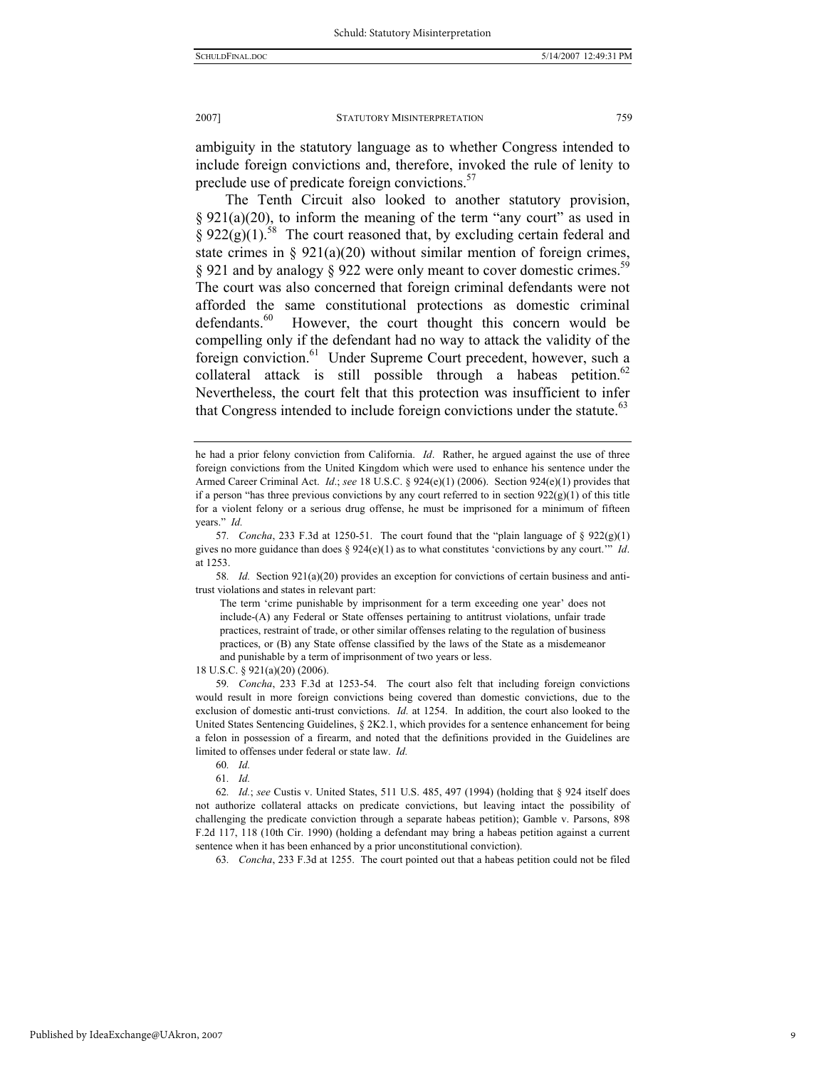ambiguity in the statutory language as to whether Congress intended to include foreign convictions and, therefore, invoked the rule of lenity to preclude use of predicate foreign convictions.[57]

The Tenth Circuit also looked to another statutory provision, § 921(a)(20), to inform the meaning of the term "any court" as used in § 922(g)(1).[58] The court reasoned that, by excluding certain federal and state crimes in § 921(a)(20) without similar mention of foreign crimes, § 921 and by analogy § 922 were only meant to cover domestic crimes.[59] The court was also concerned that foreign criminal defendants were not afforded the same constitutional protections as domestic criminal defendants.[60] However, the court thought this concern would be compelling only if the defendant had no way to attack the validity of the foreign conviction.[61] Under Supreme Court precedent, however, such a collateral attack is still possible through a habeas petition.[62] Nevertheless, the court felt that this protection was insufficient to infer that Congress intended to include foreign convictions under the statute.[63]

---

he had a prior felony conviction from California. *Id*. Rather, he argued against the use of three foreign convictions from the United Kingdom which were used to enhance his sentence under the Armed Career Criminal Act. *Id*.; *see* 18 U.S.C. § 924(e)(1) (2006). Section 924(e)(1) provides that if a person "has three previous convictions by any court referred to in section 922(g)(1) of this title for a violent felony or a serious drug offense, he must be imprisoned for a minimum of fifteen years." *Id.*

57. *Concha*, 233 F.3d at 1250-51. The court found that the "plain language of § 922(g)(1) gives no more guidance than does § 924(e)(1) as to what constitutes 'convictions by any court.'" *Id*. at 1253.

58. *Id*. Section 921(a)(20) provides an exception for convictions of certain business and anti-trust violations and states in relevant part:

> The term 'crime punishable by imprisonment for a term exceeding one year' does not include-(A) any Federal or State offenses pertaining to antitrust violations, unfair trade practices, restraint of trade, or other similar offenses relating to the regulation of business practices, or (B) any State offense classified by the laws of the State as a misdemeanor and punishable by a term of imprisonment of two years or less.

18 U.S.C. § 921(a)(20) (2006).

59. *Concha*, 233 F.3d at 1253-54. The court also felt that including foreign convictions would result in more foreign convictions being covered than domestic convictions, due to the exclusion of domestic anti-trust convictions. *Id.* at 1254. In addition, the court also looked to the United States Sentencing Guidelines, § 2K2.1, which provides for a sentence enhancement for being a felon in possession of a firearm, and noted that the definitions provided in the Guidelines are limited to offenses under federal or state law. *Id.*

60. *Id.*

61. *Id.*

62. *Id.*; *see* Custis v. United States, 511 U.S. 485, 497 (1994) (holding that § 924 itself does not authorize collateral attacks on predicate convictions, but leaving intact the possibility of challenging the predicate conviction through a separate habeas petition); Gamble v. Parsons, 898 F.2d 117, 118 (10th Cir. 1990) (holding a defendant may bring a habeas petition against a current sentence when it has been enhanced by a prior unconstitutional conviction).

63. *Concha*, 233 F.3d at 1255. The court pointed out that a habeas petition could not be filed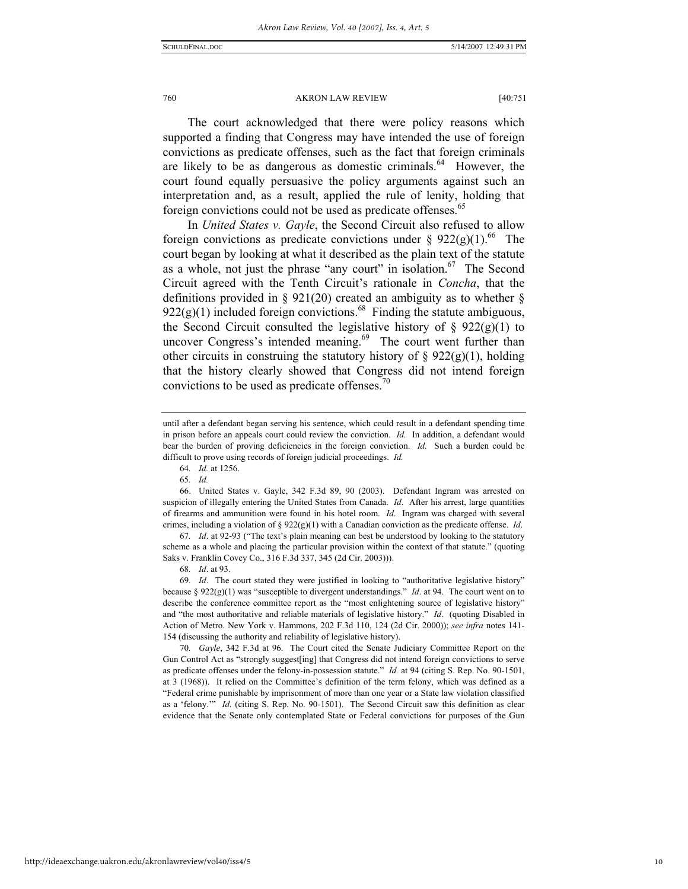The court acknowledged that there were policy reasons which supported a finding that Congress may have intended the use of foreign convictions as predicate offenses, such as the fact that foreign criminals are likely to be as dangerous as domestic criminals.[64] However, the court found equally persuasive the policy arguments against such an interpretation and, as a result, applied the rule of lenity, holding that foreign convictions could not be used as predicate offenses.[65]

In *United States v. Gayle*, the Second Circuit also refused to allow foreign convictions as predicate convictions under § 922(g)(1).[66] The court began by looking at what it described as the plain text of the statute as a whole, not just the phrase "any court" in isolation.[67] The Second Circuit agreed with the Tenth Circuit's rationale in *Concha*, that the definitions provided in § 921(20) created an ambiguity as to whether § 922(g)(1) included foreign convictions.[68] Finding the statute ambiguous, the Second Circuit consulted the legislative history of § 922(g)(1) to uncover Congress's intended meaning.[69] The court went further than other circuits in construing the statutory history of § 922(g)(1), holding that the history clearly showed that Congress did not intend foreign convictions to be used as predicate offenses.[70]

---

until after a defendant began serving his sentence, which could result in a defendant spending time in prison before an appeals court could review the conviction. *Id.* In addition, a defendant would bear the burden of proving deficiencies in the foreign conviction. *Id.* Such a burden could be difficult to prove using records of foreign judicial proceedings. *Id.*

64. *Id.* at 1256.

65. *Id.*

66. United States v. Gayle, 342 F.3d 89, 90 (2003). Defendant Ingram was arrested on suspicion of illegally entering the United States from Canada. *Id*. After his arrest, large quantities of firearms and ammunition were found in his hotel room. *Id*. Ingram was charged with several crimes, including a violation of § 922(g)(1) with a Canadian conviction as the predicate offense. *Id*.

67. *Id*. at 92-93 ("The text's plain meaning can best be understood by looking to the statutory scheme as a whole and placing the particular provision within the context of that statute." (quoting Saks v. Franklin Covey Co., 316 F.3d 337, 345 (2d Cir. 2003))).

68. *Id*. at 93.

69. *Id*. The court stated they were justified in looking to "authoritative legislative history" because § 922(g)(1) was "susceptible to divergent understandings." *Id*. at 94. The court went on to describe the conference committee report as the "most enlightening source of legislative history" and "the most authoritative and reliable materials of legislative history." *Id*. (quoting Disabled in Action of Metro. New York v. Hammons, 202 F.3d 110, 124 (2d Cir. 2000)); *see infra* notes 141-154 (discussing the authority and reliability of legislative history).

70. *Gayle*, 342 F.3d at 96. The Court cited the Senate Judiciary Committee Report on the Gun Control Act as "strongly suggest[ing] that Congress did not intend foreign convictions to serve as predicate offenses under the felony-in-possession statute." *Id.* at 94 (citing S. Rep. No. 90-1501, at 3 (1968)). It relied on the Committee's definition of the term felony, which was defined as a "Federal crime punishable by imprisonment of more than one year or a State law violation classified as a 'felony.'" *Id.* (citing S. Rep. No. 90-1501). The Second Circuit saw this definition as clear evidence that the Senate only contemplated State or Federal convictions for purposes of the Gun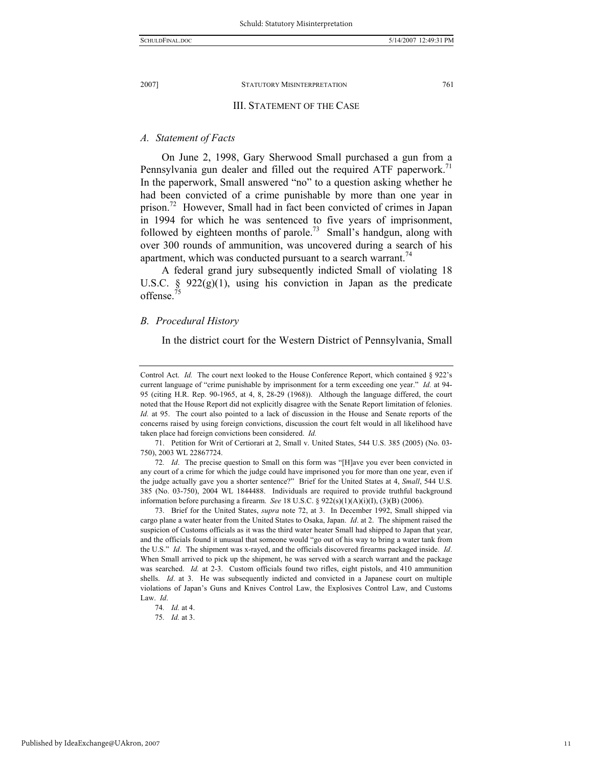## III. STATEMENT OF THE CASE

### *A. Statement of Facts*

On June 2, 1998, Gary Sherwood Small purchased a gun from a Pennsylvania gun dealer and filled out the required ATF paperwork.[71] In the paperwork, Small answered "no" to a question asking whether he had been convicted of a crime punishable by more than one year in prison.[72] However, Small had in fact been convicted of crimes in Japan in 1994 for which he was sentenced to five years of imprisonment, followed by eighteen months of parole.[73] Small's handgun, along with over 300 rounds of ammunition, was uncovered during a search of his apartment, which was conducted pursuant to a search warrant.[74]

A federal grand jury subsequently indicted Small of violating 18 U.S.C. § 922(g)(1), using his conviction in Japan as the predicate offense.[75]

### *B. Procedural History*

In the district court for the Western District of Pennsylvania, Small

---

Control Act. *Id.* The court next looked to the House Conference Report, which contained § 922's current language of "crime punishable by imprisonment for a term exceeding one year." *Id.* at 94-95 (citing H.R. Rep. 90-1965, at 4, 8, 28-29 (1968)). Although the language differed, the court noted that the House Report did not explicitly disagree with the Senate Report limitation of felonies. *Id.* at 95. The court also pointed to a lack of discussion in the House and Senate reports of the concerns raised by using foreign convictions, discussion the court felt would in all likelihood have taken place had foreign convictions been considered. *Id.*

71. Petition for Writ of Certiorari at 2, Small v. United States, 544 U.S. 385 (2005) (No. 03-750), 2003 WL 22867724.

72. *Id*. The precise question to Small on this form was "[H]ave you ever been convicted in any court of a crime for which the judge could have imprisoned you for more than one year, even if the judge actually gave you a shorter sentence?" Brief for the United States at 4, *Small*, 544 U.S. 385 (No. 03-750), 2004 WL 1844488. Individuals are required to provide truthful background information before purchasing a firearm. *See* 18 U.S.C. § 922(s)(1)(A)(i)(I), (3)(B) (2006).

73. Brief for the United States, *supra* note 72, at 3. In December 1992, Small shipped via cargo plane a water heater from the United States to Osaka, Japan. *Id*. at 2. The shipment raised the suspicion of Customs officials as it was the third water heater Small had shipped to Japan that year, and the officials found it unusual that someone would "go out of his way to bring a water tank from the U.S." *Id*. The shipment was x-rayed, and the officials discovered firearms packaged inside. *Id*. When Small arrived to pick up the shipment, he was served with a search warrant and the package was searched. *Id.* at 2-3. Custom officials found two rifles, eight pistols, and 410 ammunition shells. *Id*. at 3. He was subsequently indicted and convicted in a Japanese court on multiple violations of Japan's Guns and Knives Control Law, the Explosives Control Law, and Customs Law. *Id*.

74. *Id.* at 4.

75. *Id.* at 3.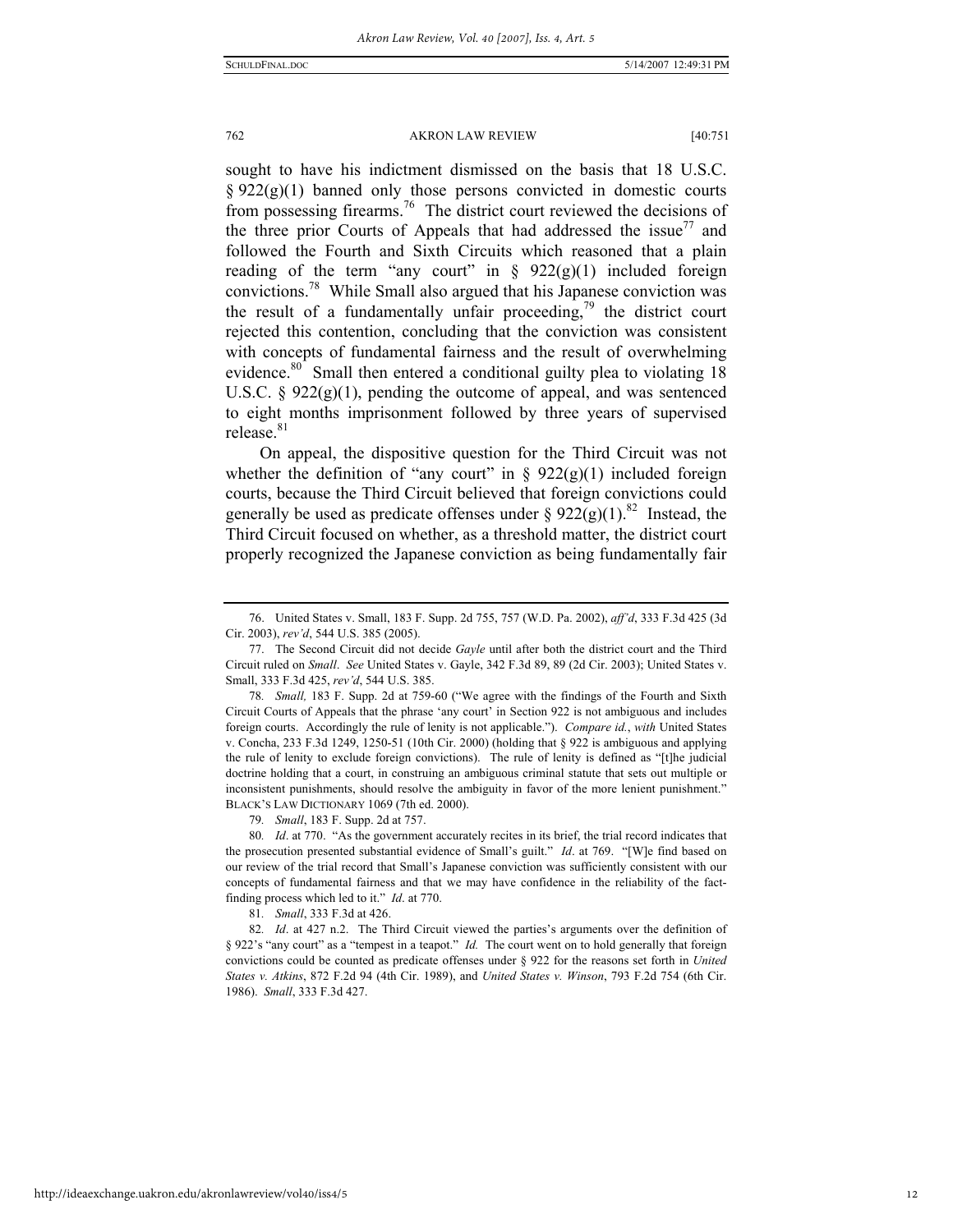sought to have his indictment dismissed on the basis that 18 U.S.C. § 922(g)(1) banned only those persons convicted in domestic courts from possessing firearms.[76] The district court reviewed the decisions of the three prior Courts of Appeals that had addressed the issue[77] and followed the Fourth and Sixth Circuits which reasoned that a plain reading of the term "any court" in § 922(g)(1) included foreign convictions.[78] While Small also argued that his Japanese conviction was the result of a fundamentally unfair proceeding,[79] the district court rejected this contention, concluding that the conviction was consistent with concepts of fundamental fairness and the result of overwhelming evidence.[80] Small then entered a conditional guilty plea to violating 18 U.S.C. § 922(g)(1), pending the outcome of appeal, and was sentenced to eight months imprisonment followed by three years of supervised release.[81]

On appeal, the dispositive question for the Third Circuit was not whether the definition of "any court" in § 922(g)(1) included foreign courts, because the Third Circuit believed that foreign convictions could generally be used as predicate offenses under § 922(g)(1).[82] Instead, the Third Circuit focused on whether, as a threshold matter, the district court properly recognized the Japanese conviction as being fundamentally fair

---

76. United States v. Small, 183 F. Supp. 2d 755, 757 (W.D. Pa. 2002), *aff'd*, 333 F.3d 425 (3d Cir. 2003), *rev'd*, 544 U.S. 385 (2005).

77. The Second Circuit did not decide *Gayle* until after both the district court and the Third Circuit ruled on *Small*. *See* United States v. Gayle, 342 F.3d 89, 89 (2d Cir. 2003); United States v. Small, 333 F.3d 425, *rev'd*, 544 U.S. 385.

78. *Small,* 183 F. Supp. 2d at 759-60 ("We agree with the findings of the Fourth and Sixth Circuit Courts of Appeals that the phrase 'any court' in Section 922 is not ambiguous and includes foreign courts. Accordingly the rule of lenity is not applicable."). *Compare id.*, *with* United States v. Concha, 233 F.3d 1249, 1250-51 (10th Cir. 2000) (holding that § 922 is ambiguous and applying the rule of lenity to exclude foreign convictions). The rule of lenity is defined as "[t]he judicial doctrine holding that a court, in construing an ambiguous criminal statute that sets out multiple or inconsistent punishments, should resolve the ambiguity in favor of the more lenient punishment." BLACK'S LAW DICTIONARY 1069 (7th ed. 2000).

79. *Small*, 183 F. Supp. 2d at 757.

80. *Id*. at 770. "As the government accurately recites in its brief, the trial record indicates that the prosecution presented substantial evidence of Small's guilt." *Id*. at 769. "[W]e find based on our review of the trial record that Small's Japanese conviction was sufficiently consistent with our concepts of fundamental fairness and that we may have confidence in the reliability of the fact-finding process which led to it." *Id*. at 770.

81. *Small*, 333 F.3d at 426.

82. *Id*. at 427 n.2. The Third Circuit viewed the parties's arguments over the definition of § 922's "any court" as a "tempest in a teapot." *Id.* The court went on to hold generally that foreign convictions could be counted as predicate offenses under § 922 for the reasons set forth in *United States v. Atkins*, 872 F.2d 94 (4th Cir. 1989), and *United States v. Winson*, 793 F.2d 754 (6th Cir. 1986). *Small*, 333 F.3d 427.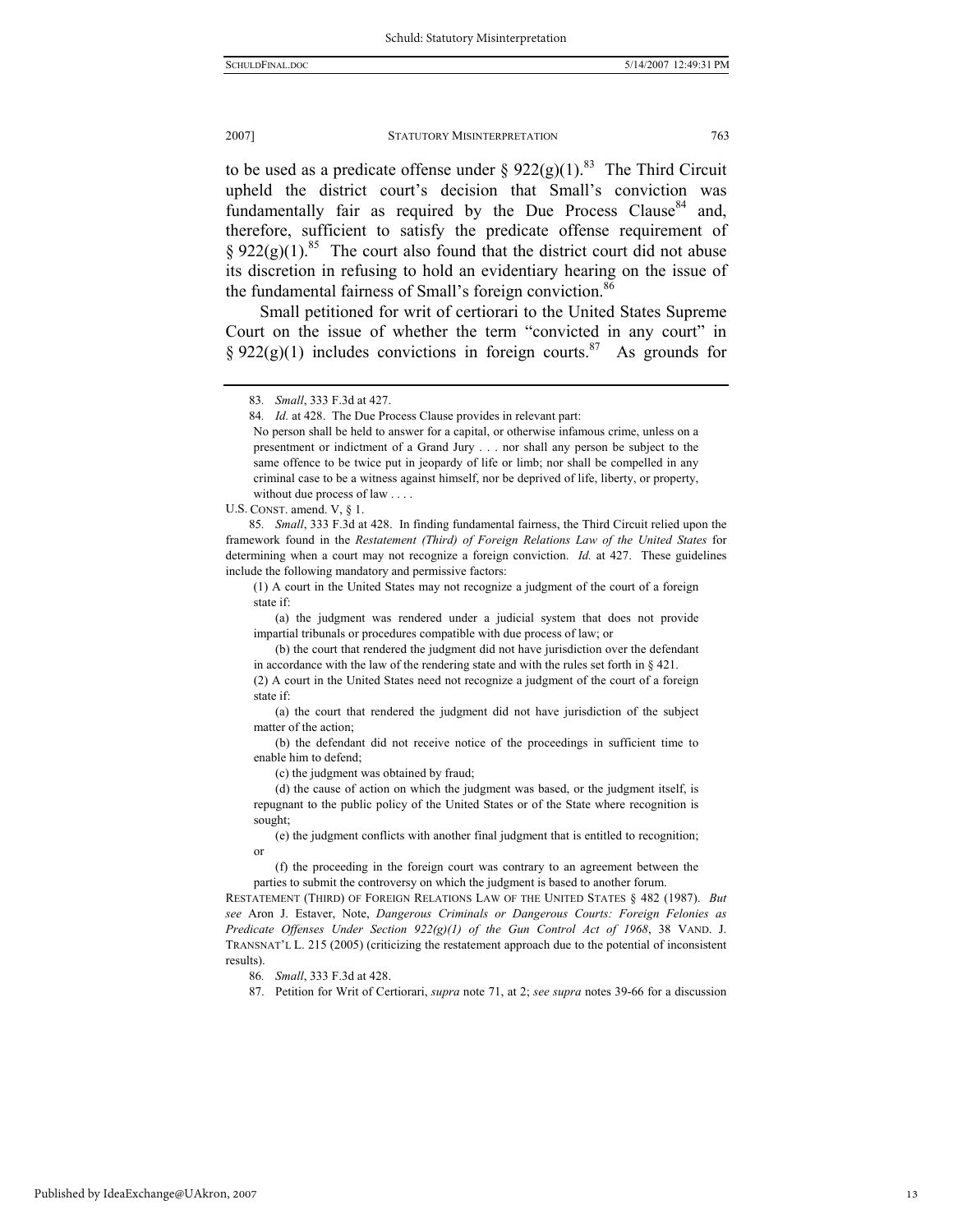to be used as a predicate offense under § 922(g)(1).[83] The Third Circuit upheld the district court's decision that Small's conviction was fundamentally fair as required by the Due Process Clause[84] and, therefore, sufficient to satisfy the predicate offense requirement of § 922(g)(1).[85] The court also found that the district court did not abuse its discretion in refusing to hold an evidentiary hearing on the issue of the fundamental fairness of Small's foreign conviction.[86]

Small petitioned for writ of certiorari to the United States Supreme Court on the issue of whether the term "convicted in any court" in § 922(g)(1) includes convictions in foreign courts.[87] As grounds for

---

83. *Small*, 333 F.3d at 427.

84. *Id.* at 428. The Due Process Clause provides in relevant part:

> No person shall be held to answer for a capital, or otherwise infamous crime, unless on a presentment or indictment of a Grand Jury . . . nor shall any person be subject to the same offence to be twice put in jeopardy of life or limb; nor shall be compelled in any criminal case to be a witness against himself, nor be deprived of life, liberty, or property, without due process of law . . . .

U.S. CONST. amend. V, § 1.

85. *Small*, 333 F.3d at 428. In finding fundamental fairness, the Third Circuit relied upon the framework found in the *Restatement (Third) of Foreign Relations Law of the United States* for determining when a court may not recognize a foreign conviction. *Id.* at 427. These guidelines include the following mandatory and permissive factors:

> (1) A court in the United States may not recognize a judgment of the court of a foreign state if:
>
> (a) the judgment was rendered under a judicial system that does not provide impartial tribunals or procedures compatible with due process of law; or
>
> (b) the court that rendered the judgment did not have jurisdiction over the defendant in accordance with the law of the rendering state and with the rules set forth in § 421.
>
> (2) A court in the United States need not recognize a judgment of the court of a foreign state if:
>
> (a) the court that rendered the judgment did not have jurisdiction of the subject matter of the action;
>
> (b) the defendant did not receive notice of the proceedings in sufficient time to enable him to defend;
>
> (c) the judgment was obtained by fraud;
>
> (d) the cause of action on which the judgment was based, or the judgment itself, is repugnant to the public policy of the United States or of the State where recognition is sought;
>
> (e) the judgment conflicts with another final judgment that is entitled to recognition; or
>
> (f) the proceeding in the foreign court was contrary to an agreement between the parties to submit the controversy on which the judgment is based to another forum.

RESTATEMENT (THIRD) OF FOREIGN RELATIONS LAW OF THE UNITED STATES § 482 (1987). *But see* Aron J. Estaver, Note, *Dangerous Criminals or Dangerous Courts: Foreign Felonies as Predicate Offenses Under Section 922(g)(1) of the Gun Control Act of 1968*, 38 VAND. J. TRANSNAT'L L. 215 (2005) (criticizing the restatement approach due to the potential of inconsistent results).

86. *Small*, 333 F.3d at 428.

87. Petition for Writ of Certiorari, *supra* note 71, at 2; *see supra* notes 39-66 for a discussion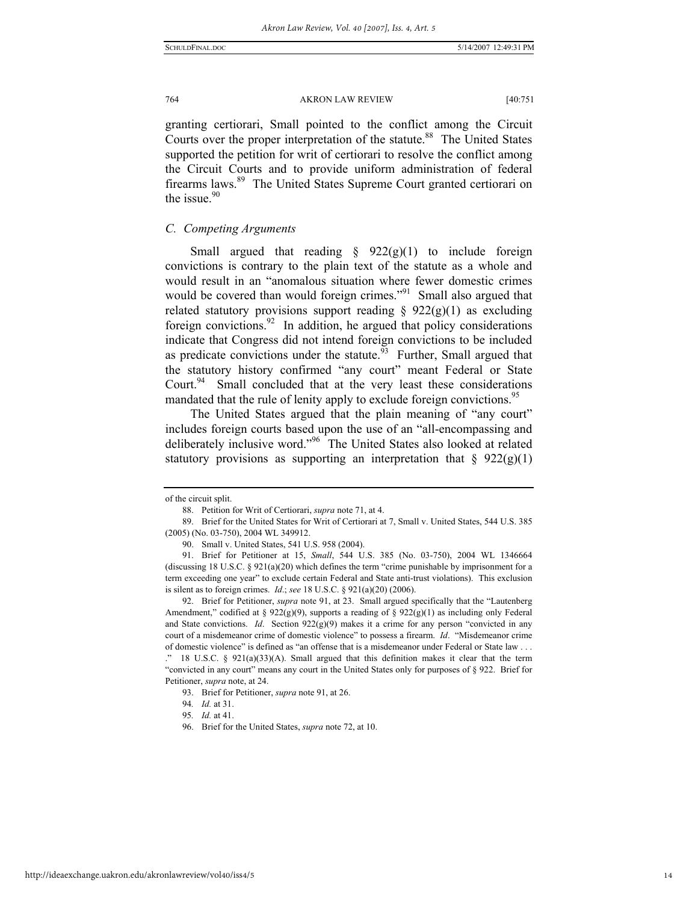granting certiorari, Small pointed to the conflict among the Circuit Courts over the proper interpretation of the statute.[88] The United States supported the petition for writ of certiorari to resolve the conflict among the Circuit Courts and to provide uniform administration of federal firearms laws.[89] The United States Supreme Court granted certiorari on the issue.[90]

### *C. Competing Arguments*

Small argued that reading § 922(g)(1) to include foreign convictions is contrary to the plain text of the statute as a whole and would result in an "anomalous situation where fewer domestic crimes would be covered than would foreign crimes."[91] Small also argued that related statutory provisions support reading § 922(g)(1) as excluding foreign convictions.[92] In addition, he argued that policy considerations indicate that Congress did not intend foreign convictions to be included as predicate convictions under the statute.[93] Further, Small argued that the statutory history confirmed "any court" meant Federal or State Court.[94] Small concluded that at the very least these considerations mandated that the rule of lenity apply to exclude foreign convictions.[95]

The United States argued that the plain meaning of "any court" includes foreign courts based upon the use of an "all-encompassing and deliberately inclusive word."[96] The United States also looked at related statutory provisions as supporting an interpretation that § 922(g)(1)

---

of the circuit split.

88. Petition for Writ of Certiorari, *supra* note 71, at 4.

89. Brief for the United States for Writ of Certiorari at 7, Small v. United States, 544 U.S. 385 (2005) (No. 03-750), 2004 WL 349912.

90. Small v. United States, 541 U.S. 958 (2004).

91. Brief for Petitioner at 15, *Small*, 544 U.S. 385 (No. 03-750), 2004 WL 1346664 (discussing 18 U.S.C. § 921(a)(20) which defines the term "crime punishable by imprisonment for a term exceeding one year" to exclude certain Federal and State anti-trust violations). This exclusion is silent as to foreign crimes. *Id*.; *see* 18 U.S.C. § 921(a)(20) (2006).

92. Brief for Petitioner, *supra* note 91, at 23. Small argued specifically that the "Lautenberg Amendment," codified at § 922(g)(9), supports a reading of § 922(g)(1) as including only Federal and State convictions. *Id*. Section 922(g)(9) makes it a crime for any person "convicted in any court of a misdemeanor crime of domestic violence" to possess a firearm. *Id*. "Misdemeanor crime of domestic violence" is defined as "an offense that is a misdemeanor under Federal or State law . . . ." 18 U.S.C. § 921(a)(33)(A). Small argued that this definition makes it clear that the term "convicted in any court" means any court in the United States only for purposes of § 922. Brief for Petitioner, *supra* note, at 24.

93. Brief for Petitioner, *supra* note 91, at 26.

94. *Id.* at 31.

95. *Id.* at 41.

96. Brief for the United States, *supra* note 72, at 10.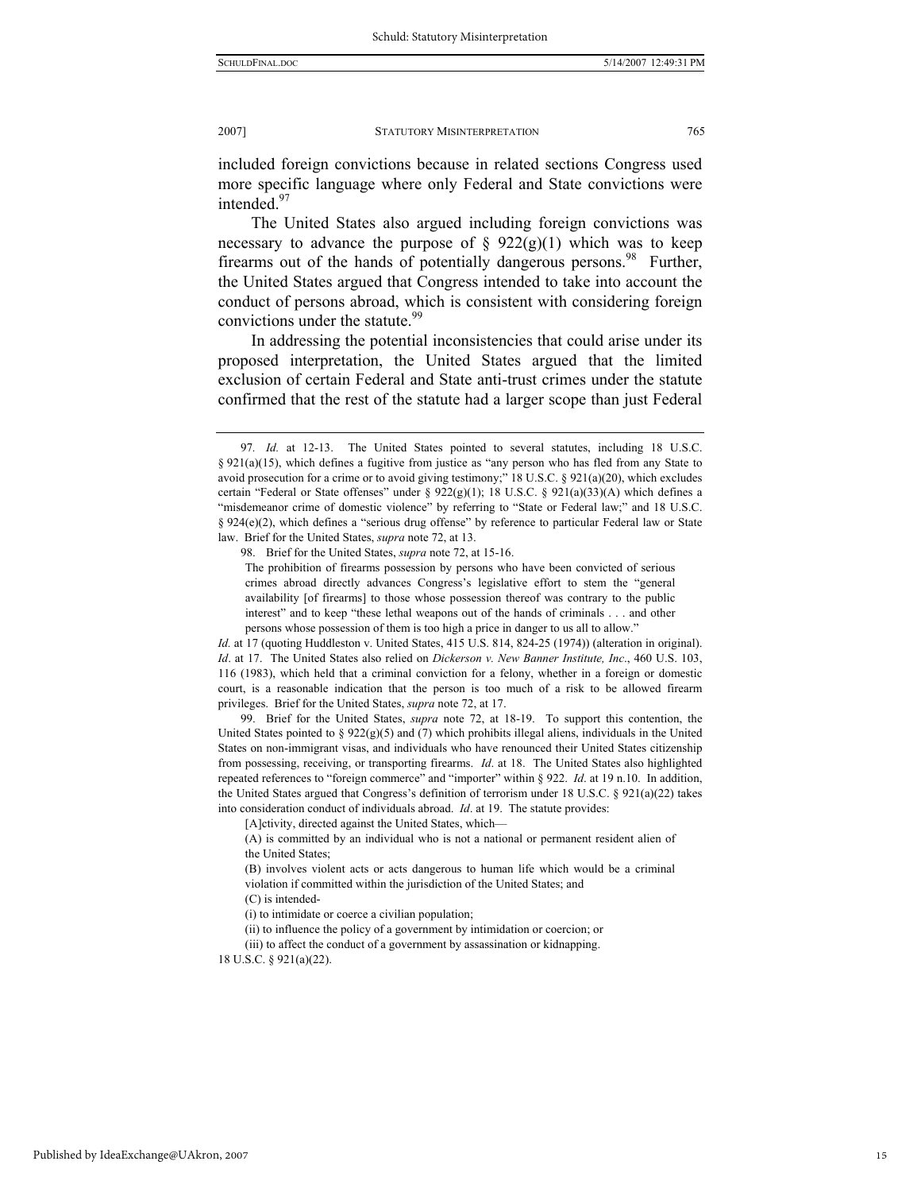included foreign convictions because in related sections Congress used more specific language where only Federal and State convictions were intended.[97]

The United States also argued including foreign convictions was necessary to advance the purpose of § 922(g)(1) which was to keep firearms out of the hands of potentially dangerous persons.[98] Further, the United States argued that Congress intended to take into account the conduct of persons abroad, which is consistent with considering foreign convictions under the statute.[99]

In addressing the potential inconsistencies that could arise under its proposed interpretation, the United States argued that the limited exclusion of certain Federal and State anti-trust crimes under the statute confirmed that the rest of the statute had a larger scope than just Federal

---

97. *Id.* at 12-13. The United States pointed to several statutes, including 18 U.S.C. § 921(a)(15), which defines a fugitive from justice as "any person who has fled from any State to avoid prosecution for a crime or to avoid giving testimony;" 18 U.S.C. § 921(a)(20), which excludes certain "Federal or State offenses" under § 922(g)(1); 18 U.S.C. § 921(a)(33)(A) which defines a "misdemeanor crime of domestic violence" by referring to "State or Federal law;" and 18 U.S.C. § 924(e)(2), which defines a "serious drug offense" by reference to particular Federal law or State law. Brief for the United States, *supra* note 72, at 13.

98. Brief for the United States, *supra* note 72, at 15-16.

> The prohibition of firearms possession by persons who have been convicted of serious crimes abroad directly advances Congress's legislative effort to stem the "general availability [of firearms] to those whose possession thereof was contrary to the public interest" and to keep "these lethal weapons out of the hands of criminals . . . and other persons whose possession of them is too high a price in danger to us all to allow."

*Id.* at 17 (quoting Huddleston v. United States, 415 U.S. 814, 824-25 (1974)) (alteration in original). *Id*. at 17. The United States also relied on *Dickerson v. New Banner Institute, Inc*., 460 U.S. 103, 116 (1983), which held that a criminal conviction for a felony, whether in a foreign or domestic court, is a reasonable indication that the person is too much of a risk to be allowed firearm privileges. Brief for the United States, *supra* note 72, at 17.

99. Brief for the United States, *supra* note 72, at 18-19. To support this contention, the United States pointed to § 922(g)(5) and (7) which prohibits illegal aliens, individuals in the United States on non-immigrant visas, and individuals who have renounced their United States citizenship from possessing, receiving, or transporting firearms. *Id*. at 18. The United States also highlighted repeated references to "foreign commerce" and "importer" within § 922. *Id*. at 19 n.10. In addition, the United States argued that Congress's definition of terrorism under 18 U.S.C. § 921(a)(22) takes into consideration conduct of individuals abroad. *Id*. at 19. The statute provides:

> [A]ctivity, directed against the United States, which—
>
> (A) is committed by an individual who is not a national or permanent resident alien of the United States;
>
> (B) involves violent acts or acts dangerous to human life which would be a criminal violation if committed within the jurisdiction of the United States; and
>
> (C) is intended-
>
> (i) to intimidate or coerce a civilian population;
>
> (ii) to influence the policy of a government by intimidation or coercion; or
>
> (iii) to affect the conduct of a government by assassination or kidnapping.

18 U.S.C. § 921(a)(22).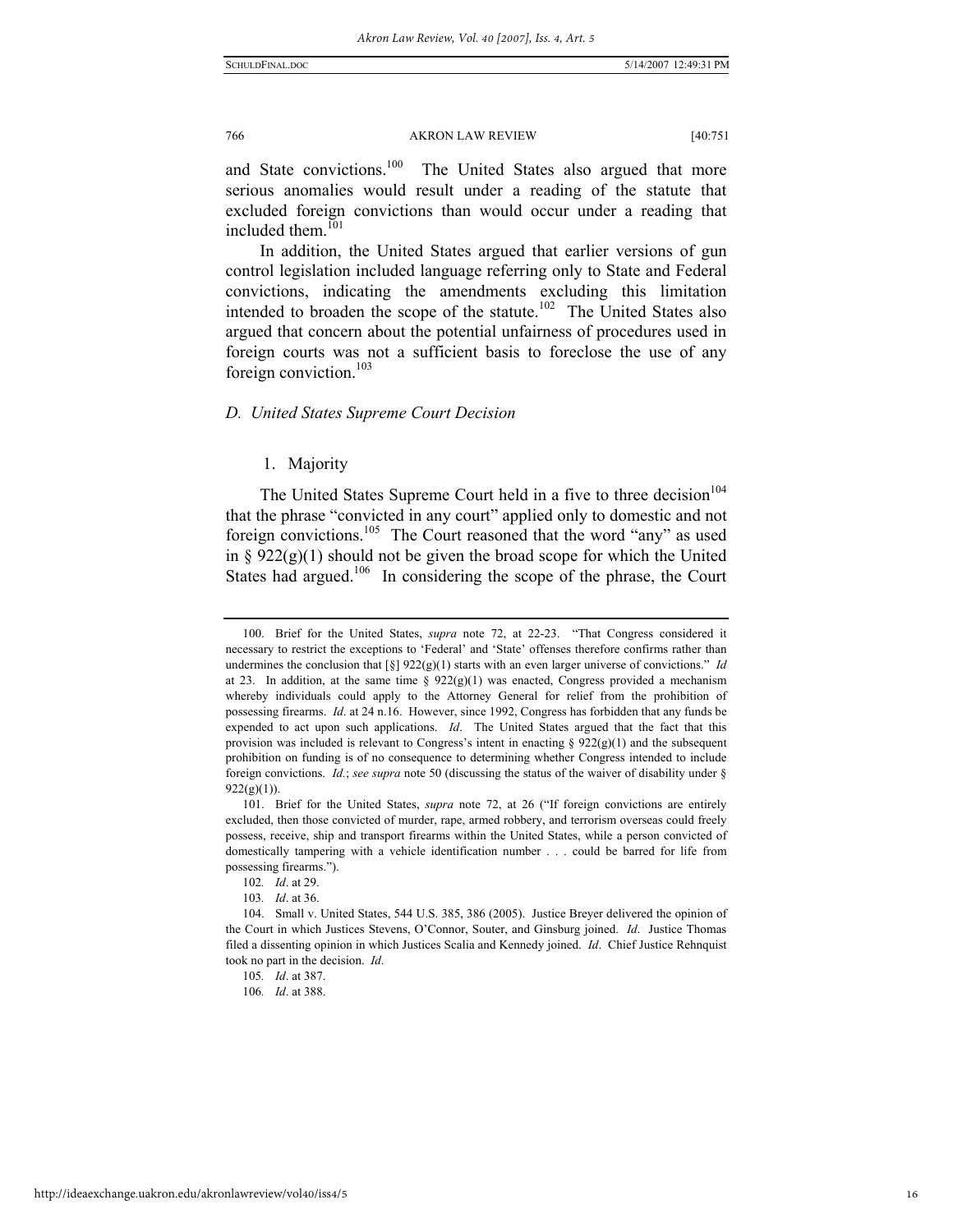and State convictions.[100] The United States also argued that more serious anomalies would result under a reading of the statute that excluded foreign convictions than would occur under a reading that included them.[101]

In addition, the United States argued that earlier versions of gun control legislation included language referring only to State and Federal convictions, indicating the amendments excluding this limitation intended to broaden the scope of the statute.[102] The United States also argued that concern about the potential unfairness of procedures used in foreign courts was not a sufficient basis to foreclose the use of any foreign conviction.[103]

### *D. United States Supreme Court Decision*

#### 1. Majority

The United States Supreme Court held in a five to three decision[104] that the phrase "convicted in any court" applied only to domestic and not foreign convictions.[105] The Court reasoned that the word "any" as used in § 922(g)(1) should not be given the broad scope for which the United States had argued.[106] In considering the scope of the phrase, the Court

---

100. Brief for the United States, *supra* note 72, at 22-23. "That Congress considered it necessary to restrict the exceptions to 'Federal' and 'State' offenses therefore confirms rather than undermines the conclusion that [§] 922(g)(1) starts with an even larger universe of convictions." *Id* at 23. In addition, at the same time § 922(g)(1) was enacted, Congress provided a mechanism whereby individuals could apply to the Attorney General for relief from the prohibition of possessing firearms. *Id*. at 24 n.16. However, since 1992, Congress has forbidden that any funds be expended to act upon such applications. *Id*. The United States argued that the fact that this provision was included is relevant to Congress's intent in enacting § 922(g)(1) and the subsequent prohibition on funding is of no consequence to determining whether Congress intended to include foreign convictions. *Id.*; *see supra* note 50 (discussing the status of the waiver of disability under § 922(g)(1)).

101. Brief for the United States, *supra* note 72, at 26 ("If foreign convictions are entirely excluded, then those convicted of murder, rape, armed robbery, and terrorism overseas could freely possess, receive, ship and transport firearms within the United States, while a person convicted of domestically tampering with a vehicle identification number . . . could be barred for life from possessing firearms.").

102. *Id*. at 29.

103. *Id*. at 36.

104. Small v. United States, 544 U.S. 385, 386 (2005). Justice Breyer delivered the opinion of the Court in which Justices Stevens, O'Connor, Souter, and Ginsburg joined. *Id*. Justice Thomas filed a dissenting opinion in which Justices Scalia and Kennedy joined. *Id*. Chief Justice Rehnquist took no part in the decision. *Id*.

105. *Id*. at 387.

106. *Id*. at 388.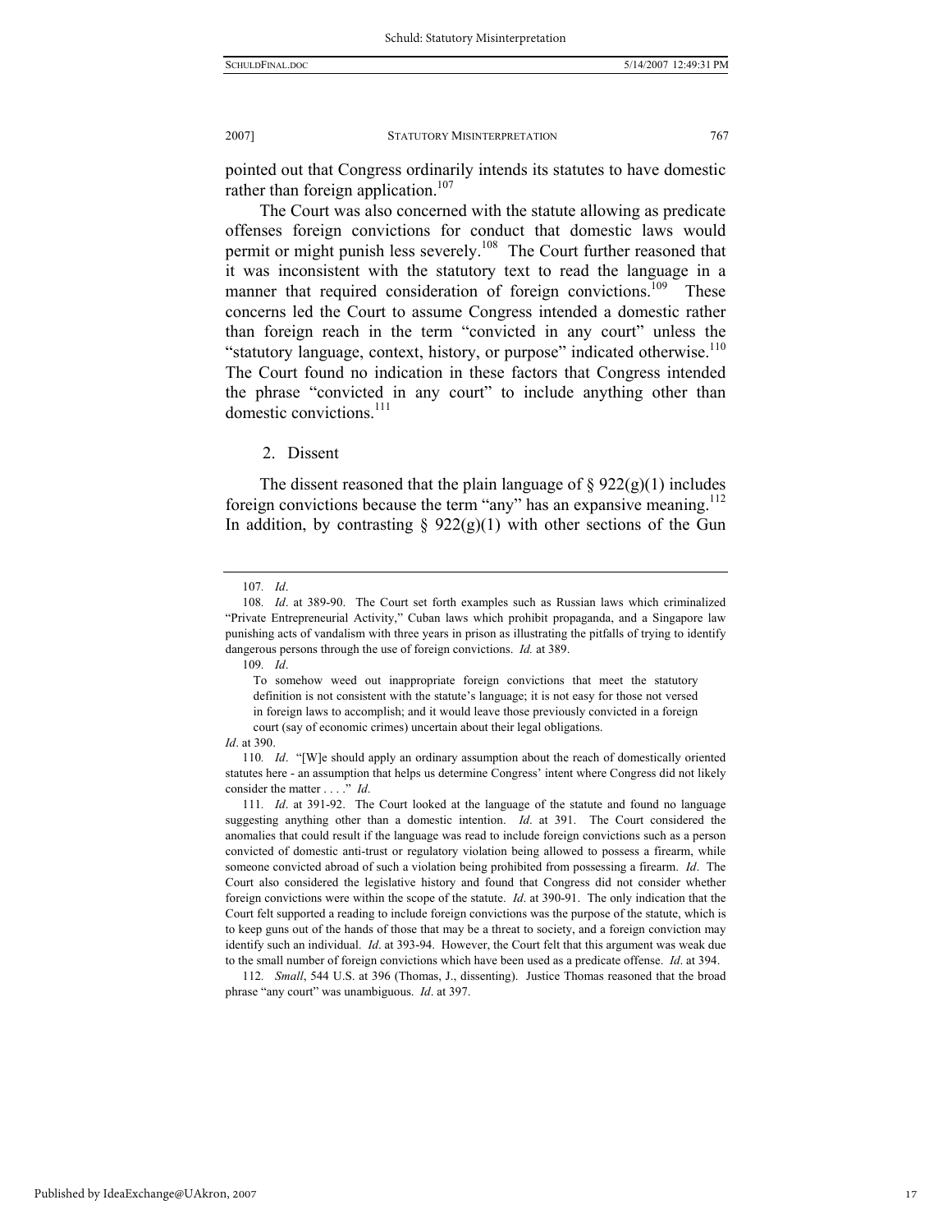pointed out that Congress ordinarily intends its statutes to have domestic rather than foreign application.[107]

The Court was also concerned with the statute allowing as predicate offenses foreign convictions for conduct that domestic laws would permit or might punish less severely.[108] The Court further reasoned that it was inconsistent with the statutory text to read the language in a manner that required consideration of foreign convictions.[109] These concerns led the Court to assume Congress intended a domestic rather than foreign reach in the term "convicted in any court" unless the "statutory language, context, history, or purpose" indicated otherwise.[110] The Court found no indication in these factors that Congress intended the phrase "convicted in any court" to include anything other than domestic convictions.[111]

### 2. Dissent

The dissent reasoned that the plain language of § 922(g)(1) includes foreign convictions because the term "any" has an expansive meaning.[112] In addition, by contrasting § 922(g)(1) with other sections of the Gun

---

107. *Id*.

108. *Id*. at 389-90. The Court set forth examples such as Russian laws which criminalized "Private Entrepreneurial Activity," Cuban laws which prohibit propaganda, and a Singapore law punishing acts of vandalism with three years in prison as illustrating the pitfalls of trying to identify dangerous persons through the use of foreign convictions. *Id.* at 389.

109. *Id*.

> To somehow weed out inappropriate foreign convictions that meet the statutory definition is not consistent with the statute's language; it is not easy for those not versed in foreign laws to accomplish; and it would leave those previously convicted in a foreign court (say of economic crimes) uncertain about their legal obligations.

*Id*. at 390.

110. *Id*. "[W]e should apply an ordinary assumption about the reach of domestically oriented statutes here - an assumption that helps us determine Congress' intent where Congress did not likely consider the matter . . . ." *Id*.

111. *Id*. at 391-92. The Court looked at the language of the statute and found no language suggesting anything other than a domestic intention. *Id*. at 391. The Court considered the anomalies that could result if the language was read to include foreign convictions such as a person convicted of domestic anti-trust or regulatory violation being allowed to possess a firearm, while someone convicted abroad of such a violation being prohibited from possessing a firearm. *Id*. The Court also considered the legislative history and found that Congress did not consider whether foreign convictions were within the scope of the statute. *Id*. at 390-91. The only indication that the Court felt supported a reading to include foreign convictions was the purpose of the statute, which is to keep guns out of the hands of those that may be a threat to society, and a foreign conviction may identify such an individual. *Id*. at 393-94. However, the Court felt that this argument was weak due to the small number of foreign convictions which have been used as a predicate offense. *Id*. at 394.

112. *Small*, 544 U.S. at 396 (Thomas, J., dissenting). Justice Thomas reasoned that the broad phrase "any court" was unambiguous. *Id*. at 397.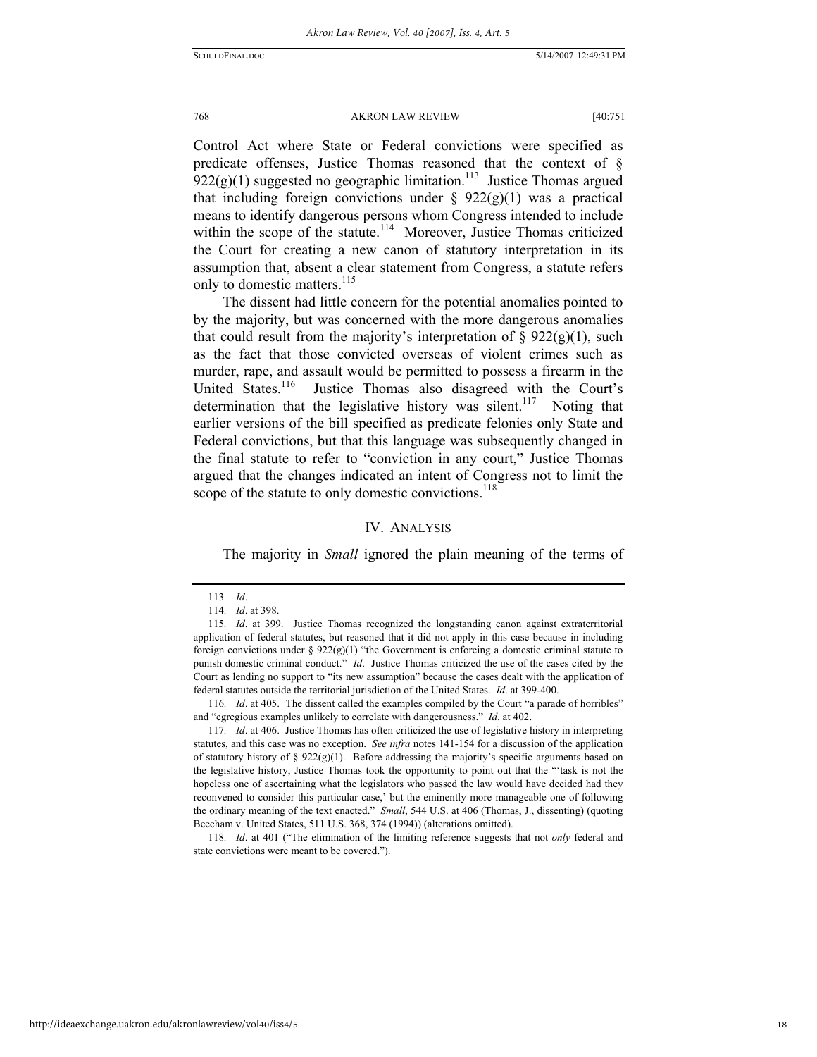Control Act where State or Federal convictions were specified as predicate offenses, Justice Thomas reasoned that the context of § 922(g)(1) suggested no geographic limitation.[113] Justice Thomas argued that including foreign convictions under § 922(g)(1) was a practical means to identify dangerous persons whom Congress intended to include within the scope of the statute.[114] Moreover, Justice Thomas criticized the Court for creating a new canon of statutory interpretation in its assumption that, absent a clear statement from Congress, a statute refers only to domestic matters.[115]

The dissent had little concern for the potential anomalies pointed to by the majority, but was concerned with the more dangerous anomalies that could result from the majority's interpretation of § 922(g)(1), such as the fact that those convicted overseas of violent crimes such as murder, rape, and assault would be permitted to possess a firearm in the United States.[116] Justice Thomas also disagreed with the Court's determination that the legislative history was silent.[117] Noting that earlier versions of the bill specified as predicate felonies only State and Federal convictions, but that this language was subsequently changed in the final statute to refer to "conviction in any court," Justice Thomas argued that the changes indicated an intent of Congress not to limit the scope of the statute to only domestic convictions.[118]

## IV. ANALYSIS

The majority in *Small* ignored the plain meaning of the terms of

---

113. *Id*.

114. *Id*. at 398.

115. *Id*. at 399. Justice Thomas recognized the longstanding canon against extraterritorial application of federal statutes, but reasoned that it did not apply in this case because in including foreign convictions under § 922(g)(1) "the Government is enforcing a domestic criminal statute to punish domestic criminal conduct." *Id*. Justice Thomas criticized the use of the cases cited by the Court as lending no support to "its new assumption" because the cases dealt with the application of federal statutes outside the territorial jurisdiction of the United States. *Id*. at 399-400.

116. *Id*. at 405. The dissent called the examples compiled by the Court "a parade of horribles" and "egregious examples unlikely to correlate with dangerousness." *Id*. at 402.

117. *Id*. at 406. Justice Thomas has often criticized the use of legislative history in interpreting statutes, and this case was no exception. *See infra* notes 141-154 for a discussion of the application of statutory history of § 922(g)(1). Before addressing the majority's specific arguments based on the legislative history, Justice Thomas took the opportunity to point out that the "'task is not the hopeless one of ascertaining what the legislators who passed the law would have decided had they reconvened to consider this particular case,' but the eminently more manageable one of following the ordinary meaning of the text enacted." *Small*, 544 U.S. at 406 (Thomas, J., dissenting) (quoting Beecham v. United States, 511 U.S. 368, 374 (1994)) (alterations omitted).

118. *Id*. at 401 ("The elimination of the limiting reference suggests that not *only* federal and state convictions were meant to be covered.").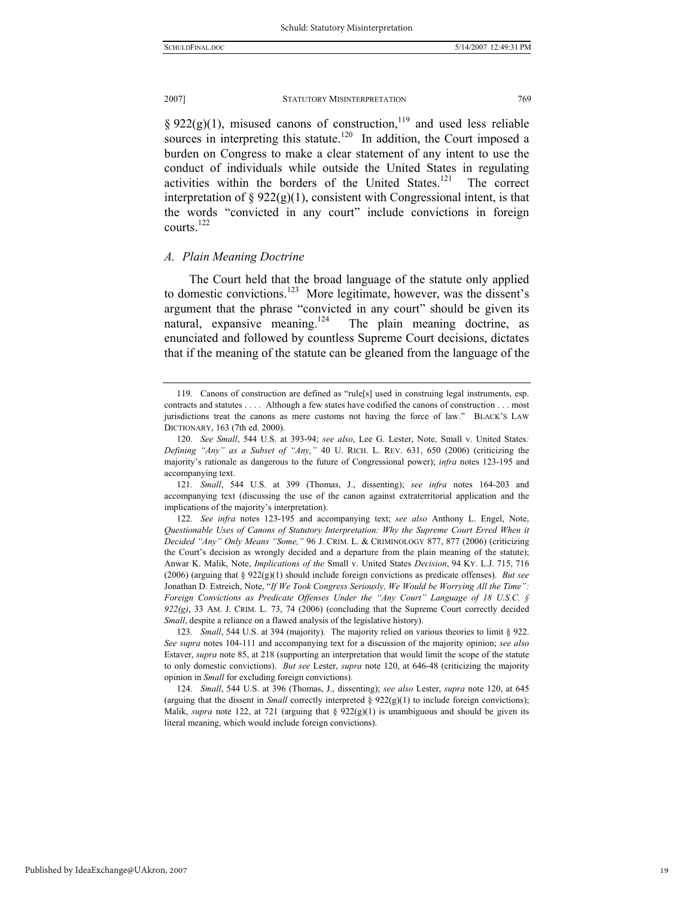§ 922(g)(1), misused canons of construction,[119] and used less reliable sources in interpreting this statute.[120] In addition, the Court imposed a burden on Congress to make a clear statement of any intent to use the conduct of individuals while outside the United States in regulating activities within the borders of the United States.[121] The correct interpretation of § 922(g)(1), consistent with Congressional intent, is that the words "convicted in any court" include convictions in foreign courts.[122]

### *A. Plain Meaning Doctrine*

The Court held that the broad language of the statute only applied to domestic convictions.[123] More legitimate, however, was the dissent's argument that the phrase "convicted in any court" should be given its natural, expansive meaning.[124] The plain meaning doctrine, as enunciated and followed by countless Supreme Court decisions, dictates that if the meaning of the statute can be gleaned from the language of the

---

119. Canons of construction are defined as "rule[s] used in construing legal instruments, esp. contracts and statutes . . . . Although a few states have codified the canons of construction . . . most jurisdictions treat the canons as mere customs not having the force of law." BLACK'S LAW DICTIONARY, 163 (7th ed. 2000).

120. *See Small*, 544 U.S. at 393-94; *see also*, Lee G. Lester, Note, Small v. United States*: Defining "Any" as a Subset of "Any,"* 40 U. RICH. L. REV. 631, 650 (2006) (criticizing the majority's rationale as dangerous to the future of Congressional power); *infra* notes 123-195 and accompanying text.

121. *Small*, 544 U.S. at 399 (Thomas, J., dissenting); *see infra* notes 164-203 and accompanying text (discussing the use of the canon against extraterritorial application and the implications of the majority's interpretation).

122. *See infra* notes 123-195 and accompanying text; *see also* Anthony L. Engel, Note, *Questionable Uses of Canons of Statutory Interpretation: Why the Supreme Court Erred When it Decided "Any" Only Means "Some,"* 96 J. CRIM. L. & CRIMINOLOGY 877, 877 (2006) (criticizing the Court's decision as wrongly decided and a departure from the plain meaning of the statute); Anwar K. Malik, Note, *Implications of the* Small v. United States *Decision*, 94 KY. L.J. 715, 716 (2006) (arguing that § 922(g)(1) should include foreign convictions as predicate offenses). *But see* Jonathan D. Estreich, Note, "*If We Took Congress Seriously, We Would be Worrying All the Time": Foreign Convictions as Predicate Offenses Under the "Any Court" Language of 18 U.S.C. § 922(g)*, 33 AM. J. CRIM. L. 73, 74 (2006) (concluding that the Supreme Court correctly decided *Small*, despite a reliance on a flawed analysis of the legislative history).

123. *Small*, 544 U.S. at 394 (majority). The majority relied on various theories to limit § 922. *See supra* notes 104-111 and accompanying text for a discussion of the majority opinion; *see also* Estaver, *supra* note 85, at 218 (supporting an interpretation that would limit the scope of the statute to only domestic convictions). *But see* Lester, *supra* note 120, at 646-48 (criticizing the majority opinion in *Small* for excluding foreign convictions).

124. *Small*, 544 U.S. at 396 (Thomas, J., dissenting); *see also* Lester, *supra* note 120, at 645 (arguing that the dissent in *Small* correctly interpreted § 922(g)(1) to include foreign convictions); Malik, *supra* note 122, at 721 (arguing that § 922(g)(1) is unambiguous and should be given its literal meaning, which would include foreign convictions).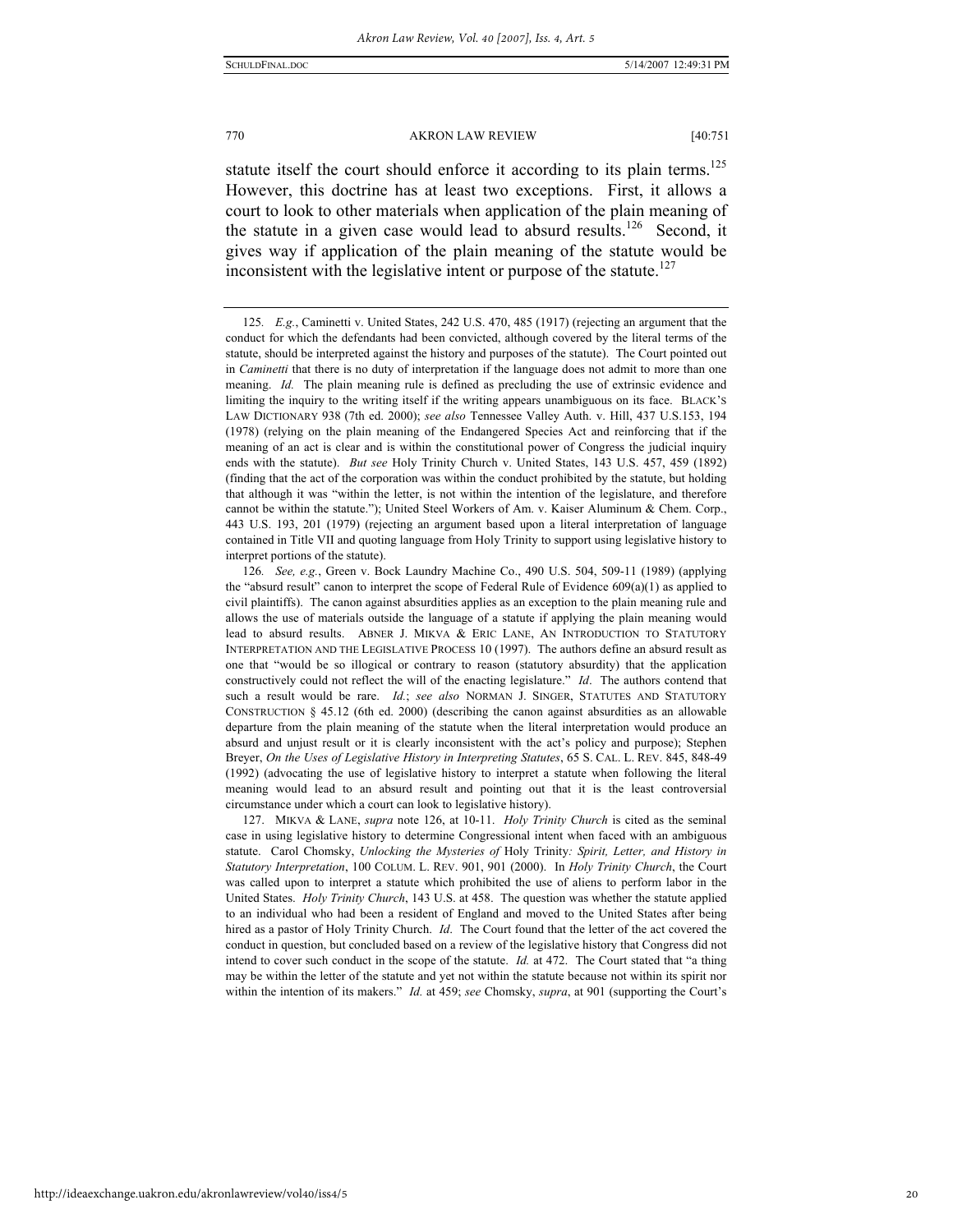statute itself the court should enforce it according to its plain terms.[125] However, this doctrine has at least two exceptions. First, it allows a court to look to other materials when application of the plain meaning of the statute in a given case would lead to absurd results.[126] Second, it gives way if application of the plain meaning of the statute would be inconsistent with the legislative intent or purpose of the statute.[127]

---

125. *E.g.*, Caminetti v. United States, 242 U.S. 470, 485 (1917) (rejecting an argument that the conduct for which the defendants had been convicted, although covered by the literal terms of the statute, should be interpreted against the history and purposes of the statute). The Court pointed out in *Caminetti* that there is no duty of interpretation if the language does not admit to more than one meaning. *Id.* The plain meaning rule is defined as precluding the use of extrinsic evidence and limiting the inquiry to the writing itself if the writing appears unambiguous on its face. BLACK'S LAW DICTIONARY 938 (7th ed. 2000); *see also* Tennessee Valley Auth. v. Hill, 437 U.S.153, 194 (1978) (relying on the plain meaning of the Endangered Species Act and reinforcing that if the meaning of an act is clear and is within the constitutional power of Congress the judicial inquiry ends with the statute). *But see* Holy Trinity Church v. United States, 143 U.S. 457, 459 (1892) (finding that the act of the corporation was within the conduct prohibited by the statute, but holding that although it was "within the letter, is not within the intention of the legislature, and therefore cannot be within the statute."); United Steel Workers of Am. v. Kaiser Aluminum & Chem. Corp., 443 U.S. 193, 201 (1979) (rejecting an argument based upon a literal interpretation of language contained in Title VII and quoting language from Holy Trinity to support using legislative history to interpret portions of the statute).

126. *See, e.g.*, Green v. Bock Laundry Machine Co., 490 U.S. 504, 509-11 (1989) (applying the "absurd result" canon to interpret the scope of Federal Rule of Evidence 609(a)(1) as applied to civil plaintiffs). The canon against absurdities applies as an exception to the plain meaning rule and allows the use of materials outside the language of a statute if applying the plain meaning would lead to absurd results. ABNER J. MIKVA & ERIC LANE, AN INTRODUCTION TO STATUTORY INTERPRETATION AND THE LEGISLATIVE PROCESS 10 (1997). The authors define an absurd result as one that "would be so illogical or contrary to reason (statutory absurdity) that the application constructively could not reflect the will of the enacting legislature." *Id*. The authors contend that such a result would be rare. *Id.*; *see also* NORMAN J. SINGER, STATUTES AND STATUTORY CONSTRUCTION § 45.12 (6th ed. 2000) (describing the canon against absurdities as an allowable departure from the plain meaning of the statute when the literal interpretation would produce an absurd and unjust result or it is clearly inconsistent with the act's policy and purpose); Stephen Breyer, *On the Uses of Legislative History in Interpreting Statutes*, 65 S. CAL. L. REV. 845, 848-49 (1992) (advocating the use of legislative history to interpret a statute when following the literal meaning would lead to an absurd result and pointing out that it is the least controversial circumstance under which a court can look to legislative history).

127. MIKVA & LANE, *supra* note 126, at 10-11. *Holy Trinity Church* is cited as the seminal case in using legislative history to determine Congressional intent when faced with an ambiguous statute. Carol Chomsky, *Unlocking the Mysteries of* Holy Trinity*: Spirit, Letter, and History in Statutory Interpretation*, 100 COLUM. L. REV. 901, 901 (2000). In *Holy Trinity Church*, the Court was called upon to interpret a statute which prohibited the use of aliens to perform labor in the United States. *Holy Trinity Church*, 143 U.S. at 458. The question was whether the statute applied to an individual who had been a resident of England and moved to the United States after being hired as a pastor of Holy Trinity Church. *Id*. The Court found that the letter of the act covered the conduct in question, but concluded based on a review of the legislative history that Congress did not intend to cover such conduct in the scope of the statute. *Id.* at 472. The Court stated that "a thing may be within the letter of the statute and yet not within the statute because not within its spirit nor within the intention of its makers." *Id.* at 459; *see* Chomsky, *supra*, at 901 (supporting the Court's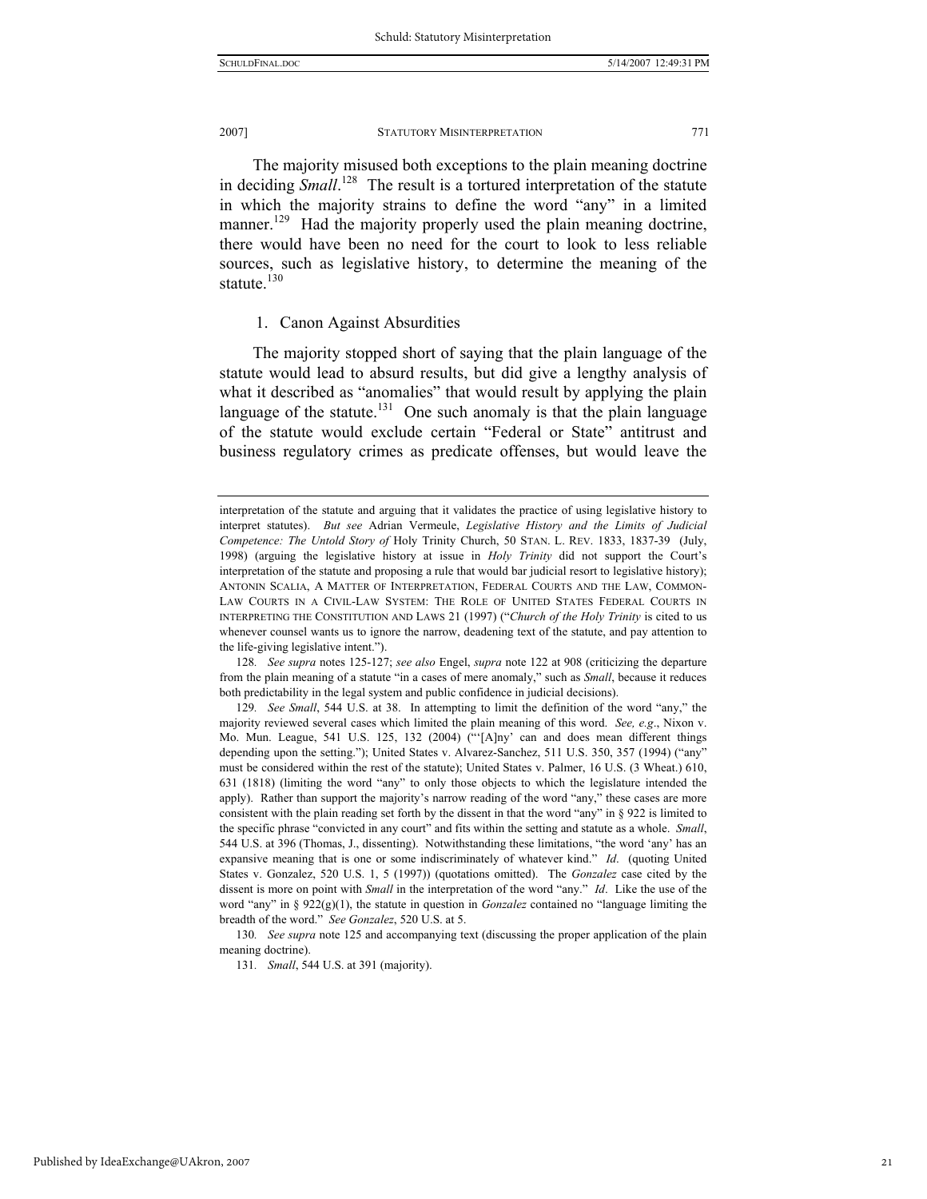The majority misused both exceptions to the plain meaning doctrine in deciding *Small*.[128] The result is a tortured interpretation of the statute in which the majority strains to define the word "any" in a limited manner.[129] Had the majority properly used the plain meaning doctrine, there would have been no need for the court to look to less reliable sources, such as legislative history, to determine the meaning of the statute.[130]

### 1. Canon Against Absurdities

The majority stopped short of saying that the plain language of the statute would lead to absurd results, but did give a lengthy analysis of what it described as "anomalies" that would result by applying the plain language of the statute.[131] One such anomaly is that the plain language of the statute would exclude certain "Federal or State" antitrust and business regulatory crimes as predicate offenses, but would leave the

---

interpretation of the statute and arguing that it validates the practice of using legislative history to interpret statutes). *But see* Adrian Vermeule, *Legislative History and the Limits of Judicial Competence: The Untold Story of* Holy Trinity Church, 50 STAN. L. REV. 1833, 1837-39 (July, 1998) (arguing the legislative history at issue in *Holy Trinity* did not support the Court's interpretation of the statute and proposing a rule that would bar judicial resort to legislative history); ANTONIN SCALIA, A MATTER OF INTERPRETATION, FEDERAL COURTS AND THE LAW, COMMON-LAW COURTS IN A CIVIL-LAW SYSTEM: THE ROLE OF UNITED STATES FEDERAL COURTS IN INTERPRETING THE CONSTITUTION AND LAWS 21 (1997) ("*Church of the Holy Trinity* is cited to us whenever counsel wants us to ignore the narrow, deadening text of the statute, and pay attention to the life-giving legislative intent.").

128. *See supra* notes 125-127; *see also* Engel, *supra* note 122 at 908 (criticizing the departure from the plain meaning of a statute "in a cases of mere anomaly," such as *Small*, because it reduces both predictability in the legal system and public confidence in judicial decisions).

129. *See Small*, 544 U.S. at 38. In attempting to limit the definition of the word "any," the majority reviewed several cases which limited the plain meaning of this word. *See, e.g*., Nixon v. Mo. Mun. League, 541 U.S. 125, 132 (2004) ("'[A]ny' can and does mean different things depending upon the setting."); United States v. Alvarez-Sanchez, 511 U.S. 350, 357 (1994) ("any" must be considered within the rest of the statute); United States v. Palmer, 16 U.S. (3 Wheat.) 610, 631 (1818) (limiting the word "any" to only those objects to which the legislature intended the apply). Rather than support the majority's narrow reading of the word "any," these cases are more consistent with the plain reading set forth by the dissent in that the word "any" in § 922 is limited to the specific phrase "convicted in any court" and fits within the setting and statute as a whole. *Small*, 544 U.S. at 396 (Thomas, J., dissenting). Notwithstanding these limitations, "the word 'any' has an expansive meaning that is one or some indiscriminately of whatever kind." *Id*. (quoting United States v. Gonzalez, 520 U.S. 1, 5 (1997)) (quotations omitted). The *Gonzalez* case cited by the dissent is more on point with *Small* in the interpretation of the word "any." *Id*. Like the use of the word "any" in § 922(g)(1), the statute in question in *Gonzalez* contained no "language limiting the breadth of the word." *See Gonzalez*, 520 U.S. at 5.

130. *See supra* note 125 and accompanying text (discussing the proper application of the plain meaning doctrine).

131. *Small*, 544 U.S. at 391 (majority).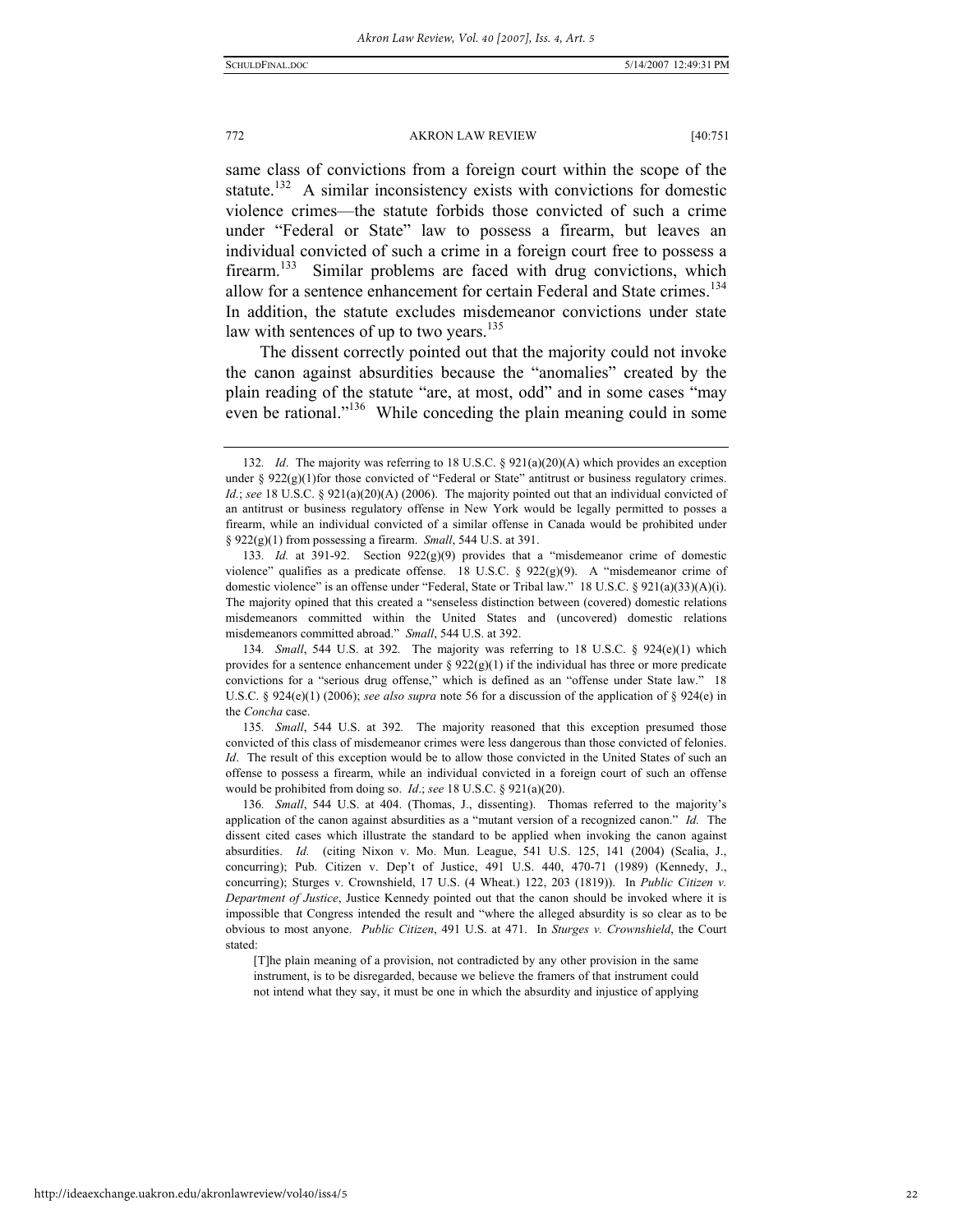same class of convictions from a foreign court within the scope of the statute.[132] A similar inconsistency exists with convictions for domestic violence crimes—the statute forbids those convicted of such a crime under "Federal or State" law to possess a firearm, but leaves an individual convicted of such a crime in a foreign court free to possess a firearm.[133] Similar problems are faced with drug convictions, which allow for a sentence enhancement for certain Federal and State crimes.[134] In addition, the statute excludes misdemeanor convictions under state law with sentences of up to two years.[135]

The dissent correctly pointed out that the majority could not invoke the canon against absurdities because the "anomalies" created by the plain reading of the statute "are, at most, odd" and in some cases "may even be rational."[136] While conceding the plain meaning could in some

---

132. *Id*. The majority was referring to 18 U.S.C. § 921(a)(20)(A) which provides an exception under § 922(g)(1)for those convicted of "Federal or State" antitrust or business regulatory crimes. *Id.*; *see* 18 U.S.C. § 921(a)(20)(A) (2006). The majority pointed out that an individual convicted of an antitrust or business regulatory offense in New York would be legally permitted to posses a firearm, while an individual convicted of a similar offense in Canada would be prohibited under § 922(g)(1) from possessing a firearm. *Small*, 544 U.S. at 391.

133. *Id.* at 391-92. Section 922(g)(9) provides that a "misdemeanor crime of domestic violence" qualifies as a predicate offense. 18 U.S.C. § 922(g)(9). A "misdemeanor crime of domestic violence" is an offense under "Federal, State or Tribal law." 18 U.S.C. § 921(a)(33)(A)(i). The majority opined that this created a "senseless distinction between (covered) domestic relations misdemeanors committed within the United States and (uncovered) domestic relations misdemeanors committed abroad." *Small*, 544 U.S. at 392.

134. *Small*, 544 U.S. at 392. The majority was referring to 18 U.S.C. § 924(e)(1) which provides for a sentence enhancement under § 922(g)(1) if the individual has three or more predicate convictions for a "serious drug offense," which is defined as an "offense under State law." 18 U.S.C. § 924(e)(1) (2006); *see also supra* note 56 for a discussion of the application of § 924(e) in the *Concha* case.

135. *Small*, 544 U.S. at 392. The majority reasoned that this exception presumed those convicted of this class of misdemeanor crimes were less dangerous than those convicted of felonies. *Id*. The result of this exception would be to allow those convicted in the United States of such an offense to possess a firearm, while an individual convicted in a foreign court of such an offense would be prohibited from doing so. *Id.*; *see* 18 U.S.C. § 921(a)(20).

136. *Small*, 544 U.S. at 404. (Thomas, J., dissenting). Thomas referred to the majority's application of the canon against absurdities as a "mutant version of a recognized canon." *Id.* The dissent cited cases which illustrate the standard to be applied when invoking the canon against absurdities. *Id.* (citing Nixon v. Mo. Mun. League, 541 U.S. 125, 141 (2004) (Scalia, J., concurring); Pub. Citizen v. Dep't of Justice, 491 U.S. 440, 470-71 (1989) (Kennedy, J., concurring); Sturges v. Crownshield, 17 U.S. (4 Wheat.) 122, 203 (1819)). In *Public Citizen v. Department of Justice*, Justice Kennedy pointed out that the canon should be invoked where it is impossible that Congress intended the result and "where the alleged absurdity is so clear as to be obvious to most anyone. *Public Citizen*, 491 U.S. at 471. In *Sturges v. Crownshield*, the Court stated:

> [T]he plain meaning of a provision, not contradicted by any other provision in the same instrument, is to be disregarded, because we believe the framers of that instrument could not intend what they say, it must be one in which the absurdity and injustice of applying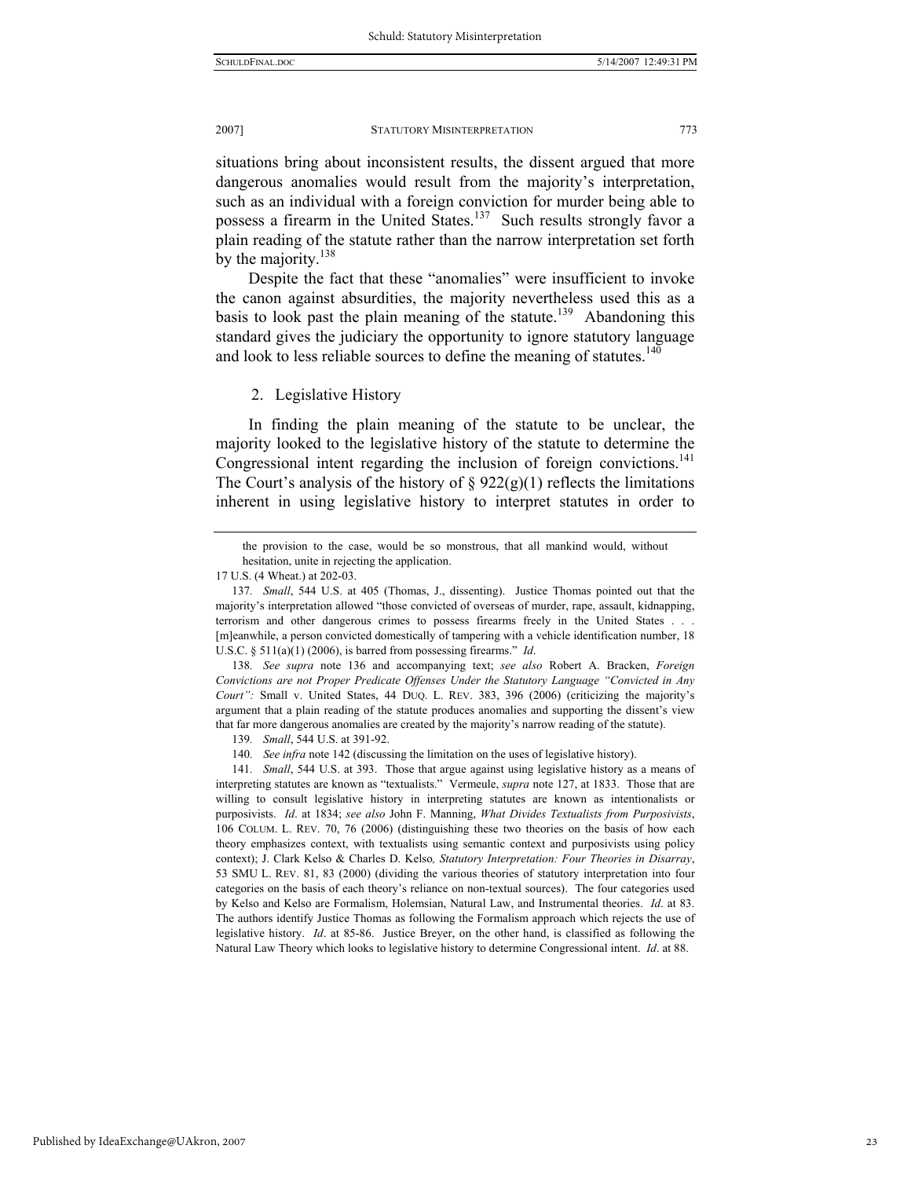situations bring about inconsistent results, the dissent argued that more dangerous anomalies would result from the majority's interpretation, such as an individual with a foreign conviction for murder being able to possess a firearm in the United States.[137] Such results strongly favor a plain reading of the statute rather than the narrow interpretation set forth by the majority.[138]

Despite the fact that these "anomalies" were insufficient to invoke the canon against absurdities, the majority nevertheless used this as a basis to look past the plain meaning of the statute.[139] Abandoning this standard gives the judiciary the opportunity to ignore statutory language and look to less reliable sources to define the meaning of statutes.[140]

### 2. Legislative History

In finding the plain meaning of the statute to be unclear, the majority looked to the legislative history of the statute to determine the Congressional intent regarding the inclusion of foreign convictions.[141] The Court's analysis of the history of § 922(g)(1) reflects the limitations inherent in using legislative history to interpret statutes in order to

---

the provision to the case, would be so monstrous, that all mankind would, without hesitation, unite in rejecting the application.

17 U.S. (4 Wheat.) at 202-03.

137. *Small*, 544 U.S. at 405 (Thomas, J., dissenting). Justice Thomas pointed out that the majority's interpretation allowed "those convicted of overseas of murder, rape, assault, kidnapping, terrorism and other dangerous crimes to possess firearms freely in the United States . . . [m]eanwhile, a person convicted domestically of tampering with a vehicle identification number, 18 U.S.C. § 511(a)(1) (2006), is barred from possessing firearms." *Id*.

138. *See supra* note 136 and accompanying text; *see also* Robert A. Bracken, *Foreign Convictions are not Proper Predicate Offenses Under the Statutory Language "Convicted in Any Court":* Small v. United States, 44 DUQ. L. REV. 383, 396 (2006) (criticizing the majority's argument that a plain reading of the statute produces anomalies and supporting the dissent's view that far more dangerous anomalies are created by the majority's narrow reading of the statute).

139. *Small*, 544 U.S. at 391-92.

140. *See infra* note 142 (discussing the limitation on the uses of legislative history).

141. *Small*, 544 U.S. at 393. Those that argue against using legislative history as a means of interpreting statutes are known as "textualists." Vermeule, *supra* note 127, at 1833. Those that are willing to consult legislative history in interpreting statutes are known as intentionalists or purposivists. *Id*. at 1834; *see also* John F. Manning, *What Divides Textualists from Purposivists*, 106 COLUM. L. REV. 70, 76 (2006) (distinguishing these two theories on the basis of how each theory emphasizes context, with textualists using semantic context and purposivists using policy context); J. Clark Kelso & Charles D. Kelso*, Statutory Interpretation: Four Theories in Disarray*, 53 SMU L. REV. 81, 83 (2000) (dividing the various theories of statutory interpretation into four categories on the basis of each theory's reliance on non-textual sources). The four categories used by Kelso and Kelso are Formalism, Holemsian, Natural Law, and Instrumental theories. *Id*. at 83. The authors identify Justice Thomas as following the Formalism approach which rejects the use of legislative history. *Id*. at 85-86. Justice Breyer, on the other hand, is classified as following the Natural Law Theory which looks to legislative history to determine Congressional intent. *Id*. at 88.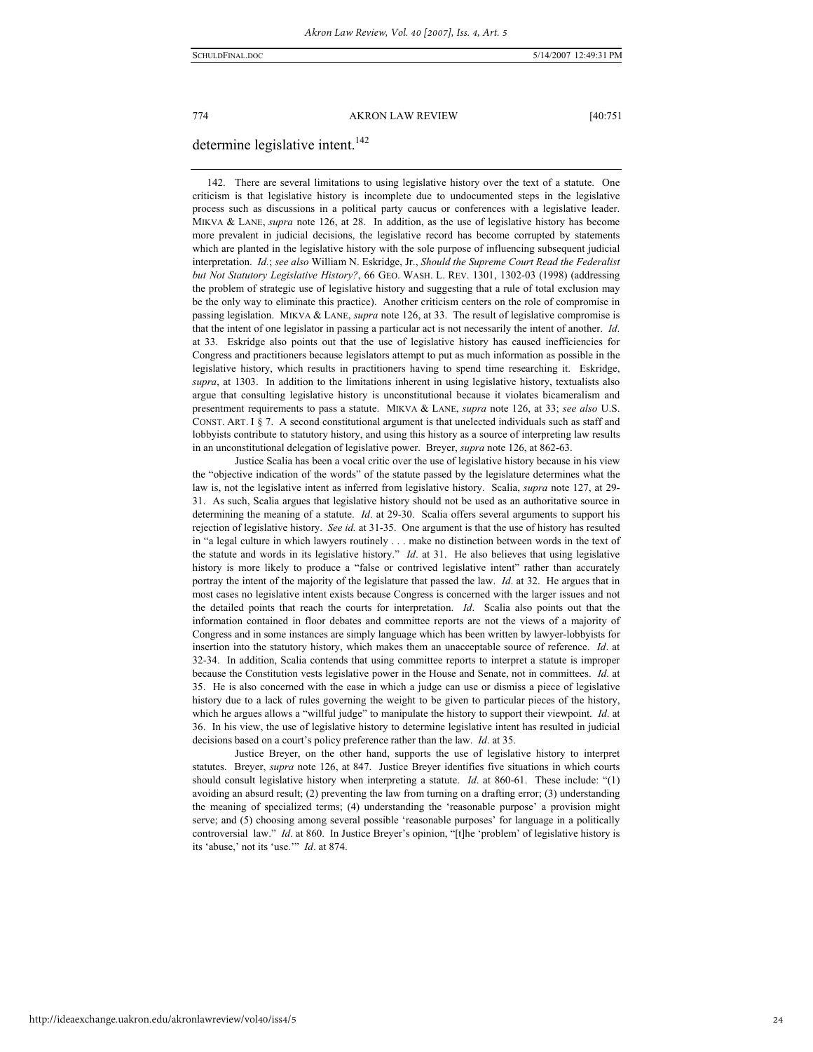determine legislative intent.[142]

---

142. There are several limitations to using legislative history over the text of a statute. One criticism is that legislative history is incomplete due to undocumented steps in the legislative process such as discussions in a political party caucus or conferences with a legislative leader. MIKVA & LANE, *supra* note 126, at 28. In addition, as the use of legislative history has become more prevalent in judicial decisions, the legislative record has become corrupted by statements which are planted in the legislative history with the sole purpose of influencing subsequent judicial interpretation. *Id.*; *see also* William N. Eskridge, Jr., *Should the Supreme Court Read the Federalist but Not Statutory Legislative History?*, 66 GEO. WASH. L. REV. 1301, 1302-03 (1998) (addressing the problem of strategic use of legislative history and suggesting that a rule of total exclusion may be the only way to eliminate this practice). Another criticism centers on the role of compromise in passing legislation. MIKVA & LANE, *supra* note 126, at 33. The result of legislative compromise is that the intent of one legislator in passing a particular act is not necessarily the intent of another. *Id*. at 33. Eskridge also points out that the use of legislative history has caused inefficiencies for Congress and practitioners because legislators attempt to put as much information as possible in the legislative history, which results in practitioners having to spend time researching it. Eskridge, *supra*, at 1303. In addition to the limitations inherent in using legislative history, textualists also argue that consulting legislative history is unconstitutional because it violates bicameralism and presentment requirements to pass a statute. MIKVA & LANE, *supra* note 126, at 33; *see also* U.S. CONST. ART. I § 7. A second constitutional argument is that unelected individuals such as staff and lobbyists contribute to statutory history, and using this history as a source of interpreting law results in an unconstitutional delegation of legislative power. Breyer, *supra* note 126, at 862-63.

Justice Scalia has been a vocal critic over the use of legislative history because in his view the "objective indication of the words" of the statute passed by the legislature determines what the law is, not the legislative intent as inferred from legislative history. Scalia, *supra* note 127, at 29-31. As such, Scalia argues that legislative history should not be used as an authoritative source in determining the meaning of a statute. *Id*. at 29-30. Scalia offers several arguments to support his rejection of legislative history. *See id.* at 31-35. One argument is that the use of history has resulted in "a legal culture in which lawyers routinely . . . make no distinction between words in the text of the statute and words in its legislative history." *Id*. at 31. He also believes that using legislative history is more likely to produce a "false or contrived legislative intent" rather than accurately portray the intent of the majority of the legislature that passed the law. *Id*. at 32. He argues that in most cases no legislative intent exists because Congress is concerned with the larger issues and not the detailed points that reach the courts for interpretation. *Id*. Scalia also points out that the information contained in floor debates and committee reports are not the views of a majority of Congress and in some instances are simply language which has been written by lawyer-lobbyists for insertion into the statutory history, which makes them an unacceptable source of reference. *Id*. at 32-34. In addition, Scalia contends that using committee reports to interpret a statute is improper because the Constitution vests legislative power in the House and Senate, not in committees. *Id*. at 35. He is also concerned with the ease in which a judge can use or dismiss a piece of legislative history due to a lack of rules governing the weight to be given to particular pieces of the history, which he argues allows a "willful judge" to manipulate the history to support their viewpoint. *Id*. at 36. In his view, the use of legislative history to determine legislative intent has resulted in judicial decisions based on a court's policy preference rather than the law. *Id*. at 35.

Justice Breyer, on the other hand, supports the use of legislative history to interpret statutes. Breyer, *supra* note 126, at 847. Justice Breyer identifies five situations in which courts should consult legislative history when interpreting a statute. *Id*. at 860-61. These include: "(1) avoiding an absurd result; (2) preventing the law from turning on a drafting error; (3) understanding the meaning of specialized terms; (4) understanding the 'reasonable purpose' a provision might serve; and (5) choosing among several possible 'reasonable purposes' for language in a politically controversial law." *Id*. at 860. In Justice Breyer's opinion, "[t]he 'problem' of legislative history is its 'abuse,' not its 'use.'" *Id*. at 874.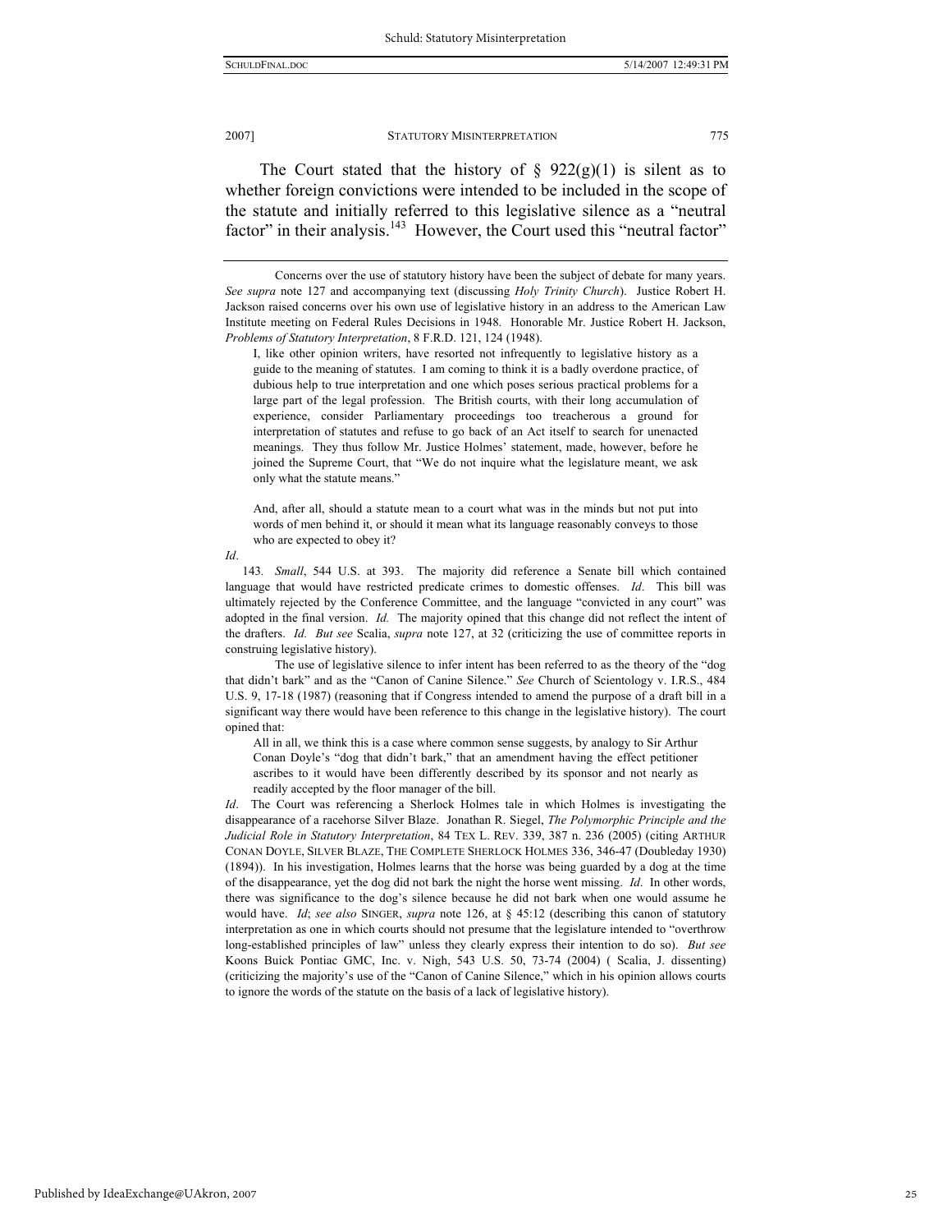The Court stated that the history of § 922(g)(1) is silent as to whether foreign convictions were intended to be included in the scope of the statute and initially referred to this legislative silence as a "neutral factor" in their analysis.[143] However, the Court used this "neutral factor"

---

Concerns over the use of statutory history have been the subject of debate for many years. *See supra* note 127 and accompanying text (discussing *Holy Trinity Church*). Justice Robert H. Jackson raised concerns over his own use of legislative history in an address to the American Law Institute meeting on Federal Rules Decisions in 1948. Honorable Mr. Justice Robert H. Jackson, *Problems of Statutory Interpretation*, 8 F.R.D. 121, 124 (1948).

> I, like other opinion writers, have resorted not infrequently to legislative history as a guide to the meaning of statutes. I am coming to think it is a badly overdone practice, of dubious help to true interpretation and one which poses serious practical problems for a large part of the legal profession. The British courts, with their long accumulation of experience, consider Parliamentary proceedings too treacherous a ground for interpretation of statutes and refuse to go back of an Act itself to search for unenacted meanings. They thus follow Mr. Justice Holmes' statement, made, however, before he joined the Supreme Court, that "We do not inquire what the legislature meant, we ask only what the statute means."
>
> And, after all, should a statute mean to a court what was in the minds but not put into words of men behind it, or should it mean what its language reasonably conveys to those who are expected to obey it?

*Id*.

143. *Small*, 544 U.S. at 393. The majority did reference a Senate bill which contained language that would have restricted predicate crimes to domestic offenses. *Id*. This bill was ultimately rejected by the Conference Committee, and the language "convicted in any court" was adopted in the final version. *Id.* The majority opined that this change did not reflect the intent of the drafters. *Id. But see* Scalia, *supra* note 127, at 32 (criticizing the use of committee reports in construing legislative history).

The use of legislative silence to infer intent has been referred to as the theory of the "dog that didn't bark" and as the "Canon of Canine Silence." *See* Church of Scientology v. I.R.S., 484 U.S. 9, 17-18 (1987) (reasoning that if Congress intended to amend the purpose of a draft bill in a significant way there would have been reference to this change in the legislative history). The court opined that:

> All in all, we think this is a case where common sense suggests, by analogy to Sir Arthur Conan Doyle's "dog that didn't bark," that an amendment having the effect petitioner ascribes to it would have been differently described by its sponsor and not nearly as readily accepted by the floor manager of the bill.

*Id*. The Court was referencing a Sherlock Holmes tale in which Holmes is investigating the disappearance of a racehorse Silver Blaze. Jonathan R. Siegel, *The Polymorphic Principle and the Judicial Role in Statutory Interpretation*, 84 TEX L. REV. 339, 387 n. 236 (2005) (citing ARTHUR CONAN DOYLE, SILVER BLAZE, THE COMPLETE SHERLOCK HOLMES 336, 346-47 (Doubleday 1930) (1894)). In his investigation, Holmes learns that the horse was being guarded by a dog at the time of the disappearance, yet the dog did not bark the night the horse went missing. *Id*. In other words, there was significance to the dog's silence because he did not bark when one would assume he would have. *Id*; *see also* SINGER, *supra* note 126, at § 45:12 (describing this canon of statutory interpretation as one in which courts should not presume that the legislature intended to "overthrow long-established principles of law" unless they clearly express their intention to do so). *But see* Koons Buick Pontiac GMC, Inc. v. Nigh, 543 U.S. 50, 73-74 (2004) ( Scalia, J. dissenting) (criticizing the majority's use of the "Canon of Canine Silence," which in his opinion allows courts to ignore the words of the statute on the basis of a lack of legislative history).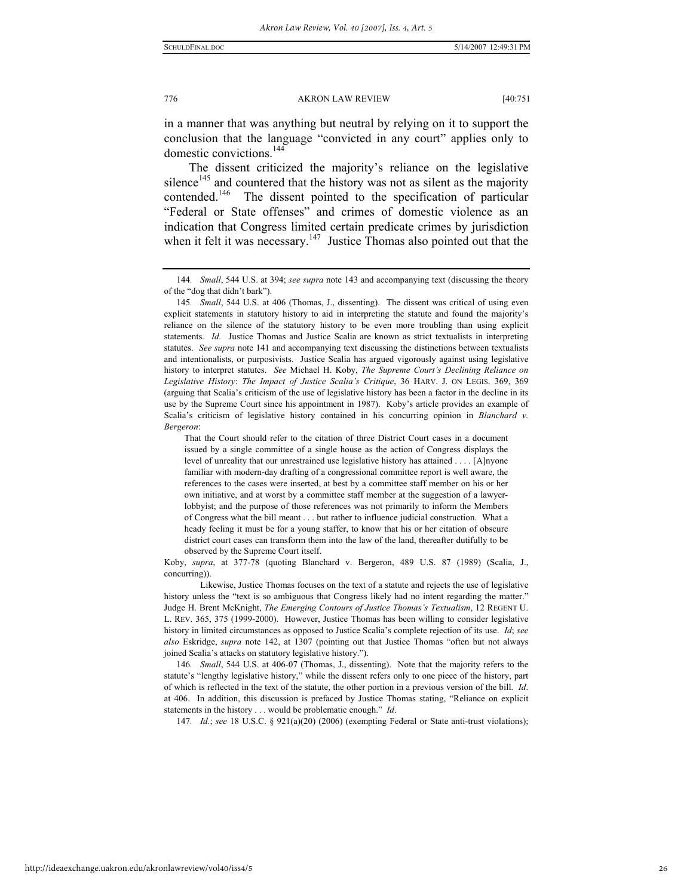in a manner that was anything but neutral by relying on it to support the conclusion that the language "convicted in any court" applies only to domestic convictions.[144]

The dissent criticized the majority's reliance on the legislative silence[145] and countered that the history was not as silent as the majority contended.[146] The dissent pointed to the specification of particular "Federal or State offenses" and crimes of domestic violence as an indication that Congress limited certain predicate crimes by jurisdiction when it felt it was necessary.[147] Justice Thomas also pointed out that the

---

144. *Small*, 544 U.S. at 394; *see supra* note 143 and accompanying text (discussing the theory of the "dog that didn't bark").

145. *Small*, 544 U.S. at 406 (Thomas, J., dissenting). The dissent was critical of using even explicit statements in statutory history to aid in interpreting the statute and found the majority's reliance on the silence of the statutory history to be even more troubling than using explicit statements. *Id.* Justice Thomas and Justice Scalia are known as strict textualists in interpreting statutes. *See supra* note 141 and accompanying text discussing the distinctions between textualists and intentionalists, or purposivists. Justice Scalia has argued vigorously against using legislative history to interpret statutes. *See* Michael H. Koby, *The Supreme Court's Declining Reliance on Legislative History*: *The Impact of Justice Scalia's Critique*, 36 HARV. J. ON LEGIS. 369, 369 (arguing that Scalia's criticism of the use of legislative history has been a factor in the decline in its use by the Supreme Court since his appointment in 1987). Koby's article provides an example of Scalia's criticism of legislative history contained in his concurring opinion in *Blanchard v. Bergeron*:

> That the Court should refer to the citation of three District Court cases in a document issued by a single committee of a single house as the action of Congress displays the level of unreality that our unrestrained use legislative history has attained . . . . [A]nyone familiar with modern-day drafting of a congressional committee report is well aware, the references to the cases were inserted, at best by a committee staff member on his or her own initiative, and at worst by a committee staff member at the suggestion of a lawyer-lobbyist; and the purpose of those references was not primarily to inform the Members of Congress what the bill meant . . . but rather to influence judicial construction. What a heady feeling it must be for a young staffer, to know that his or her citation of obscure district court cases can transform them into the law of the land, thereafter dutifully to be observed by the Supreme Court itself.

Koby, *supra*, at 377-78 (quoting Blanchard v. Bergeron, 489 U.S. 87 (1989) (Scalia, J., concurring)).

Likewise, Justice Thomas focuses on the text of a statute and rejects the use of legislative history unless the "text is so ambiguous that Congress likely had no intent regarding the matter." Judge H. Brent McKnight, *The Emerging Contours of Justice Thomas's Textualism*, 12 REGENT U. L. REV. 365, 375 (1999-2000). However, Justice Thomas has been willing to consider legislative history in limited circumstances as opposed to Justice Scalia's complete rejection of its use. *Id*; *see also* Eskridge, *supra* note 142, at 1307 (pointing out that Justice Thomas "often but not always joined Scalia's attacks on statutory legislative history.").

146. *Small*, 544 U.S. at 406-07 (Thomas, J., dissenting). Note that the majority refers to the statute's "lengthy legislative history," while the dissent refers only to one piece of the history, part of which is reflected in the text of the statute, the other portion in a previous version of the bill. *Id*. at 406. In addition, this discussion is prefaced by Justice Thomas stating, "Reliance on explicit statements in the history . . . would be problematic enough." *Id*.

147. *Id.*; *see* 18 U.S.C. § 921(a)(20) (2006) (exempting Federal or State anti-trust violations);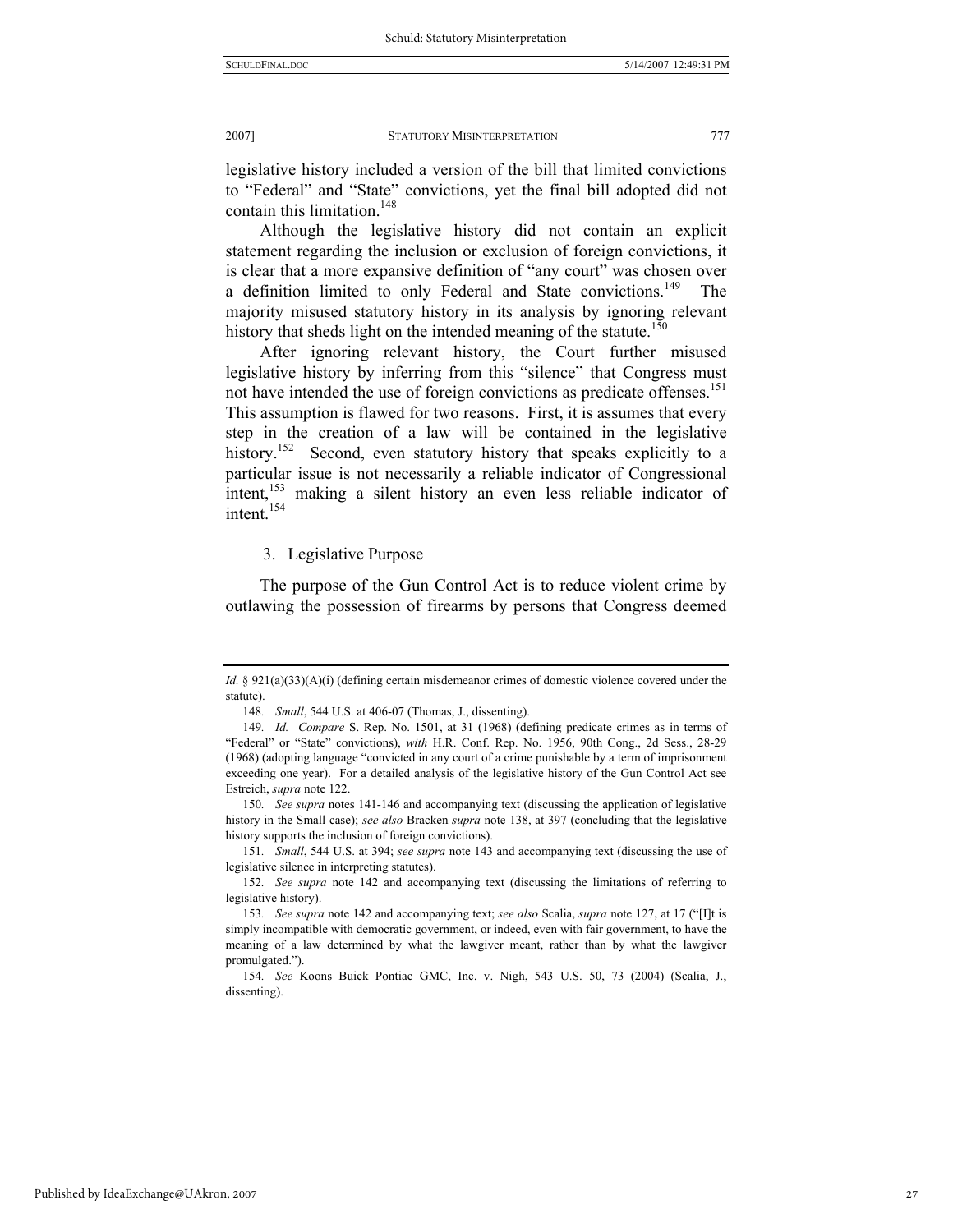legislative history included a version of the bill that limited convictions to "Federal" and "State" convictions, yet the final bill adopted did not contain this limitation.[148]

Although the legislative history did not contain an explicit statement regarding the inclusion or exclusion of foreign convictions, it is clear that a more expansive definition of "any court" was chosen over a definition limited to only Federal and State convictions.[149] The majority misused statutory history in its analysis by ignoring relevant history that sheds light on the intended meaning of the statute.[150]

After ignoring relevant history, the Court further misused legislative history by inferring from this "silence" that Congress must not have intended the use of foreign convictions as predicate offenses.[151] This assumption is flawed for two reasons. First, it is assumes that every step in the creation of a law will be contained in the legislative history.[152] Second, even statutory history that speaks explicitly to a particular issue is not necessarily a reliable indicator of Congressional intent,[153] making a silent history an even less reliable indicator of intent.[154]

### 3. Legislative Purpose

The purpose of the Gun Control Act is to reduce violent crime by outlawing the possession of firearms by persons that Congress deemed

---

*Id.* § 921(a)(33)(A)(i) (defining certain misdemeanor crimes of domestic violence covered under the statute).

148. *Small*, 544 U.S. at 406-07 (Thomas, J., dissenting).

149. *Id.* *Compare* S. Rep. No. 1501, at 31 (1968) (defining predicate crimes as in terms of "Federal" or "State" convictions), *with* H.R. Conf. Rep. No. 1956, 90th Cong., 2d Sess., 28-29 (1968) (adopting language "convicted in any court of a crime punishable by a term of imprisonment exceeding one year). For a detailed analysis of the legislative history of the Gun Control Act see Estreich, *supra* note 122.

150. *See supra* notes 141-146 and accompanying text (discussing the application of legislative history in the Small case); *see also* Bracken *supra* note 138, at 397 (concluding that the legislative history supports the inclusion of foreign convictions).

151. *Small*, 544 U.S. at 394; *see supra* note 143 and accompanying text (discussing the use of legislative silence in interpreting statutes).

152. *See supra* note 142 and accompanying text (discussing the limitations of referring to legislative history).

153. *See supra* note 142 and accompanying text; *see also* Scalia, *supra* note 127, at 17 ("[I]t is simply incompatible with democratic government, or indeed, even with fair government, to have the meaning of a law determined by what the lawgiver meant, rather than by what the lawgiver promulgated.").

154. *See* Koons Buick Pontiac GMC, Inc. v. Nigh, 543 U.S. 50, 73 (2004) (Scalia, J., dissenting).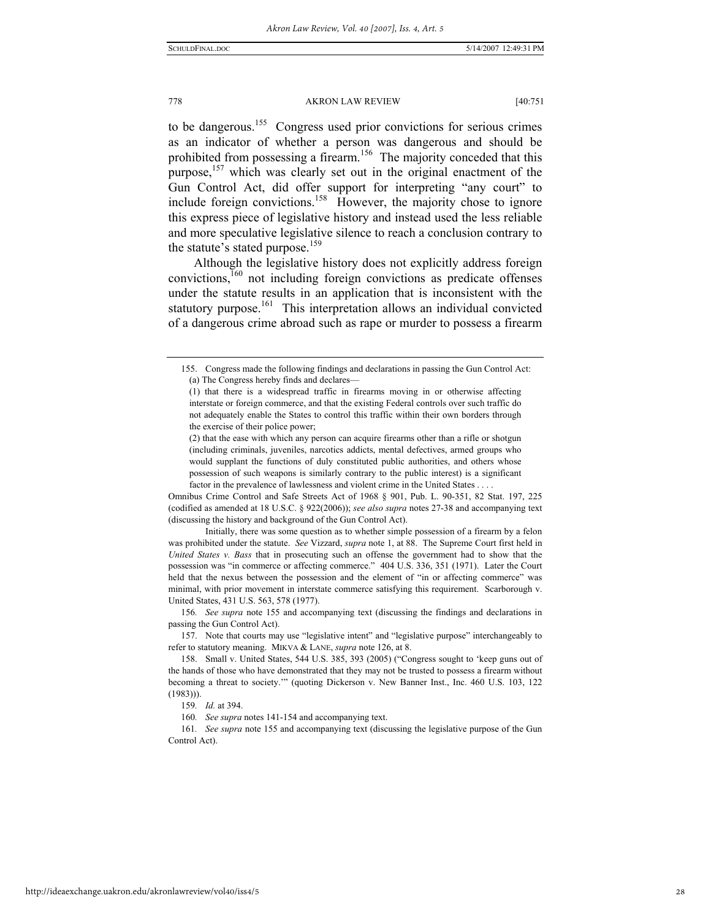to be dangerous.[155] Congress used prior convictions for serious crimes as an indicator of whether a person was dangerous and should be prohibited from possessing a firearm.[156] The majority conceded that this purpose,[157] which was clearly set out in the original enactment of the Gun Control Act, did offer support for interpreting "any court" to include foreign convictions.[158] However, the majority chose to ignore this express piece of legislative history and instead used the less reliable and more speculative legislative silence to reach a conclusion contrary to the statute's stated purpose.[159]

Although the legislative history does not explicitly address foreign convictions,[160] not including foreign convictions as predicate offenses under the statute results in an application that is inconsistent with the statutory purpose.[161] This interpretation allows an individual convicted of a dangerous crime abroad such as rape or murder to possess a firearm

---

155. Congress made the following findings and declarations in passing the Gun Control Act:

> (a) The Congress hereby finds and declares—
>
> (1) that there is a widespread traffic in firearms moving in or otherwise affecting interstate or foreign commerce, and that the existing Federal controls over such traffic do not adequately enable the States to control this traffic within their own borders through the exercise of their police power;
>
> (2) that the ease with which any person can acquire firearms other than a rifle or shotgun (including criminals, juveniles, narcotics addicts, mental defectives, armed groups who would supplant the functions of duly constituted public authorities, and others whose possession of such weapons is similarly contrary to the public interest) is a significant factor in the prevalence of lawlessness and violent crime in the United States . . . .

Omnibus Crime Control and Safe Streets Act of 1968 § 901, Pub. L. 90-351, 82 Stat. 197, 225 (codified as amended at 18 U.S.C. § 922(2006)); *see also supra* notes 27-38 and accompanying text (discussing the history and background of the Gun Control Act).

Initially, there was some question as to whether simple possession of a firearm by a felon was prohibited under the statute. *See* Vizzard, *supra* note 1, at 88. The Supreme Court first held in *United States v. Bass* that in prosecuting such an offense the government had to show that the possession was "in commerce or affecting commerce." 404 U.S. 336, 351 (1971). Later the Court held that the nexus between the possession and the element of "in or affecting commerce" was minimal, with prior movement in interstate commerce satisfying this requirement. Scarborough v. United States, 431 U.S. 563, 578 (1977).

156. *See supra* note 155 and accompanying text (discussing the findings and declarations in passing the Gun Control Act).

157. Note that courts may use "legislative intent" and "legislative purpose" interchangeably to refer to statutory meaning. MIKVA & LANE, *supra* note 126, at 8.

158. Small v. United States, 544 U.S. 385, 393 (2005) ("Congress sought to 'keep guns out of the hands of those who have demonstrated that they may not be trusted to possess a firearm without becoming a threat to society.'" (quoting Dickerson v. New Banner Inst., Inc. 460 U.S. 103, 122 (1983))).

159. *Id.* at 394.

160. *See supra* notes 141-154 and accompanying text.

161. *See supra* note 155 and accompanying text (discussing the legislative purpose of the Gun Control Act).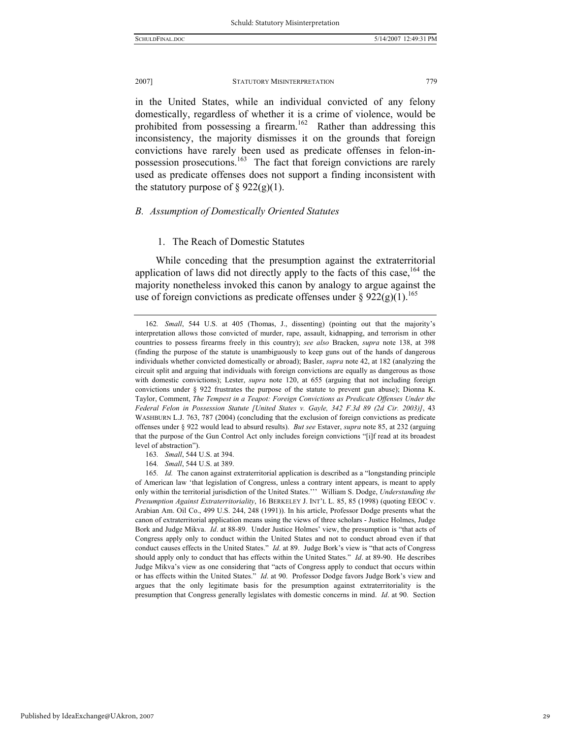in the United States, while an individual convicted of any felony domestically, regardless of whether it is a crime of violence, would be prohibited from possessing a firearm.[162] Rather than addressing this inconsistency, the majority dismisses it on the grounds that foreign convictions have rarely been used as predicate offenses in felon-in-possession prosecutions.[163] The fact that foreign convictions are rarely used as predicate offenses does not support a finding inconsistent with the statutory purpose of § 922(g)(1).

### *B. Assumption of Domestically Oriented Statutes*

#### 1. The Reach of Domestic Statutes

While conceding that the presumption against the extraterritorial application of laws did not directly apply to the facts of this case,[164] the majority nonetheless invoked this canon by analogy to argue against the use of foreign convictions as predicate offenses under § 922(g)(1).[165]

---

162. *Small*, 544 U.S. at 405 (Thomas, J., dissenting) (pointing out that the majority's interpretation allows those convicted of murder, rape, assault, kidnapping, and terrorism in other countries to possess firearms freely in this country); *see also* Bracken, *supra* note 138, at 398 (finding the purpose of the statute is unambiguously to keep guns out of the hands of dangerous individuals whether convicted domestically or abroad); Basler, *supra* note 42, at 182 (analyzing the circuit split and arguing that individuals with foreign convictions are equally as dangerous as those with domestic convictions); Lester, *supra* note 120, at 655 (arguing that not including foreign convictions under § 922 frustrates the purpose of the statute to prevent gun abuse); Dionna K. Taylor, Comment, *The Tempest in a Teapot: Foreign Convictions as Predicate Offenses Under the Federal Felon in Possession Statute [United States v. Gayle, 342 F.3d 89 (2d Cir. 2003)]*, 43 WASHBURN L.J. 763, 787 (2004) (concluding that the exclusion of foreign convictions as predicate offenses under § 922 would lead to absurd results). *But see* Estaver, *supra* note 85, at 232 (arguing that the purpose of the Gun Control Act only includes foreign convictions "[i]f read at its broadest level of abstraction").

163. *Small*, 544 U.S. at 394.

164. *Small*, 544 U.S. at 389.

165. *Id.* The canon against extraterritorial application is described as a "longstanding principle of American law 'that legislation of Congress, unless a contrary intent appears, is meant to apply only within the territorial jurisdiction of the United States.''' William S. Dodge, *Understanding the Presumption Against Extraterritoriality*, 16 BERKELEY J. INT'L L. 85, 85 (1998) (quoting EEOC v. Arabian Am. Oil Co., 499 U.S. 244, 248 (1991)). In his article, Professor Dodge presents what the canon of extraterritorial application means using the views of three scholars - Justice Holmes, Judge Bork and Judge Mikva. *Id*. at 88-89. Under Justice Holmes' view, the presumption is "that acts of Congress apply only to conduct within the United States and not to conduct abroad even if that conduct causes effects in the United States." *Id*. at 89. Judge Bork's view is "that acts of Congress should apply only to conduct that has effects within the United States." *Id*. at 89-90. He describes Judge Mikva's view as one considering that "acts of Congress apply to conduct that occurs within or has effects within the United States." *Id*. at 90. Professor Dodge favors Judge Bork's view and argues that the only legitimate basis for the presumption against extraterritoriality is the presumption that Congress generally legislates with domestic concerns in mind. *Id*. at 90. Section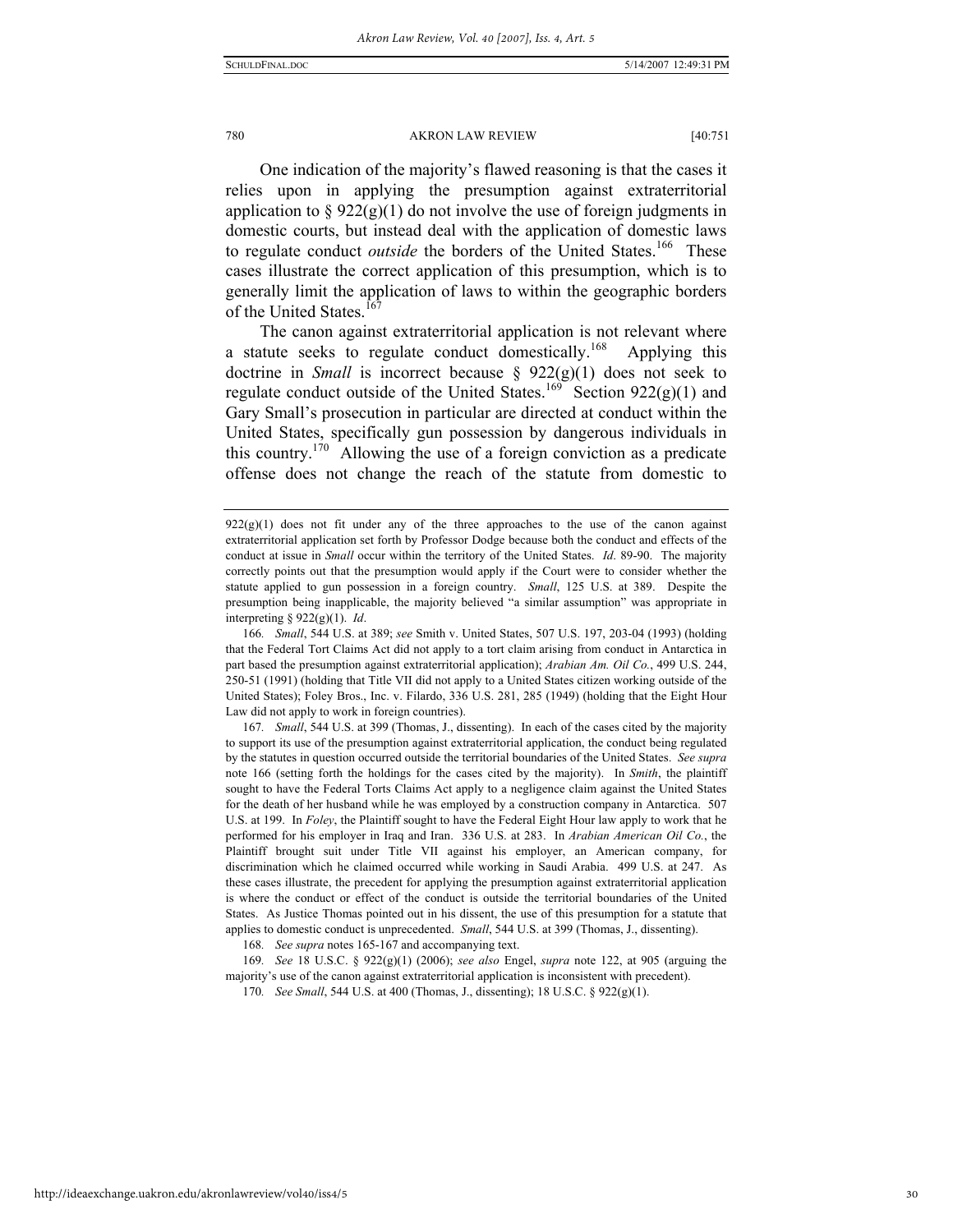One indication of the majority's flawed reasoning is that the cases it relies upon in applying the presumption against extraterritorial application to § 922(g)(1) do not involve the use of foreign judgments in domestic courts, but instead deal with the application of domestic laws to regulate conduct *outside* the borders of the United States.[166] These cases illustrate the correct application of this presumption, which is to generally limit the application of laws to within the geographic borders of the United States.[167]

The canon against extraterritorial application is not relevant where a statute seeks to regulate conduct domestically.[168] Applying this doctrine in *Small* is incorrect because § 922(g)(1) does not seek to regulate conduct outside of the United States.[169] Section 922(g)(1) and Gary Small's prosecution in particular are directed at conduct within the United States, specifically gun possession by dangerous individuals in this country.[170] Allowing the use of a foreign conviction as a predicate offense does not change the reach of the statute from domestic to

---

922(g)(1) does not fit under any of the three approaches to the use of the canon against extraterritorial application set forth by Professor Dodge because both the conduct and effects of the conduct at issue in *Small* occur within the territory of the United States. *Id*. 89-90. The majority correctly points out that the presumption would apply if the Court were to consider whether the statute applied to gun possession in a foreign country. *Small*, 125 U.S. at 389. Despite the presumption being inapplicable, the majority believed "a similar assumption" was appropriate in interpreting § 922(g)(1). *Id*.

166. *Small*, 544 U.S. at 389; *see* Smith v. United States, 507 U.S. 197, 203-04 (1993) (holding that the Federal Tort Claims Act did not apply to a tort claim arising from conduct in Antarctica in part based the presumption against extraterritorial application); *Arabian Am. Oil Co.*, 499 U.S. 244, 250-51 (1991) (holding that Title VII did not apply to a United States citizen working outside of the United States); Foley Bros., Inc. v. Filardo, 336 U.S. 281, 285 (1949) (holding that the Eight Hour Law did not apply to work in foreign countries).

167. *Small*, 544 U.S. at 399 (Thomas, J., dissenting). In each of the cases cited by the majority to support its use of the presumption against extraterritorial application, the conduct being regulated by the statutes in question occurred outside the territorial boundaries of the United States. *See supra* note 166 (setting forth the holdings for the cases cited by the majority). In *Smith*, the plaintiff sought to have the Federal Torts Claims Act apply to a negligence claim against the United States for the death of her husband while he was employed by a construction company in Antarctica. 507 U.S. at 199. In *Foley*, the Plaintiff sought to have the Federal Eight Hour law apply to work that he performed for his employer in Iraq and Iran. 336 U.S. at 283. In *Arabian American Oil Co.*, the Plaintiff brought suit under Title VII against his employer, an American company, for discrimination which he claimed occurred while working in Saudi Arabia. 499 U.S. at 247. As these cases illustrate, the precedent for applying the presumption against extraterritorial application is where the conduct or effect of the conduct is outside the territorial boundaries of the United States. As Justice Thomas pointed out in his dissent, the use of this presumption for a statute that applies to domestic conduct is unprecedented. *Small*, 544 U.S. at 399 (Thomas, J., dissenting).

168. *See supra* notes 165-167 and accompanying text.

169. *See* 18 U.S.C. § 922(g)(1) (2006); *see also* Engel, *supra* note 122, at 905 (arguing the majority's use of the canon against extraterritorial application is inconsistent with precedent).

170. *See Small*, 544 U.S. at 400 (Thomas, J., dissenting); 18 U.S.C. § 922(g)(1).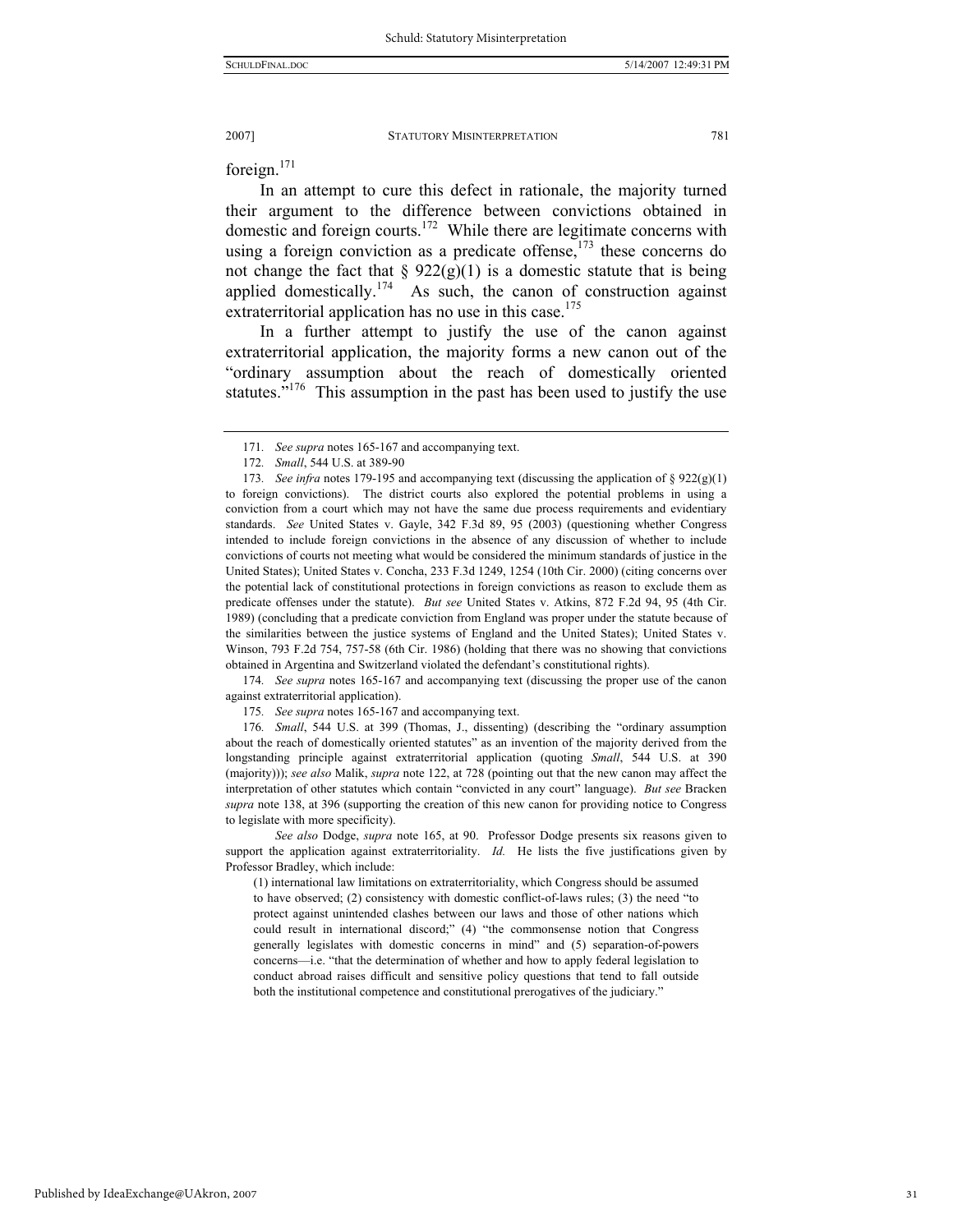foreign.[171]

In an attempt to cure this defect in rationale, the majority turned their argument to the difference between convictions obtained in domestic and foreign courts.[172] While there are legitimate concerns with using a foreign conviction as a predicate offense,[173] these concerns do not change the fact that § 922(g)(1) is a domestic statute that is being applied domestically.[174] As such, the canon of construction against extraterritorial application has no use in this case.[175]

In a further attempt to justify the use of the canon against extraterritorial application, the majority forms a new canon out of the "ordinary assumption about the reach of domestically oriented statutes."[176] This assumption in the past has been used to justify the use

---

171. *See supra* notes 165-167 and accompanying text.

172. *Small*, 544 U.S. at 389-90

173. *See infra* notes 179-195 and accompanying text (discussing the application of § 922(g)(1) to foreign convictions). The district courts also explored the potential problems in using a conviction from a court which may not have the same due process requirements and evidentiary standards. *See* United States v. Gayle, 342 F.3d 89, 95 (2003) (questioning whether Congress intended to include foreign convictions in the absence of any discussion of whether to include convictions of courts not meeting what would be considered the minimum standards of justice in the United States); United States v. Concha, 233 F.3d 1249, 1254 (10th Cir. 2000) (citing concerns over the potential lack of constitutional protections in foreign convictions as reason to exclude them as predicate offenses under the statute). *But see* United States v. Atkins, 872 F.2d 94, 95 (4th Cir. 1989) (concluding that a predicate conviction from England was proper under the statute because of the similarities between the justice systems of England and the United States); United States v. Winson, 793 F.2d 754, 757-58 (6th Cir. 1986) (holding that there was no showing that convictions obtained in Argentina and Switzerland violated the defendant's constitutional rights).

174. *See supra* notes 165-167 and accompanying text (discussing the proper use of the canon against extraterritorial application).

175. *See supra* notes 165-167 and accompanying text.

176. *Small*, 544 U.S. at 399 (Thomas, J., dissenting) (describing the "ordinary assumption about the reach of domestically oriented statutes" as an invention of the majority derived from the longstanding principle against extraterritorial application (quoting *Small*, 544 U.S. at 390 (majority))); *see also* Malik, *supra* note 122, at 728 (pointing out that the new canon may affect the interpretation of other statutes which contain "convicted in any court" language). *But see* Bracken *supra* note 138, at 396 (supporting the creation of this new canon for providing notice to Congress to legislate with more specificity).

*See also* Dodge, *supra* note 165, at 90. Professor Dodge presents six reasons given to support the application against extraterritoriality. *Id.* He lists the five justifications given by Professor Bradley, which include:

> (1) international law limitations on extraterritoriality, which Congress should be assumed to have observed; (2) consistency with domestic conflict-of-laws rules; (3) the need "to protect against unintended clashes between our laws and those of other nations which could result in international discord;" (4) "the commonsense notion that Congress generally legislates with domestic concerns in mind" and (5) separation-of-powers concerns—i.e. "that the determination of whether and how to apply federal legislation to conduct abroad raises difficult and sensitive policy questions that tend to fall outside both the institutional competence and constitutional prerogatives of the judiciary."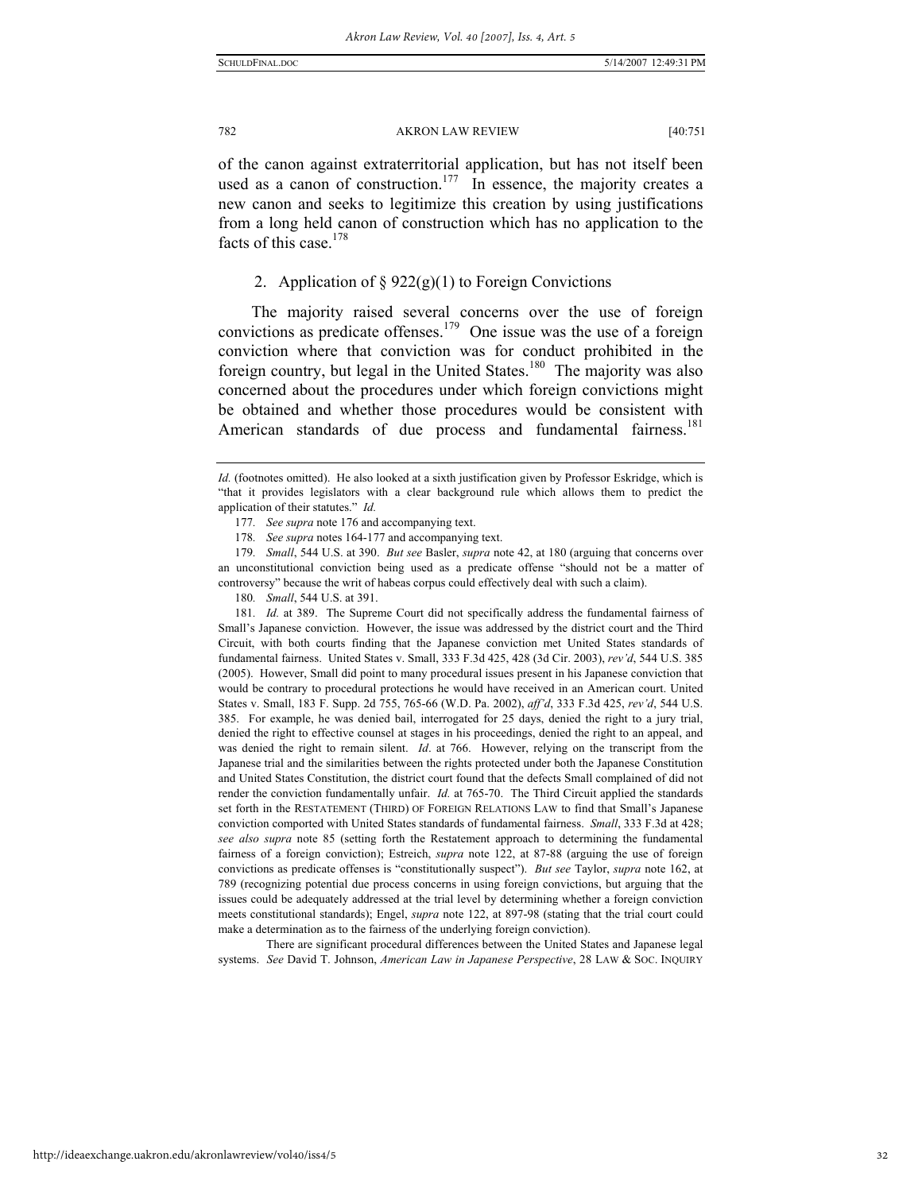of the canon against extraterritorial application, but has not itself been used as a canon of construction.[177] In essence, the majority creates a new canon and seeks to legitimize this creation by using justifications from a long held canon of construction which has no application to the facts of this case.[178]

### 2. Application of § 922(g)(1) to Foreign Convictions

The majority raised several concerns over the use of foreign convictions as predicate offenses.[179] One issue was the use of a foreign conviction where that conviction was for conduct prohibited in the foreign country, but legal in the United States.[180] The majority was also concerned about the procedures under which foreign convictions might be obtained and whether those procedures would be consistent with American standards of due process and fundamental fairness.[181]

---

*Id.* (footnotes omitted). He also looked at a sixth justification given by Professor Eskridge, which is "that it provides legislators with a clear background rule which allows them to predict the application of their statutes." *Id.*

177. *See supra* note 176 and accompanying text.

178. *See supra* notes 164-177 and accompanying text.

179. *Small*, 544 U.S. at 390. *But see* Basler, *supra* note 42, at 180 (arguing that concerns over an unconstitutional conviction being used as a predicate offense "should not be a matter of controversy" because the writ of habeas corpus could effectively deal with such a claim).

180. *Small*, 544 U.S. at 391.

181. *Id.* at 389. The Supreme Court did not specifically address the fundamental fairness of Small's Japanese conviction. However, the issue was addressed by the district court and the Third Circuit, with both courts finding that the Japanese conviction met United States standards of fundamental fairness. United States v. Small, 333 F.3d 425, 428 (3d Cir. 2003), *rev'd*, 544 U.S. 385 (2005). However, Small did point to many procedural issues present in his Japanese conviction that would be contrary to procedural protections he would have received in an American court. United States v. Small, 183 F. Supp. 2d 755, 765-66 (W.D. Pa. 2002), *aff'd*, 333 F.3d 425, *rev'd*, 544 U.S. 385. For example, he was denied bail, interrogated for 25 days, denied the right to a jury trial, denied the right to effective counsel at stages in his proceedings, denied the right to an appeal, and was denied the right to remain silent. *Id*. at 766. However, relying on the transcript from the Japanese trial and the similarities between the rights protected under both the Japanese Constitution and United States Constitution, the district court found that the defects Small complained of did not render the conviction fundamentally unfair. *Id.* at 765-70. The Third Circuit applied the standards set forth in the RESTATEMENT (THIRD) OF FOREIGN RELATIONS LAW to find that Small's Japanese conviction comported with United States standards of fundamental fairness. *Small*, 333 F.3d at 428; *see also supra* note 85 (setting forth the Restatement approach to determining the fundamental fairness of a foreign conviction); Estreich, *supra* note 122, at 87-88 (arguing the use of foreign convictions as predicate offenses is "constitutionally suspect"). *But see* Taylor, *supra* note 162, at 789 (recognizing potential due process concerns in using foreign convictions, but arguing that the issues could be adequately addressed at the trial level by determining whether a foreign conviction meets constitutional standards); Engel, *supra* note 122, at 897-98 (stating that the trial court could make a determination as to the fairness of the underlying foreign conviction).

There are significant procedural differences between the United States and Japanese legal systems. *See* David T. Johnson, *American Law in Japanese Perspective*, 28 LAW & SOC. INQUIRY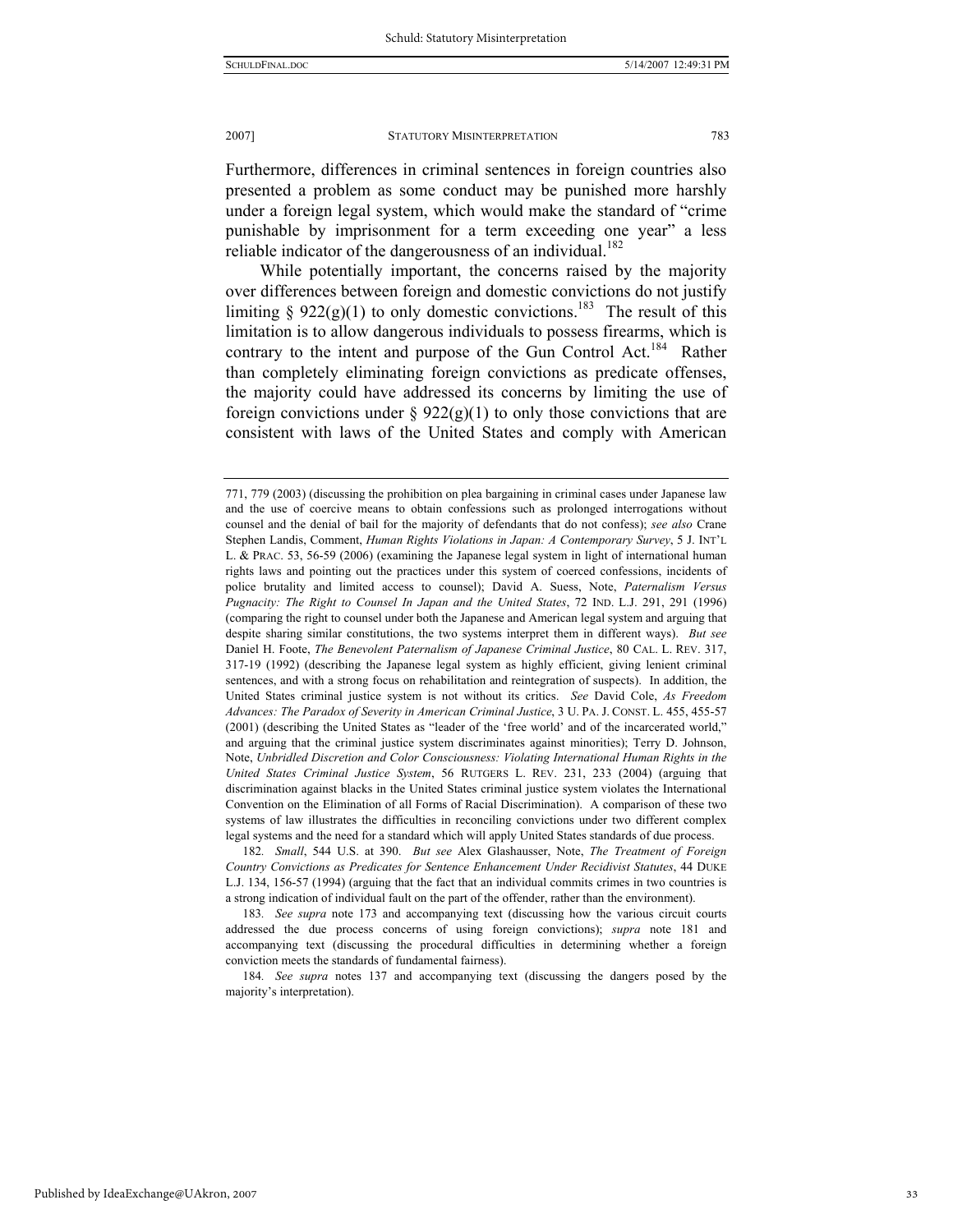Furthermore, differences in criminal sentences in foreign countries also presented a problem as some conduct may be punished more harshly under a foreign legal system, which would make the standard of "crime punishable by imprisonment for a term exceeding one year" a less reliable indicator of the dangerousness of an individual.[182]

While potentially important, the concerns raised by the majority over differences between foreign and domestic convictions do not justify limiting § 922(g)(1) to only domestic convictions.[183] The result of this limitation is to allow dangerous individuals to possess firearms, which is contrary to the intent and purpose of the Gun Control Act.[184] Rather than completely eliminating foreign convictions as predicate offenses, the majority could have addressed its concerns by limiting the use of foreign convictions under § 922(g)(1) to only those convictions that are consistent with laws of the United States and comply with American

---

771, 779 (2003) (discussing the prohibition on plea bargaining in criminal cases under Japanese law and the use of coercive means to obtain confessions such as prolonged interrogations without counsel and the denial of bail for the majority of defendants that do not confess); *see also* Crane Stephen Landis, Comment, *Human Rights Violations in Japan: A Contemporary Survey*, 5 J. INT'L L. & PRAC. 53, 56-59 (2006) (examining the Japanese legal system in light of international human rights laws and pointing out the practices under this system of coerced confessions, incidents of police brutality and limited access to counsel); David A. Suess, Note, *Paternalism Versus Pugnacity: The Right to Counsel In Japan and the United States*, 72 IND. L.J. 291, 291 (1996) (comparing the right to counsel under both the Japanese and American legal system and arguing that despite sharing similar constitutions, the two systems interpret them in different ways). *But see* Daniel H. Foote, *The Benevolent Paternalism of Japanese Criminal Justice*, 80 CAL. L. REV. 317, 317-19 (1992) (describing the Japanese legal system as highly efficient, giving lenient criminal sentences, and with a strong focus on rehabilitation and reintegration of suspects). In addition, the United States criminal justice system is not without its critics. *See* David Cole, *As Freedom Advances: The Paradox of Severity in American Criminal Justice*, 3 U. PA. J. CONST. L. 455, 455-57 (2001) (describing the United States as "leader of the 'free world' and of the incarcerated world," and arguing that the criminal justice system discriminates against minorities); Terry D. Johnson, Note, *Unbridled Discretion and Color Consciousness: Violating International Human Rights in the United States Criminal Justice System*, 56 RUTGERS L. REV. 231, 233 (2004) (arguing that discrimination against blacks in the United States criminal justice system violates the International Convention on the Elimination of all Forms of Racial Discrimination). A comparison of these two systems of law illustrates the difficulties in reconciling convictions under two different complex legal systems and the need for a standard which will apply United States standards of due process.

182. *Small*, 544 U.S. at 390. *But see* Alex Glashausser, Note, *The Treatment of Foreign Country Convictions as Predicates for Sentence Enhancement Under Recidivist Statutes*, 44 DUKE L.J. 134, 156-57 (1994) (arguing that the fact that an individual commits crimes in two countries is a strong indication of individual fault on the part of the offender, rather than the environment).

183. *See supra* note 173 and accompanying text (discussing how the various circuit courts addressed the due process concerns of using foreign convictions); *supra* note 181 and accompanying text (discussing the procedural difficulties in determining whether a foreign conviction meets the standards of fundamental fairness).

184. *See supra* notes 137 and accompanying text (discussing the dangers posed by the majority's interpretation).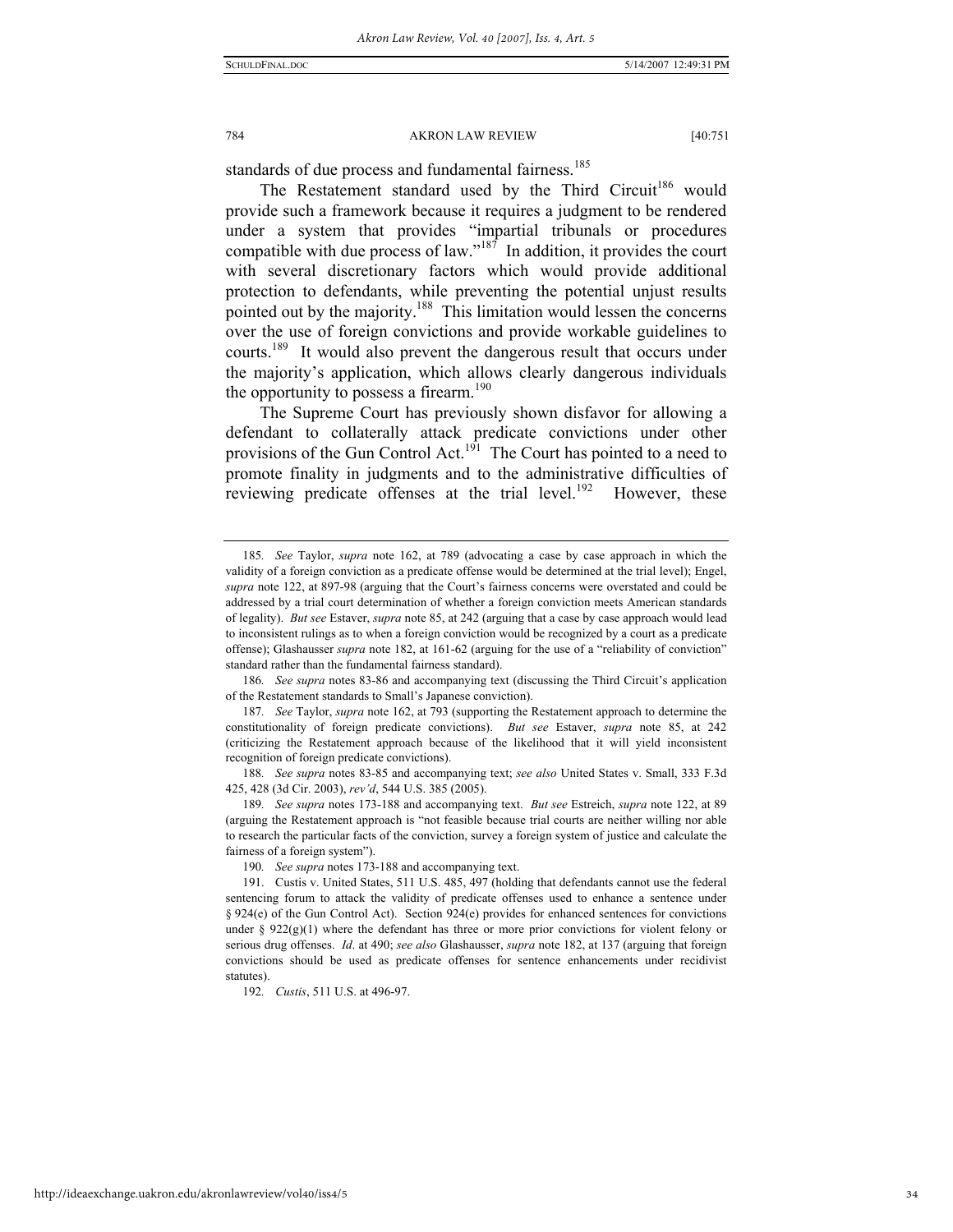standards of due process and fundamental fairness.[185]

The Restatement standard used by the Third Circuit[186] would provide such a framework because it requires a judgment to be rendered under a system that provides "impartial tribunals or procedures compatible with due process of law."[187] In addition, it provides the court with several discretionary factors which would provide additional protection to defendants, while preventing the potential unjust results pointed out by the majority.[188] This limitation would lessen the concerns over the use of foreign convictions and provide workable guidelines to courts.[189] It would also prevent the dangerous result that occurs under the majority's application, which allows clearly dangerous individuals the opportunity to possess a firearm.[190]

The Supreme Court has previously shown disfavor for allowing a defendant to collaterally attack predicate convictions under other provisions of the Gun Control Act.[191] The Court has pointed to a need to promote finality in judgments and to the administrative difficulties of reviewing predicate offenses at the trial level.[192] However, these

---

185. *See* Taylor, *supra* note 162, at 789 (advocating a case by case approach in which the validity of a foreign conviction as a predicate offense would be determined at the trial level); Engel, *supra* note 122, at 897-98 (arguing that the Court's fairness concerns were overstated and could be addressed by a trial court determination of whether a foreign conviction meets American standards of legality). *But see* Estaver, *supra* note 85, at 242 (arguing that a case by case approach would lead to inconsistent rulings as to when a foreign conviction would be recognized by a court as a predicate offense); Glashausser *supra* note 182, at 161-62 (arguing for the use of a "reliability of conviction" standard rather than the fundamental fairness standard).

186. *See supra* notes 83-86 and accompanying text (discussing the Third Circuit's application of the Restatement standards to Small's Japanese conviction).

187. *See* Taylor, *supra* note 162, at 793 (supporting the Restatement approach to determine the constitutionality of foreign predicate convictions). *But see* Estaver, *supra* note 85, at 242 (criticizing the Restatement approach because of the likelihood that it will yield inconsistent recognition of foreign predicate convictions).

188. *See supra* notes 83-85 and accompanying text; *see also* United States v. Small, 333 F.3d 425, 428 (3d Cir. 2003), *rev'd*, 544 U.S. 385 (2005).

189. *See supra* notes 173-188 and accompanying text. *But see* Estreich, *supra* note 122, at 89 (arguing the Restatement approach is "not feasible because trial courts are neither willing nor able to research the particular facts of the conviction, survey a foreign system of justice and calculate the fairness of a foreign system").

190. *See supra* notes 173-188 and accompanying text.

191. Custis v. United States, 511 U.S. 485, 497 (holding that defendants cannot use the federal sentencing forum to attack the validity of predicate offenses used to enhance a sentence under § 924(e) of the Gun Control Act). Section 924(e) provides for enhanced sentences for convictions under § 922(g)(1) where the defendant has three or more prior convictions for violent felony or serious drug offenses. *Id*. at 490; *see also* Glashausser, *supra* note 182, at 137 (arguing that foreign convictions should be used as predicate offenses for sentence enhancements under recidivist statutes).

192. *Custis*, 511 U.S. at 496-97.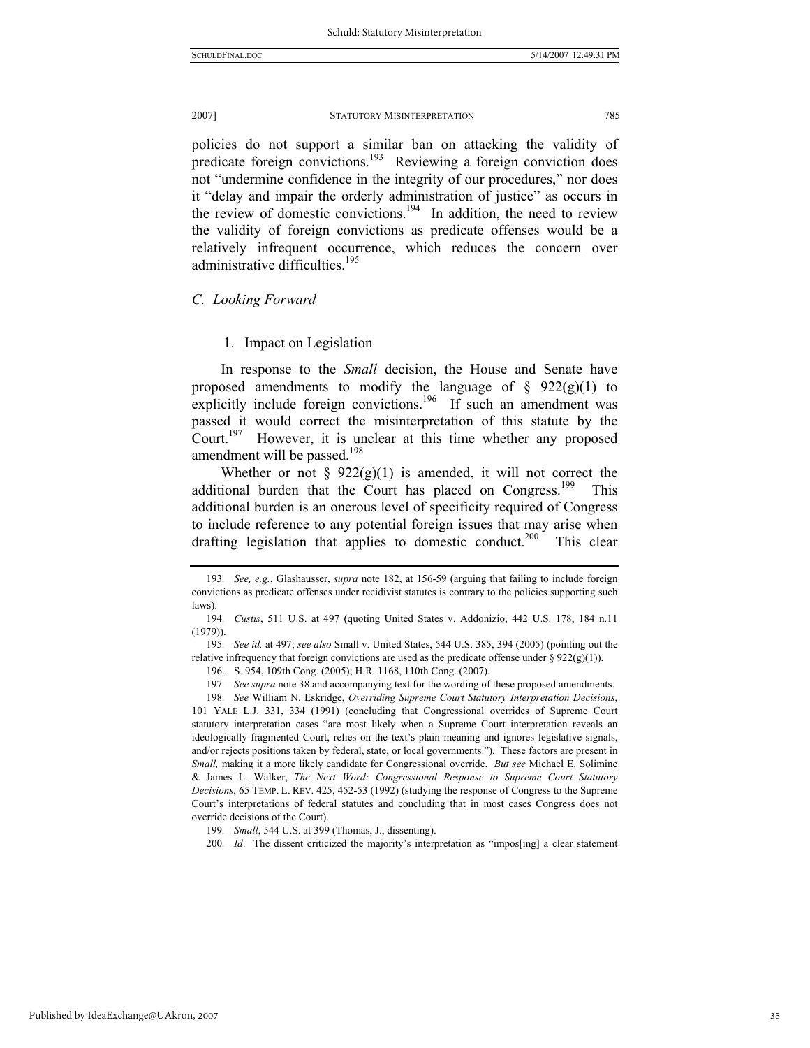policies do not support a similar ban on attacking the validity of predicate foreign convictions.[193] Reviewing a foreign conviction does not "undermine confidence in the integrity of our procedures," nor does it "delay and impair the orderly administration of justice" as occurs in the review of domestic convictions.[194] In addition, the need to review the validity of foreign convictions as predicate offenses would be a relatively infrequent occurrence, which reduces the concern over administrative difficulties.[195]

### *C. Looking Forward*

#### 1. Impact on Legislation

In response to the *Small* decision, the House and Senate have proposed amendments to modify the language of § 922(g)(1) to explicitly include foreign convictions.[196] If such an amendment was passed it would correct the misinterpretation of this statute by the Court.[197] However, it is unclear at this time whether any proposed amendment will be passed.[198]

Whether or not § 922(g)(1) is amended, it will not correct the additional burden that the Court has placed on Congress.[199] This additional burden is an onerous level of specificity required of Congress to include reference to any potential foreign issues that may arise when drafting legislation that applies to domestic conduct.[200] This clear

---

193. *See, e.g.*, Glashausser, *supra* note 182, at 156-59 (arguing that failing to include foreign convictions as predicate offenses under recidivist statutes is contrary to the policies supporting such laws).

194. *Custis*, 511 U.S. at 497 (quoting United States v. Addonizio, 442 U.S. 178, 184 n.11 (1979)).

195. *See id.* at 497; *see also* Small v. United States, 544 U.S. 385, 394 (2005) (pointing out the relative infrequency that foreign convictions are used as the predicate offense under § 922(g)(1)).

196. S. 954, 109th Cong. (2005); H.R. 1168, 110th Cong. (2007).

197. *See supra* note 38 and accompanying text for the wording of these proposed amendments.

198. *See* William N. Eskridge, *Overriding Supreme Court Statutory Interpretation Decisions*, 101 YALE L.J. 331, 334 (1991) (concluding that Congressional overrides of Supreme Court statutory interpretation cases "are most likely when a Supreme Court interpretation reveals an ideologically fragmented Court, relies on the text's plain meaning and ignores legislative signals, and/or rejects positions taken by federal, state, or local governments."). These factors are present in *Small,* making it a more likely candidate for Congressional override. *But see* Michael E. Solimine & James L. Walker, *The Next Word: Congressional Response to Supreme Court Statutory Decisions*, 65 TEMP. L. REV. 425, 452-53 (1992) (studying the response of Congress to the Supreme Court's interpretations of federal statutes and concluding that in most cases Congress does not override decisions of the Court).

199. *Small*, 544 U.S. at 399 (Thomas, J., dissenting).

200. *Id*. The dissent criticized the majority's interpretation as "impos[ing] a clear statement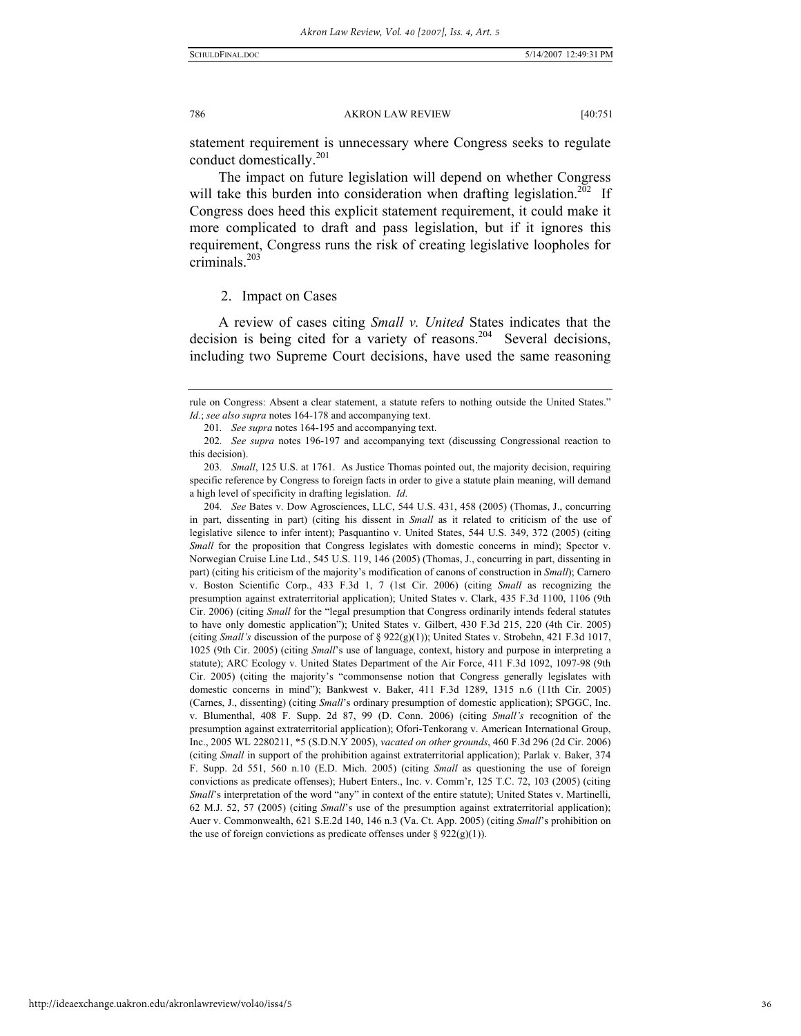statement requirement is unnecessary where Congress seeks to regulate conduct domestically.[201]

The impact on future legislation will depend on whether Congress will take this burden into consideration when drafting legislation.[202] If Congress does heed this explicit statement requirement, it could make it more complicated to draft and pass legislation, but if it ignores this requirement, Congress runs the risk of creating legislative loopholes for criminals.[203]

### 2. Impact on Cases

A review of cases citing *Small v. United* States indicates that the decision is being cited for a variety of reasons.[204] Several decisions, including two Supreme Court decisions, have used the same reasoning

---

rule on Congress: Absent a clear statement, a statute refers to nothing outside the United States." *Id.*; *see also supra* notes 164-178 and accompanying text.

201. *See supra* notes 164-195 and accompanying text.

202. *See supra* notes 196-197 and accompanying text (discussing Congressional reaction to this decision).

203. *Small*, 125 U.S. at 1761. As Justice Thomas pointed out, the majority decision, requiring specific reference by Congress to foreign facts in order to give a statute plain meaning, will demand a high level of specificity in drafting legislation. *Id.*

204. *See* Bates v. Dow Agrosciences, LLC, 544 U.S. 431, 458 (2005) (Thomas, J., concurring in part, dissenting in part) (citing his dissent in *Small* as it related to criticism of the use of legislative silence to infer intent); Pasquantino v. United States, 544 U.S. 349, 372 (2005) (citing *Small* for the proposition that Congress legislates with domestic concerns in mind); Spector v. Norwegian Cruise Line Ltd., 545 U.S. 119, 146 (2005) (Thomas, J., concurring in part, dissenting in part) (citing his criticism of the majority's modification of canons of construction in *Small*); Carnero v. Boston Scientific Corp., 433 F.3d 1, 7 (1st Cir. 2006) (citing *Small* as recognizing the presumption against extraterritorial application); United States v. Clark, 435 F.3d 1100, 1106 (9th Cir. 2006) (citing *Small* for the "legal presumption that Congress ordinarily intends federal statutes to have only domestic application"); United States v. Gilbert, 430 F.3d 215, 220 (4th Cir. 2005) (citing *Small's* discussion of the purpose of § 922(g)(1)); United States v. Strobehn, 421 F.3d 1017, 1025 (9th Cir. 2005) (citing *Small*'s use of language, context, history and purpose in interpreting a statute); ARC Ecology v. United States Department of the Air Force, 411 F.3d 1092, 1097-98 (9th Cir. 2005) (citing the majority's "commonsense notion that Congress generally legislates with domestic concerns in mind"); Bankwest v. Baker, 411 F.3d 1289, 1315 n.6 (11th Cir. 2005) (Carnes, J., dissenting) (citing *Small*'s ordinary presumption of domestic application); SPGGC, Inc. v. Blumenthal, 408 F. Supp. 2d 87, 99 (D. Conn. 2006) (citing *Small's* recognition of the presumption against extraterritorial application); Ofori-Tenkorang v. American International Group, Inc., 2005 WL 2280211, *5 (S.D.N.Y 2005), *vacated on other grounds*, 460 F.3d 296 (2d Cir. 2006) (citing *Small* in support of the prohibition against extraterritorial application); Parlak v. Baker, 374 F. Supp. 2d 551, 560 n.10 (E.D. Mich. 2005) (citing *Small* as questioning the use of foreign convictions as predicate offenses); Hubert Enters., Inc. v. Comm'r, 125 T.C. 72, 103 (2005) (citing *Small*'s interpretation of the word "any" in context of the entire statute); United States v. Martinelli, 62 M.J. 52, 57 (2005) (citing *Small*'s use of the presumption against extraterritorial application); Auer v. Commonwealth, 621 S.E.2d 140, 146 n.3 (Va. Ct. App. 2005) (citing *Small*'s prohibition on the use of foreign convictions as predicate offenses under § 922(g)(1)).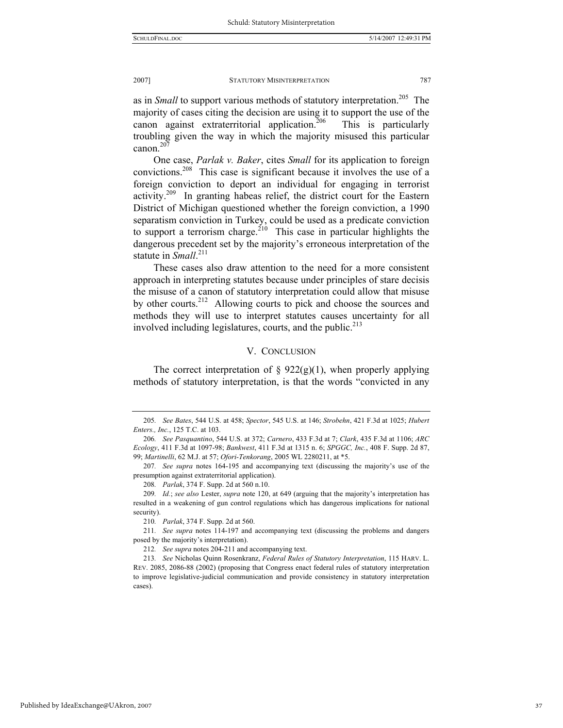as in *Small* to support various methods of statutory interpretation.[205] The majority of cases citing the decision are using it to support the use of the canon against extraterritorial application.[206] This is particularly troubling given the way in which the majority misused this particular canon.[207]

One case, *Parlak v. Baker*, cites *Small* for its application to foreign convictions.[208] This case is significant because it involves the use of a foreign conviction to deport an individual for engaging in terrorist activity.[209] In granting habeas relief, the district court for the Eastern District of Michigan questioned whether the foreign conviction, a 1990 separatism conviction in Turkey, could be used as a predicate conviction to support a terrorism charge.[210] This case in particular highlights the dangerous precedent set by the majority's erroneous interpretation of the statute in *Small*.[211]

These cases also draw attention to the need for a more consistent approach in interpreting statutes because under principles of stare decisis the misuse of a canon of statutory interpretation could allow that misuse by other courts.[212] Allowing courts to pick and choose the sources and methods they will use to interpret statutes causes uncertainty for all involved including legislatures, courts, and the public.[213]

## V. CONCLUSION

The correct interpretation of § 922(g)(1), when properly applying methods of statutory interpretation, is that the words "convicted in any

---

205. *See Bates*, 544 U.S. at 458; *Spector*, 545 U.S. at 146; *Strobehn*, 421 F.3d at 1025; *Hubert Enters., Inc.*, 125 T.C. at 103.

206. *See Pasquantino*, 544 U.S. at 372; *Carnero*, 433 F.3d at 7; *Clark*, 435 F.3d at 1106; *ARC Ecology*, 411 F.3d at 1097-98; *Bankwest*, 411 F.3d at 1315 n. 6; *SPGGC, Inc.*, 408 F. Supp. 2d 87, 99; *Martinelli*, 62 M.J. at 57; *Ofori-Tenkorang*, 2005 WL 2280211, at *5.

207. *See supra* notes 164-195 and accompanying text (discussing the majority's use of the presumption against extraterritorial application).

208. *Parlak*, 374 F. Supp. 2d at 560 n.10.

209. *Id.*; *see also* Lester, *supra* note 120, at 649 (arguing that the majority's interpretation has resulted in a weakening of gun control regulations which has dangerous implications for national security).

210. *Parlak*, 374 F. Supp. 2d at 560.

211. *See supra* notes 114-197 and accompanying text (discussing the problems and dangers posed by the majority's interpretation).

212. *See supra* notes 204-211 and accompanying text.

213. *See* Nicholas Quinn Rosenkranz, *Federal Rules of Statutory Interpretation*, 115 HARV. L. REV. 2085, 2086-88 (2002) (proposing that Congress enact federal rules of statutory interpretation to improve legislative-judicial communication and provide consistency in statutory interpretation cases).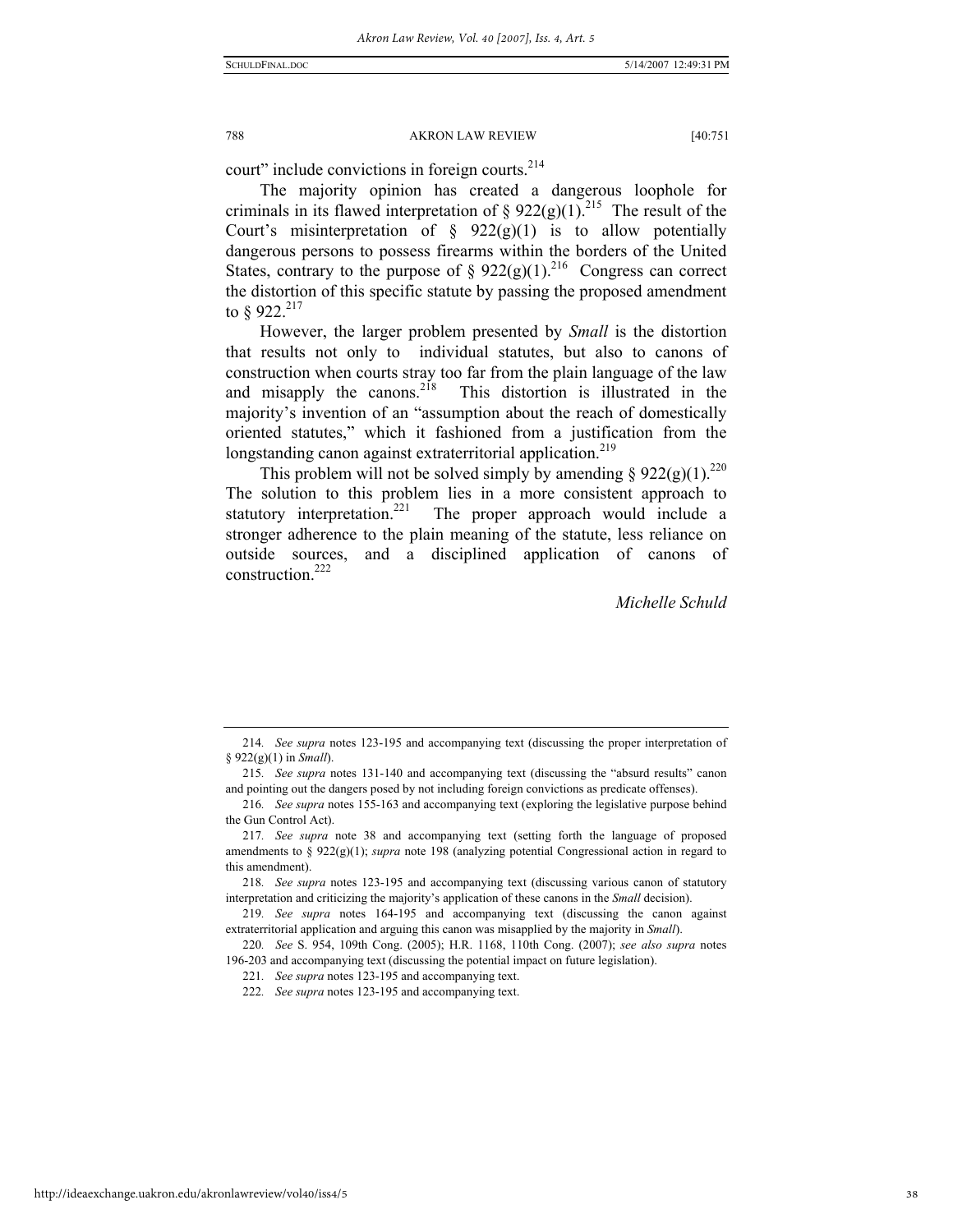court" include convictions in foreign courts.[214]

The majority opinion has created a dangerous loophole for criminals in its flawed interpretation of § 922(g)(1).[215] The result of the Court's misinterpretation of § 922(g)(1) is to allow potentially dangerous persons to possess firearms within the borders of the United States, contrary to the purpose of § 922(g)(1).[216] Congress can correct the distortion of this specific statute by passing the proposed amendment to § 922.[217]

However, the larger problem presented by *Small* is the distortion that results not only to individual statutes, but also to canons of construction when courts stray too far from the plain language of the law and misapply the canons.[218] This distortion is illustrated in the majority's invention of an "assumption about the reach of domestically oriented statutes," which it fashioned from a justification from the longstanding canon against extraterritorial application.[219]

This problem will not be solved simply by amending § 922(g)(1).[220] The solution to this problem lies in a more consistent approach to statutory interpretation.[221] The proper approach would include a stronger adherence to the plain meaning of the statute, less reliance on outside sources, and a disciplined application of canons of construction.[222]

*Michelle Schuld*

---

214. *See supra* notes 123-195 and accompanying text (discussing the proper interpretation of § 922(g)(1) in *Small*).

215. *See supra* notes 131-140 and accompanying text (discussing the "absurd results" canon and pointing out the dangers posed by not including foreign convictions as predicate offenses).

216. *See supra* notes 155-163 and accompanying text (exploring the legislative purpose behind the Gun Control Act).

217. *See supra* note 38 and accompanying text (setting forth the language of proposed amendments to § 922(g)(1); *supra* note 198 (analyzing potential Congressional action in regard to this amendment).

218. *See supra* notes 123-195 and accompanying text (discussing various canon of statutory interpretation and criticizing the majority's application of these canons in the *Small* decision).

219. *See supra* notes 164-195 and accompanying text (discussing the canon against extraterritorial application and arguing this canon was misapplied by the majority in *Small*).

220. *See* S. 954, 109th Cong. (2005); H.R. 1168, 110th Cong. (2007); *see also supra* notes 196-203 and accompanying text (discussing the potential impact on future legislation).

221. *See supra* notes 123-195 and accompanying text.

222. *See supra* notes 123-195 and accompanying text.